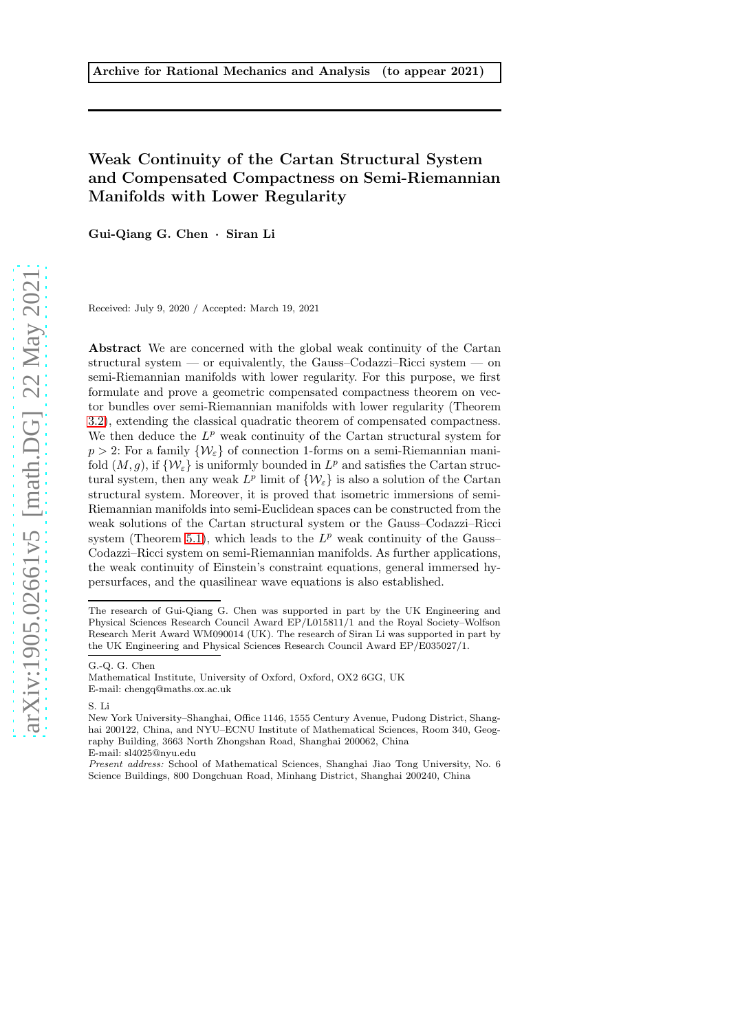**Archive for Rational Mechanics and Analysis (to appear 2021)**

# Weak Continuity of the Cartan Structural System and Compensated Compactness on Semi-Riemannian Manifolds with Lower Regularity

**Gui-Qiang G. Chen · Siran Li**

Received: July 9, 2020 / Accepted: March 19, 2021

**Abstract** We are concerned with the global weak continuity of the Cartan structural system — or equivalently, the Gauss–Codazzi–Ricci system — on semi-Riemannian manifolds with lower regularity. For this purpose, we first formulate and prove a geometric compensated compactness theorem on vector bundles over semi-Riemannian manifolds with lower regularity (Theorem 3.2), extending the classical quadratic theorem of compensated compactness. We then deduce the $L^p$ weak continuity of the Cartan structural system for $p > 2$: For a family $\{\mathcal{W}_\varepsilon\}$ of connection 1-forms on a semi-Riemannian manifold $(M, g)$, if $\{\mathcal{W}_\varepsilon\}$ is uniformly bounded in $L^p$ and satisfies the Cartan structural system, then any weak $L^p$ limit of $\{\mathcal{W}_\varepsilon\}$ is also a solution of the Cartan structural system. Moreover, it is proved that isometric immersions of semi-Riemannian manifolds into semi-Euclidean spaces can be constructed from the weak solutions of the Cartan structural system or the Gauss–Codazzi–Ricci system (Theorem 5.1), which leads to the $L^p$ weak continuity of the Gauss–Codazzi–Ricci system on semi-Riemannian manifolds. As further applications, the weak continuity of Einstein's constraint equations, general immersed hypersurfaces, and the quasilinear wave equations is also established.

---

The research of Gui-Qiang G. Chen was supported in part by the UK Engineering and Physical Sciences Research Council Award EP/L015811/1 and the Royal Society–Wolfson Research Merit Award WM090014 (UK). The research of Siran Li was supported in part by the UK Engineering and Physical Sciences Research Council Award EP/E035027/1.

G.-Q. G. Chen
Mathematical Institute, University of Oxford, Oxford, OX2 6GG, UK
E-mail: chengq@maths.ox.ac.uk

S. Li
New York University–Shanghai, Office 1146, 1555 Century Avenue, Pudong District, Shanghai 200122, China, and NYU–ECNU Institute of Mathematical Sciences, Room 340, Geography Building, 3663 North Zhongshan Road, Shanghai 200062, China
E-mail: sl4025@nyu.edu
*Present address:* School of Mathematical Sciences, Shanghai Jiao Tong University, No. 6 Science Buildings, 800 Dongchuan Road, Minhang District, Shanghai 200240, China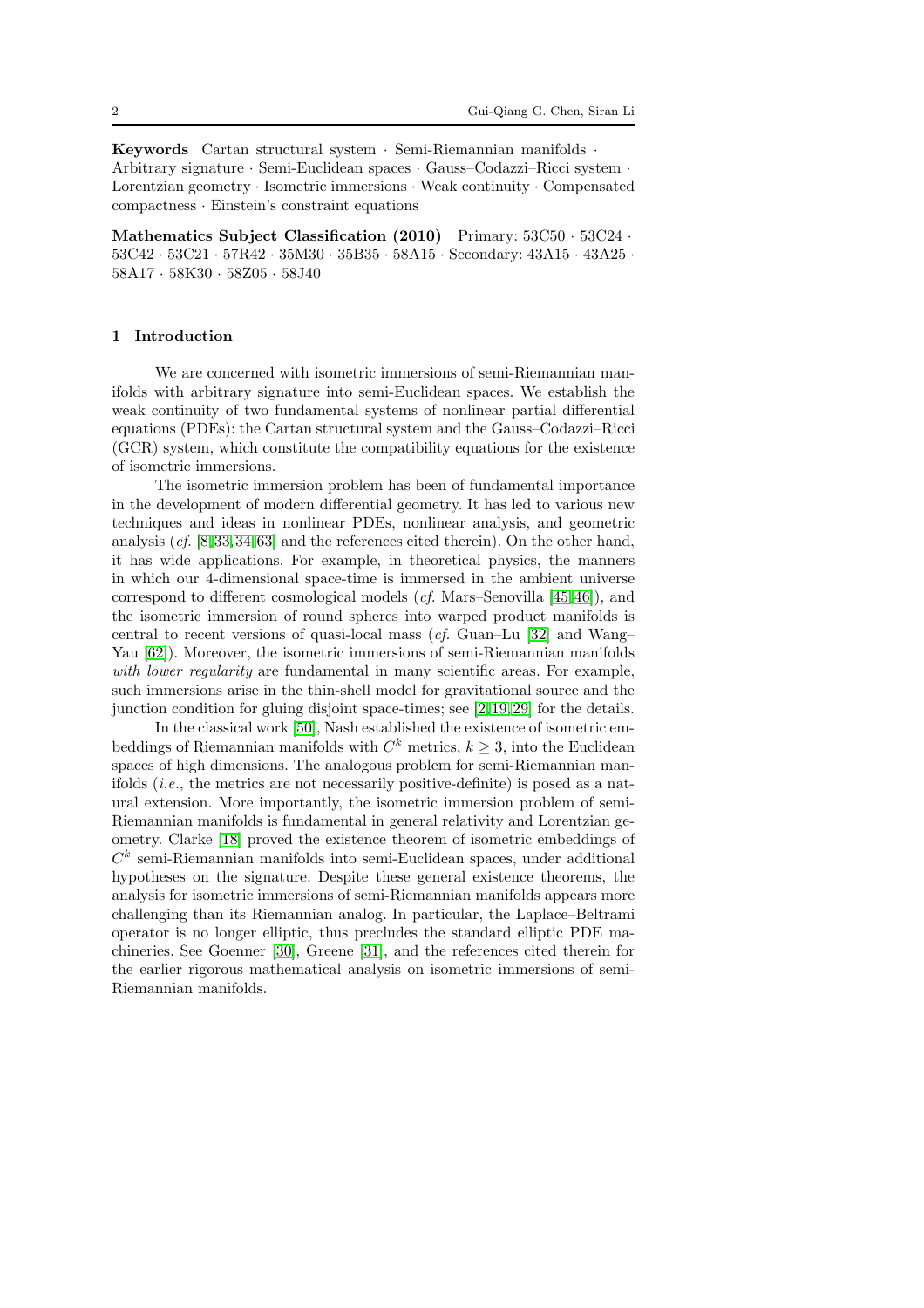**Keywords** Cartan structural system · Semi-Riemannian manifolds · Arbitrary signature · Semi-Euclidean spaces · Gauss–Codazzi–Ricci system · Lorentzian geometry · Isometric immersions · Weak continuity · Compensated compactness · Einstein's constraint equations

**Mathematics Subject Classification (2010)** Primary: 53C50 · 53C24 · 53C42 · 53C21 · 57R42 · 35M30 · 35B35 · 58A15 · Secondary: 43A15 · 43A25 · 58A17 · 58K30 · 58Z05 · 58J40

## 1 Introduction

We are concerned with isometric immersions of semi-Riemannian manifolds with arbitrary signature into semi-Euclidean spaces. We establish the weak continuity of two fundamental systems of nonlinear partial differential equations (PDEs): the Cartan structural system and the Gauss–Codazzi–Ricci (GCR) system, which constitute the compatibility equations for the existence of isometric immersions.

The isometric immersion problem has been of fundamental importance in the development of modern differential geometry. It has led to various new techniques and ideas in nonlinear PDEs, nonlinear analysis, and geometric analysis (*cf.* [8,33,34,63] and the references cited therein). On the other hand, it has wide applications. For example, in theoretical physics, the manners in which our 4-dimensional space-time is immersed in the ambient universe correspond to different cosmological models (*cf.* Mars–Senovilla [45,46]), and the isometric immersion of round spheres into warped product manifolds is central to recent versions of quasi-local mass (*cf.* Guan–Lu [32] and Wang–Yau [62]). Moreover, the isometric immersions of semi-Riemannian manifolds *with lower regularity* are fundamental in many scientific areas. For example, such immersions arise in the thin-shell model for gravitational source and the junction condition for gluing disjoint space-times; see [2,19,29] for the details.

In the classical work [50], Nash established the existence of isometric embeddings of Riemannian manifolds with $C^k$ metrics, $k \geq 3$, into the Euclidean spaces of high dimensions. The analogous problem for semi-Riemannian manifolds (*i.e.*, the metrics are not necessarily positive-definite) is posed as a natural extension. More importantly, the isometric immersion problem of semi-Riemannian manifolds is fundamental in general relativity and Lorentzian geometry. Clarke [18] proved the existence theorem of isometric embeddings of $C^k$ semi-Riemannian manifolds into semi-Euclidean spaces, under additional hypotheses on the signature. Despite these general existence theorems, the analysis for isometric immersions of semi-Riemannian manifolds appears more challenging than its Riemannian analog. In particular, the Laplace–Beltrami operator is no longer elliptic, thus precludes the standard elliptic PDE machineries. See Goenner [30], Greene [31], and the references cited therein for the earlier rigorous mathematical analysis on isometric immersions of semi-Riemannian manifolds.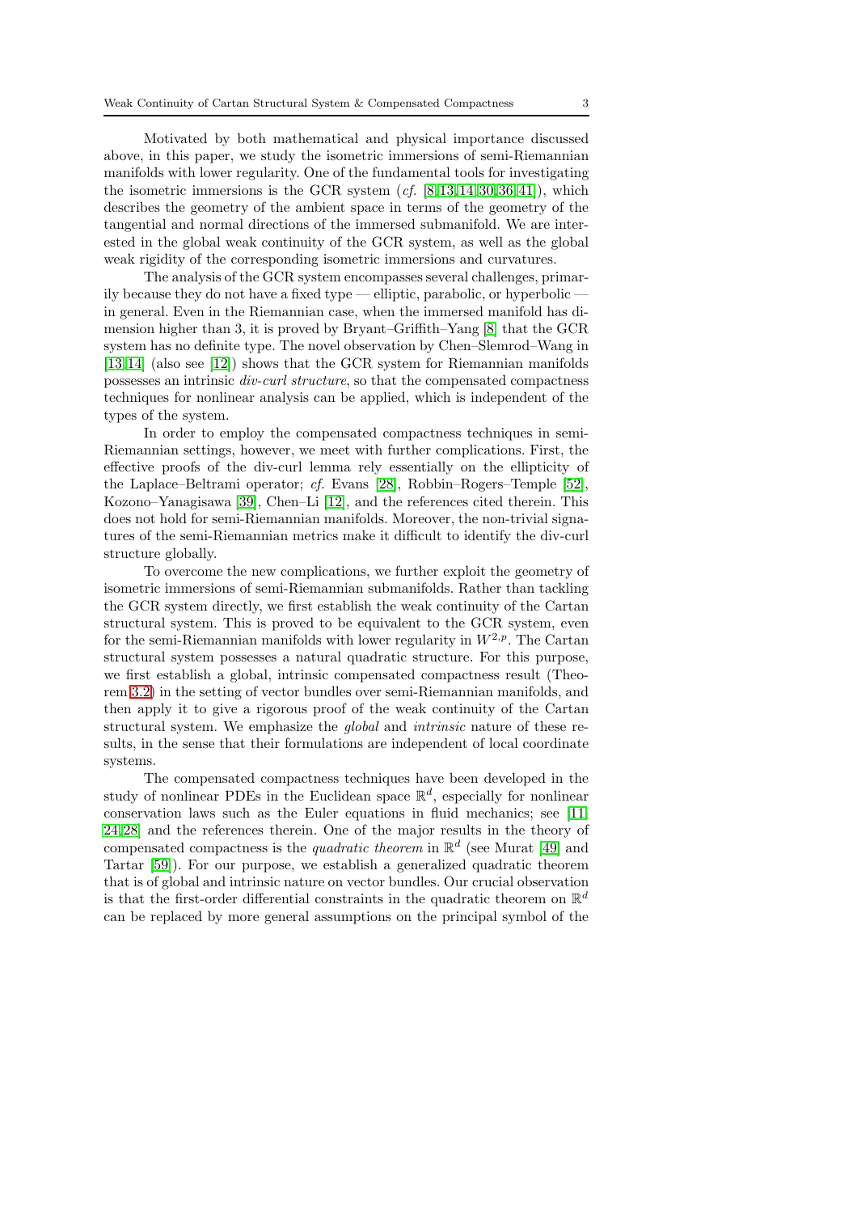Motivated by both mathematical and physical importance discussed above, in this paper, we study the isometric immersions of semi-Riemannian manifolds with lower regularity. One of the fundamental tools for investigating the isometric immersions is the GCR system (*cf.* [8,13,14,30,36,41]), which describes the geometry of the ambient space in terms of the geometry of the tangential and normal directions of the immersed submanifold. We are interested in the global weak continuity of the GCR system, as well as the global weak rigidity of the corresponding isometric immersions and curvatures.

The analysis of the GCR system encompasses several challenges, primarily because they do not have a fixed type — elliptic, parabolic, or hyperbolic — in general. Even in the Riemannian case, when the immersed manifold has dimension higher than 3, it is proved by Bryant–Griffith–Yang [8] that the GCR system has no definite type. The novel observation by Chen–Slemrod–Wang in [13,14] (also see [12]) shows that the GCR system for Riemannian manifolds possesses an intrinsic *div-curl structure*, so that the compensated compactness techniques for nonlinear analysis can be applied, which is independent of the types of the system.

In order to employ the compensated compactness techniques in semi-Riemannian settings, however, we meet with further complications. First, the effective proofs of the div-curl lemma rely essentially on the ellipticity of the Laplace–Beltrami operator; *cf.* Evans [28], Robbin–Rogers–Temple [52], Kozono–Yanagisawa [39], Chen–Li [12], and the references cited therein. This does not hold for semi-Riemannian manifolds. Moreover, the non-trivial signatures of the semi-Riemannian metrics make it difficult to identify the div-curl structure globally.

To overcome the new complications, we further exploit the geometry of isometric immersions of semi-Riemannian submanifolds. Rather than tackling the GCR system directly, we first establish the weak continuity of the Cartan structural system. This is proved to be equivalent to the GCR system, even for the semi-Riemannian manifolds with lower regularity in $W^{2,p}$. The Cartan structural system possesses a natural quadratic structure. For this purpose, we first establish a global, intrinsic compensated compactness result (Theorem 3.2) in the setting of vector bundles over semi-Riemannian manifolds, and then apply it to give a rigorous proof of the weak continuity of the Cartan structural system. We emphasize the *global* and *intrinsic* nature of these results, in the sense that their formulations are independent of local coordinate systems.

The compensated compactness techniques have been developed in the study of nonlinear PDEs in the Euclidean space $\mathbb{R}^d$, especially for nonlinear conservation laws such as the Euler equations in fluid mechanics; see [11, 24,28] and the references therein. One of the major results in the theory of compensated compactness is the *quadratic theorem* in $\mathbb{R}^d$ (see Murat [49] and Tartar [59]). For our purpose, we establish a generalized quadratic theorem that is of global and intrinsic nature on vector bundles. Our crucial observation is that the first-order differential constraints in the quadratic theorem on $\mathbb{R}^d$ can be replaced by more general assumptions on the principal symbol of the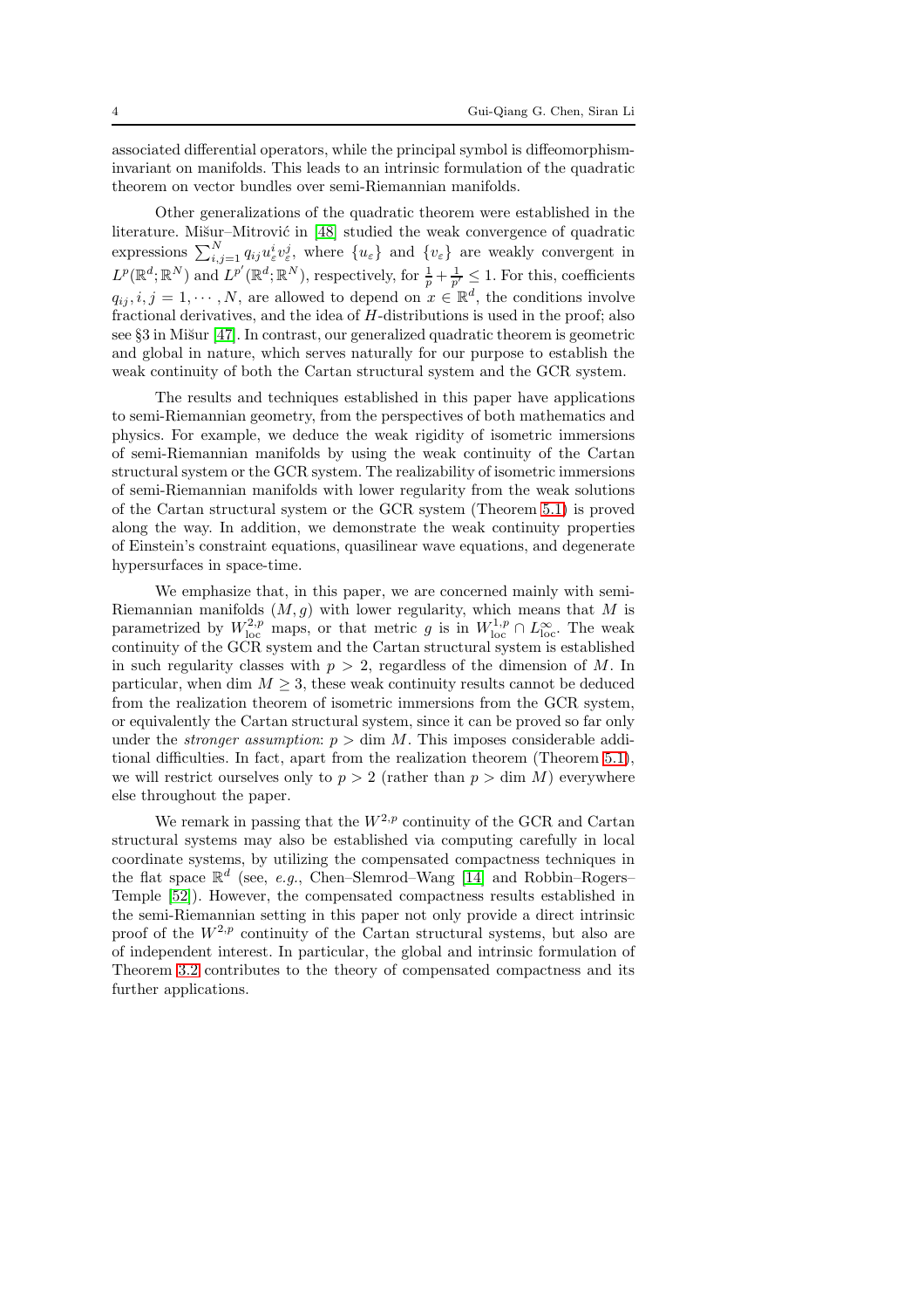associated differential operators, while the principal symbol is diffeomorphism-invariant on manifolds. This leads to an intrinsic formulation of the quadratic theorem on vector bundles over semi-Riemannian manifolds.

Other generalizations of the quadratic theorem were established in the literature. Mišur–Mitrović in [48] studied the weak convergence of quadratic expressions $\sum_{i,j=1}^{N} q_{ij} u_\varepsilon^i v_\varepsilon^j$, where $\{u_\varepsilon\}$ and $\{v_\varepsilon\}$ are weakly convergent in $L^p(\mathbb{R}^d;\mathbb{R}^N)$ and $L^{p'}(\mathbb{R}^d;\mathbb{R}^N)$, respectively, for $\frac{1}{p}+\frac{1}{p'}\leq 1$. For this, coefficients $q_{ij}, i,j=1,\cdots,N$, are allowed to depend on $x\in\mathbb{R}^d$, the conditions involve fractional derivatives, and the idea of $H$-distributions is used in the proof; also see §3 in Mišur [47]. In contrast, our generalized quadratic theorem is geometric and global in nature, which serves naturally for our purpose to establish the weak continuity of both the Cartan structural system and the GCR system.

The results and techniques established in this paper have applications to semi-Riemannian geometry, from the perspectives of both mathematics and physics. For example, we deduce the weak rigidity of isometric immersions of semi-Riemannian manifolds by using the weak continuity of the Cartan structural system or the GCR system. The realizability of isometric immersions of semi-Riemannian manifolds with lower regularity from the weak solutions of the Cartan structural system or the GCR system (Theorem 5.1) is proved along the way. In addition, we demonstrate the weak continuity properties of Einstein's constraint equations, quasilinear wave equations, and degenerate hypersurfaces in space-time.

We emphasize that, in this paper, we are concerned mainly with semi-Riemannian manifolds $(M,g)$ with lower regularity, which means that $M$ is parametrized by $W^{2,p}_{\rm loc}$ maps, or that metric $g$ is in $W^{1,p}_{\rm loc}\cap L^\infty_{\rm loc}$. The weak continuity of the GCR system and the Cartan structural system is established in such regularity classes with $p>2$, regardless of the dimension of $M$. In particular, when $\dim M\geq 3$, these weak continuity results cannot be deduced from the realization theorem of isometric immersions from the GCR system, or equivalently the Cartan structural system, since it can be proved so far only under the *stronger assumption*: $p>\dim M$. This imposes considerable additional difficulties. In fact, apart from the realization theorem (Theorem 5.1), we will restrict ourselves only to $p>2$ (rather than $p>\dim M$) everywhere else throughout the paper.

We remark in passing that the $W^{2,p}$ continuity of the GCR and Cartan structural systems may also be established via computing carefully in local coordinate systems, by utilizing the compensated compactness techniques in the flat space $\mathbb{R}^d$ (see, *e.g.*, Chen–Slemrod–Wang [14] and Robbin–Rogers–Temple [52]). However, the compensated compactness results established in the semi-Riemannian setting in this paper not only provide a direct intrinsic proof of the $W^{2,p}$ continuity of the Cartan structural systems, but also are of independent interest. In particular, the global and intrinsic formulation of Theorem 3.2 contributes to the theory of compensated compactness and its further applications.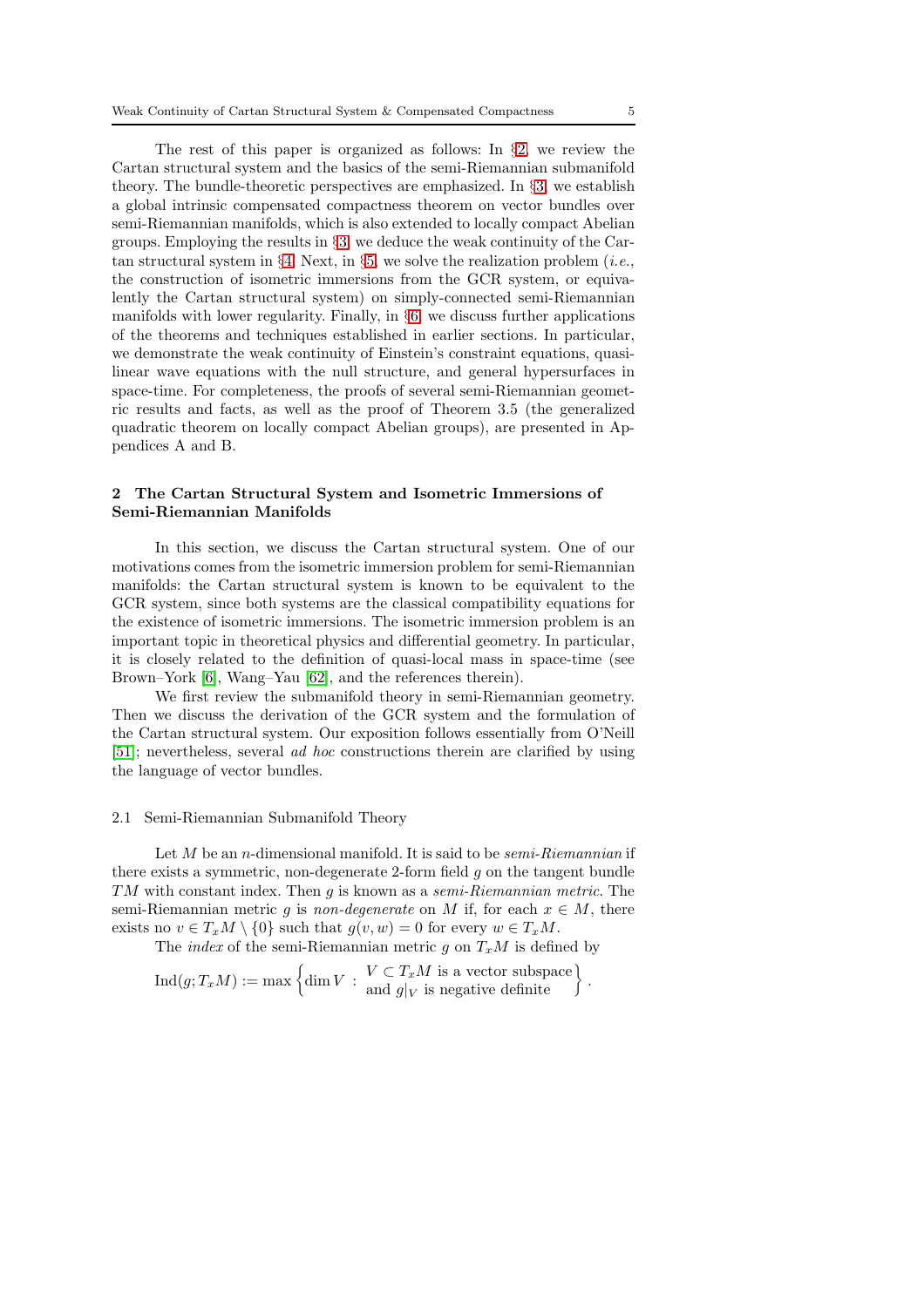The rest of this paper is organized as follows: In §2, we review the Cartan structural system and the basics of the semi-Riemannian submanifold theory. The bundle-theoretic perspectives are emphasized. In §3, we establish a global intrinsic compensated compactness theorem on vector bundles over semi-Riemannian manifolds, which is also extended to locally compact Abelian groups. Employing the results in §3, we deduce the weak continuity of the Cartan structural system in §4. Next, in §5, we solve the realization problem (*i.e.*, the construction of isometric immersions from the GCR system, or equivalently the Cartan structural system) on simply-connected semi-Riemannian manifolds with lower regularity. Finally, in §6, we discuss further applications of the theorems and techniques established in earlier sections. In particular, we demonstrate the weak continuity of Einstein's constraint equations, quasilinear wave equations with the null structure, and general hypersurfaces in space-time. For completeness, the proofs of several semi-Riemannian geometric results and facts, as well as the proof of Theorem 3.5 (the generalized quadratic theorem on locally compact Abelian groups), are presented in Appendices A and B.

## 2 The Cartan Structural System and Isometric Immersions of Semi-Riemannian Manifolds

In this section, we discuss the Cartan structural system. One of our motivations comes from the isometric immersion problem for semi-Riemannian manifolds: the Cartan structural system is known to be equivalent to the GCR system, since both systems are the classical compatibility equations for the existence of isometric immersions. The isometric immersion problem is an important topic in theoretical physics and differential geometry. In particular, it is closely related to the definition of quasi-local mass in space-time (see Brown–York [6], Wang–Yau [62], and the references therein).

We first review the submanifold theory in semi-Riemannian geometry. Then we discuss the derivation of the GCR system and the formulation of the Cartan structural system. Our exposition follows essentially from O'Neill [51]; nevertheless, several *ad hoc* constructions therein are clarified by using the language of vector bundles.

### 2.1 Semi-Riemannian Submanifold Theory

Let $M$ be an $n$-dimensional manifold. It is said to be *semi-Riemannian* if there exists a symmetric, non-degenerate 2-form field $g$ on the tangent bundle $TM$ with constant index. Then $g$ is known as a *semi-Riemannian metric*. The semi-Riemannian metric $g$ is *non-degenerate* on $M$ if, for each $x \in M$, there exists no $v \in T_xM \setminus \{0\}$ such that $g(v, w) = 0$ for every $w \in T_xM$.

The *index* of the semi-Riemannian metric $g$ on $T_xM$ is defined by

$$\mathrm{Ind}(g; T_xM) := \max \left\{ \dim V \; : \; \begin{array}{l} V \subset T_xM \text{ is a vector subspace} \\ \text{and } g|_V \text{ is negative definite} \end{array} \right\}.$$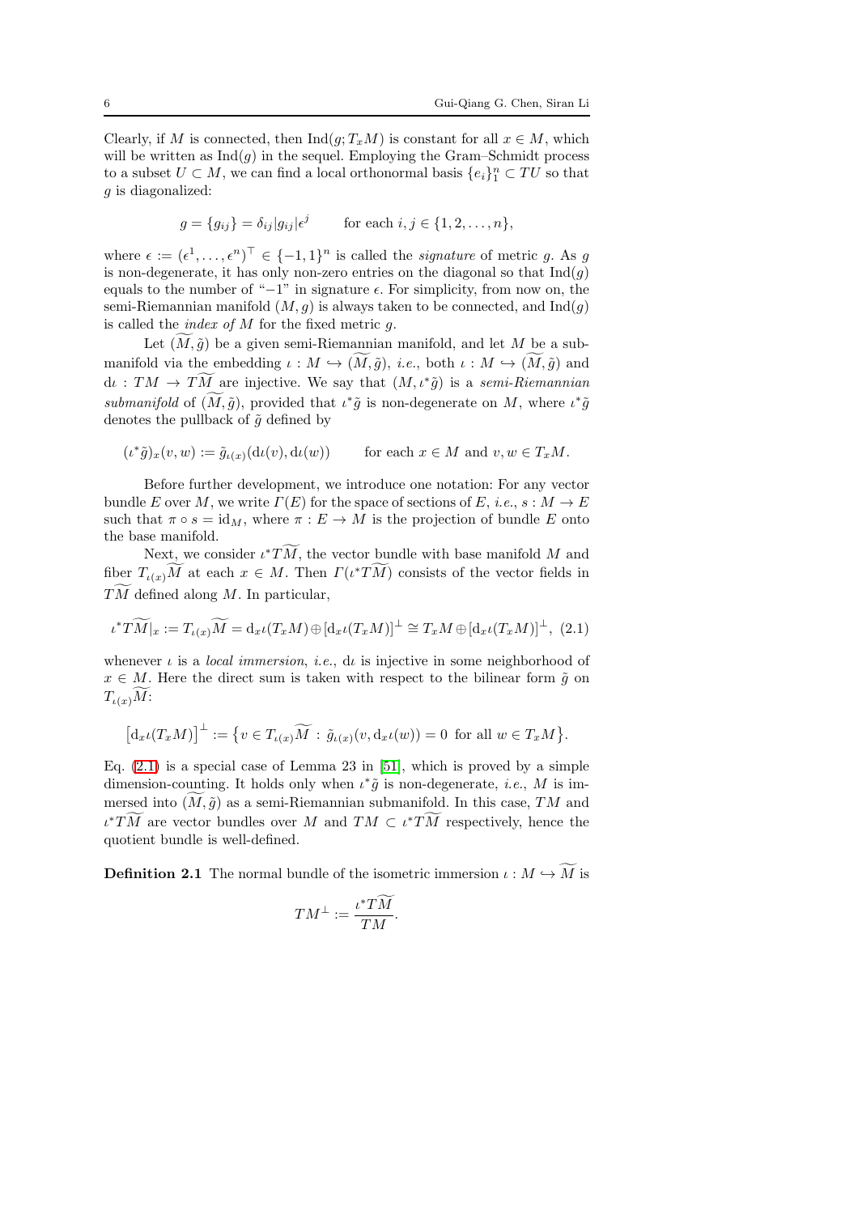Clearly, if $M$ is connected, then $\mathrm{Ind}(g; T_xM)$ is constant for all $x \in M$, which will be written as $\mathrm{Ind}(g)$ in the sequel. Employing the Gram–Schmidt process to a subset $U \subset M$, we can find a local orthonormal basis $\{e_i\}_1^n \subset TU$ so that $g$ is diagonalized:

$$g = \{g_{ij}\} = \delta_{ij}|g_{ij}|\epsilon^j \qquad \text{for each } i, j \in \{1, 2, \ldots, n\},$$

where $\epsilon := (\epsilon^1, \ldots, \epsilon^n)^\top \in \{-1, 1\}^n$ is called the *signature* of metric $g$. As $g$ is non-degenerate, it has only non-zero entries on the diagonal so that $\mathrm{Ind}(g)$ equals to the number of "$-1$" in signature $\epsilon$. For simplicity, from now on, the semi-Riemannian manifold $(M, g)$ is always taken to be connected, and $\mathrm{Ind}(g)$ is called the *index of* $M$ for the fixed metric $g$.

Let $(\widetilde{M}, \tilde{g})$ be a given semi-Riemannian manifold, and let $M$ be a submanifold via the embedding $\iota : M \hookrightarrow (\widetilde{M}, \tilde{g})$, *i.e.*, both $\iota : M \hookrightarrow (\widetilde{M}, \tilde{g})$ and $\mathrm{d}\iota : TM \to T\widetilde{M}$ are injective. We say that $(M, \iota^*\tilde{g})$ is a *semi-Riemannian submanifold* of $(\widetilde{M}, \tilde{g})$, provided that $\iota^*\tilde{g}$ is non-degenerate on $M$, where $\iota^*\tilde{g}$ denotes the pullback of $\tilde{g}$ defined by

$$(\iota^*\tilde{g})_x(v, w) := \tilde{g}_{\iota(x)}(\mathrm{d}\iota(v), \mathrm{d}\iota(w)) \qquad \text{for each } x \in M \text{ and } v, w \in T_xM.$$

Before further development, we introduce one notation: For any vector bundle $E$ over $M$, we write $\Gamma(E)$ for the space of sections of $E$, *i.e.*, $s : M \to E$ such that $\pi \circ s = \mathrm{id}_M$, where $\pi : E \to M$ is the projection of bundle $E$ onto the base manifold.

Next, we consider $\iota^*T\widetilde{M}$, the vector bundle with base manifold $M$ and fiber $T_{\iota(x)}\widetilde{M}$ at each $x \in M$. Then $\Gamma(\iota^*T\widetilde{M})$ consists of the vector fields in $T\widetilde{M}$ defined along $M$. In particular,

$$\iota^*T\widetilde{M}|_x := T_{\iota(x)}\widetilde{M} = \mathrm{d}_x\iota(T_xM) \oplus [\mathrm{d}_x\iota(T_xM)]^\perp \cong T_xM \oplus [\mathrm{d}_x\iota(T_xM)]^\perp, \tag{2.1}$$

whenever $\iota$ is a *local immersion*, *i.e.*, $\mathrm{d}\iota$ is injective in some neighborhood of $x \in M$. Here the direct sum is taken with respect to the bilinear form $\tilde{g}$ on $T_{\iota(x)}\widetilde{M}$:

$$\big[\mathrm{d}_x\iota(T_xM)\big]^\perp := \big\{v \in T_{\iota(x)}\widetilde{M} \,:\, \tilde{g}_{\iota(x)}(v, \mathrm{d}_x\iota(w)) = 0 \text{ for all } w \in T_xM\big\}.$$

Eq. (2.1) is a special case of Lemma 23 in [51], which is proved by a simple dimension-counting. It holds only when $\iota^*\tilde{g}$ is non-degenerate, *i.e.*, $M$ is immersed into $(\widetilde{M}, \tilde{g})$ as a semi-Riemannian submanifold. In this case, $TM$ and $\iota^*T\widetilde{M}$ are vector bundles over $M$ and $TM \subset \iota^*T\widetilde{M}$ respectively, hence the quotient bundle is well-defined.

**Definition 2.1** The normal bundle of the isometric immersion $\iota : M \hookrightarrow \widetilde{M}$ is

$$TM^\perp := \frac{\iota^*T\widetilde{M}}{TM}.$$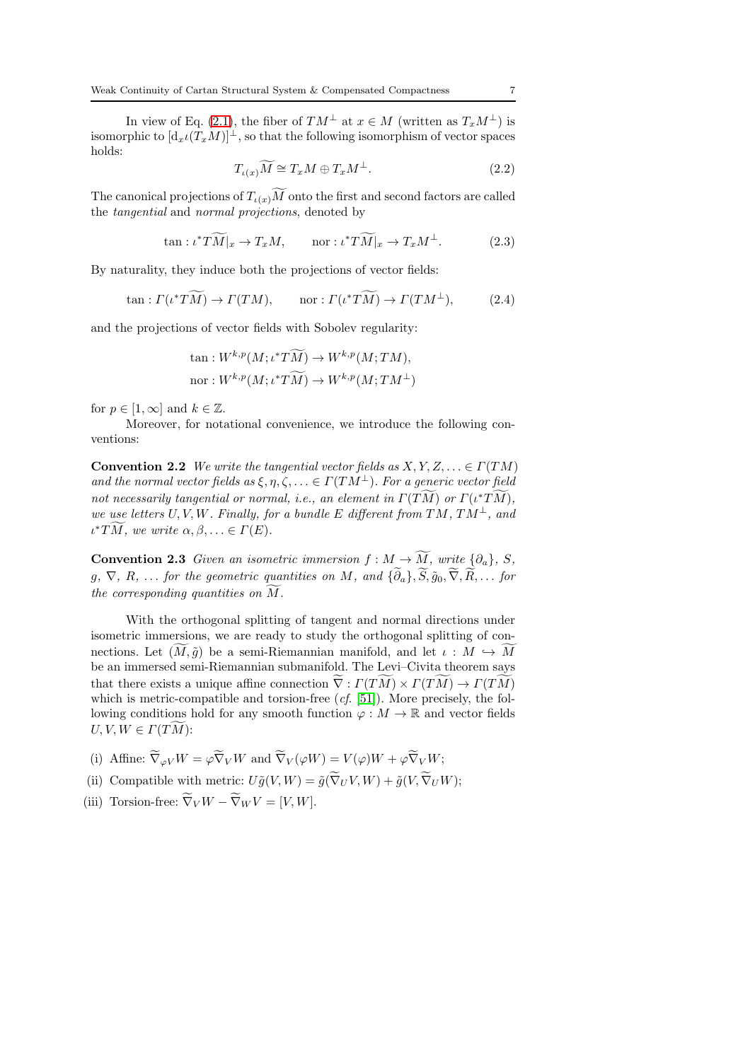In view of Eq. (2.1), the fiber of $TM^\perp$ at $x \in M$ (written as $T_xM^\perp$) is isomorphic to $[\mathrm{d}_x\iota(T_xM)]^\perp$, so that the following isomorphism of vector spaces holds:

$$T_{\iota(x)}\widetilde{M} \cong T_xM \oplus T_xM^\perp. \tag{2.2}$$

The canonical projections of $T_{\iota(x)}\widetilde{M}$ onto the first and second factors are called the *tangential* and *normal projections*, denoted by

$$\tan : \iota^*T\widetilde{M}|_x \to T_xM, \qquad \mathrm{nor} : \iota^*T\widetilde{M}|_x \to T_xM^\perp. \tag{2.3}$$

By naturality, they induce both the projections of vector fields:

$$\tan : \Gamma(\iota^*T\widetilde{M}) \to \Gamma(TM), \qquad \mathrm{nor} : \Gamma(\iota^*T\widetilde{M}) \to \Gamma(TM^\perp), \tag{2.4}$$

and the projections of vector fields with Sobolev regularity:

$$\tan : W^{k,p}(M;\iota^*T\widetilde{M}) \to W^{k,p}(M;TM),$$
$$\mathrm{nor} : W^{k,p}(M;\iota^*T\widetilde{M}) \to W^{k,p}(M;TM^\perp)$$

for $p \in [1,\infty]$ and $k \in \mathbb{Z}$.

Moreover, for notational convenience, we introduce the following conventions:

**Convention 2.2** *We write the tangential vector fields as $X, Y, Z, \ldots \in \Gamma(TM)$ and the normal vector fields as $\xi, \eta, \zeta, \ldots \in \Gamma(TM^\perp)$. For a generic vector field not necessarily tangential or normal, i.e., an element in $\Gamma(T\widetilde{M})$ or $\Gamma(\iota^*T\widetilde{M})$, we use letters $U, V, W$. Finally, for a bundle $E$ different from $TM$, $TM^\perp$, and $\iota^*T\widetilde{M}$, we write $\alpha, \beta, \ldots \in \Gamma(E)$.*

**Convention 2.3** *Given an isometric immersion $f : M \to \widetilde{M}$, write $\{\partial_a\}$, $S$, $g$, $\nabla$, $R$, $\ldots$ for the geometric quantities on $M$, and $\{\widetilde{\partial}_a\}, \widetilde{S}, \tilde{g}_0, \widetilde{\nabla}, \widetilde{R}, \ldots$ for the corresponding quantities on $\widetilde{M}$.*

With the orthogonal splitting of tangent and normal directions under isometric immersions, we are ready to study the orthogonal splitting of connections. Let $(\widetilde{M}, \tilde{g})$ be a semi-Riemannian manifold, and let $\iota : M \hookrightarrow \widetilde{M}$ be an immersed semi-Riemannian submanifold. The Levi–Civita theorem says that there exists a unique affine connection $\widetilde{\nabla} : \Gamma(T\widetilde{M}) \times \Gamma(T\widetilde{M}) \to \Gamma(T\widetilde{M})$ which is metric-compatible and torsion-free (*cf.* [51]). More precisely, the following conditions hold for any smooth function $\varphi : M \to \mathbb{R}$ and vector fields $U, V, W \in \Gamma(T\widetilde{M})$:

(i) Affine: $\widetilde{\nabla}_{\varphi V}W = \varphi\widetilde{\nabla}_V W$ and $\widetilde{\nabla}_V(\varphi W) = V(\varphi)W + \varphi\widetilde{\nabla}_V W$;

(ii) Compatible with metric: $U\tilde{g}(V,W) = \tilde{g}(\widetilde{\nabla}_U V, W) + \tilde{g}(V, \widetilde{\nabla}_U W)$;

(iii) Torsion-free: $\widetilde{\nabla}_V W - \widetilde{\nabla}_W V = [V,W]$.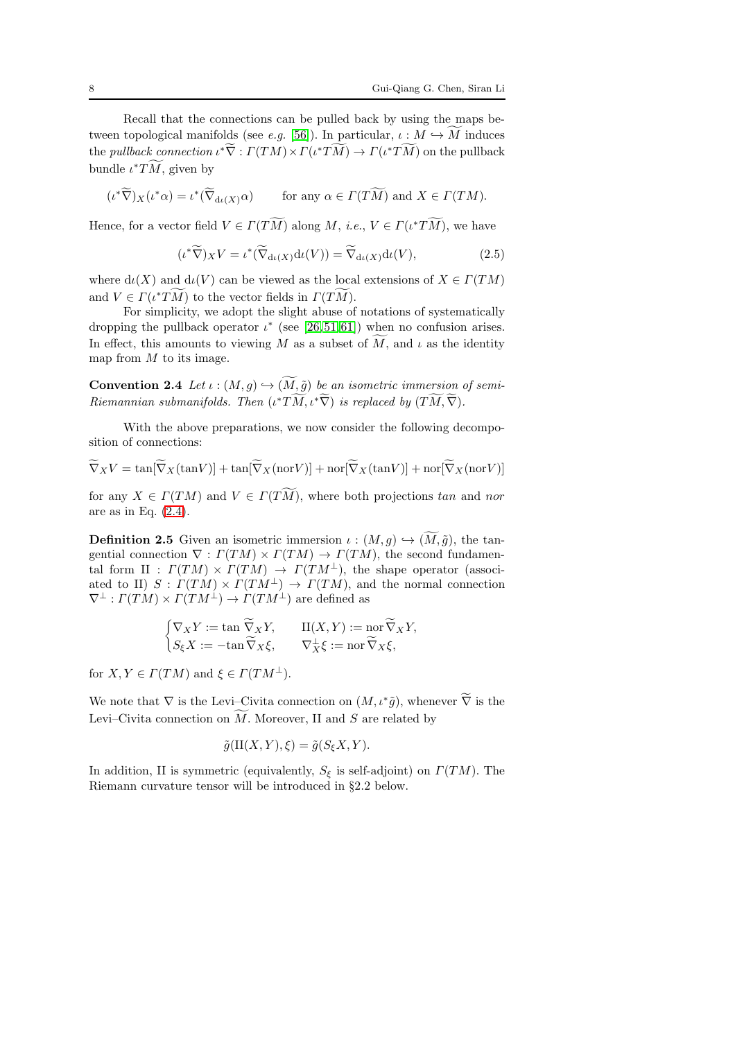Recall that the connections can be pulled back by using the maps between topological manifolds (see *e.g.* [56]). In particular, $\iota : M \hookrightarrow \widetilde{M}$ induces the *pullback connection* $\iota^*\widetilde{\nabla} : \Gamma(TM) \times \Gamma(\iota^*T\widetilde{M}) \to \Gamma(\iota^*T\widetilde{M})$ on the pullback bundle $\iota^*T\widetilde{M}$, given by

$$(\iota^*\widetilde{\nabla})_X(\iota^*\alpha) = \iota^*(\widetilde{\nabla}_{\mathrm{d}\iota(X)}\alpha) \qquad \text{for any } \alpha \in \Gamma(T\widetilde{M}) \text{ and } X \in \Gamma(TM).$$

Hence, for a vector field $V \in \Gamma(T\widetilde{M})$ along $M$, *i.e.*, $V \in \Gamma(\iota^*T\widetilde{M})$, we have

$$(\iota^*\widetilde{\nabla})_X V = \iota^*(\widetilde{\nabla}_{\mathrm{d}\iota(X)}\mathrm{d}\iota(V)) = \widetilde{\nabla}_{\mathrm{d}\iota(X)}\mathrm{d}\iota(V), \tag{2.5}$$

where $\mathrm{d}\iota(X)$ and $\mathrm{d}\iota(V)$ can be viewed as the local extensions of $X \in \Gamma(TM)$ and $V \in \Gamma(\iota^*T\widetilde{M})$ to the vector fields in $\Gamma(T\widetilde{M})$.

For simplicity, we adopt the slight abuse of notations of systematically dropping the pullback operator $\iota^*$ (see [26,51,61]) when no confusion arises. In effect, this amounts to viewing $M$ as a subset of $\widetilde{M}$, and $\iota$ as the identity map from $M$ to its image.

**Convention 2.4** *Let $\iota : (M, g) \hookrightarrow (\widetilde{M}, \tilde{g})$ be an isometric immersion of semi-Riemannian submanifolds. Then $(\iota^*T\widetilde{M}, \iota^*\widetilde{\nabla})$ is replaced by $(T\widetilde{M}, \widetilde{\nabla})$.*

With the above preparations, we now consider the following decomposition of connections:

$$\widetilde{\nabla}_X V = \tan[\widetilde{\nabla}_X(\tan V)] + \tan[\widetilde{\nabla}_X(\mathrm{nor} V)] + \mathrm{nor}[\widetilde{\nabla}_X(\tan V)] + \mathrm{nor}[\widetilde{\nabla}_X(\mathrm{nor} V)]$$

for any $X \in \Gamma(TM)$ and $V \in \Gamma(T\widetilde{M})$, where both projections *tan* and *nor* are as in Eq. (2.4).

**Definition 2.5** Given an isometric immersion $\iota : (M, g) \hookrightarrow (\widetilde{M}, \tilde{g})$, the tangential connection $\nabla : \Gamma(TM) \times \Gamma(TM) \to \Gamma(TM)$, the second fundamental form $\mathrm{II} : \Gamma(TM) \times \Gamma(TM) \to \Gamma(TM^\perp)$, the shape operator (associated to II) $S : \Gamma(TM) \times \Gamma(TM^\perp) \to \Gamma(TM)$, and the normal connection $\nabla^\perp : \Gamma(TM) \times \Gamma(TM^\perp) \to \Gamma(TM^\perp)$ are defined as

$$\begin{cases} \nabla_X Y := \tan \widetilde{\nabla}_X Y, & \mathrm{II}(X, Y) := \mathrm{nor}\, \widetilde{\nabla}_X Y, \\ S_\xi X := -\tan \widetilde{\nabla}_X \xi, & \nabla^\perp_X \xi := \mathrm{nor}\, \widetilde{\nabla}_X \xi, \end{cases}$$

for $X, Y \in \Gamma(TM)$ and $\xi \in \Gamma(TM^\perp)$.

We note that $\nabla$ is the Levi–Civita connection on $(M, \iota^*\tilde{g})$, whenever $\widetilde{\nabla}$ is the Levi–Civita connection on $\widetilde{M}$. Moreover, II and $S$ are related by

$$\tilde{g}(\mathrm{II}(X, Y), \xi) = \tilde{g}(S_\xi X, Y).$$

In addition, II is symmetric (equivalently, $S_\xi$ is self-adjoint) on $\Gamma(TM)$. The Riemann curvature tensor will be introduced in §2.2 below.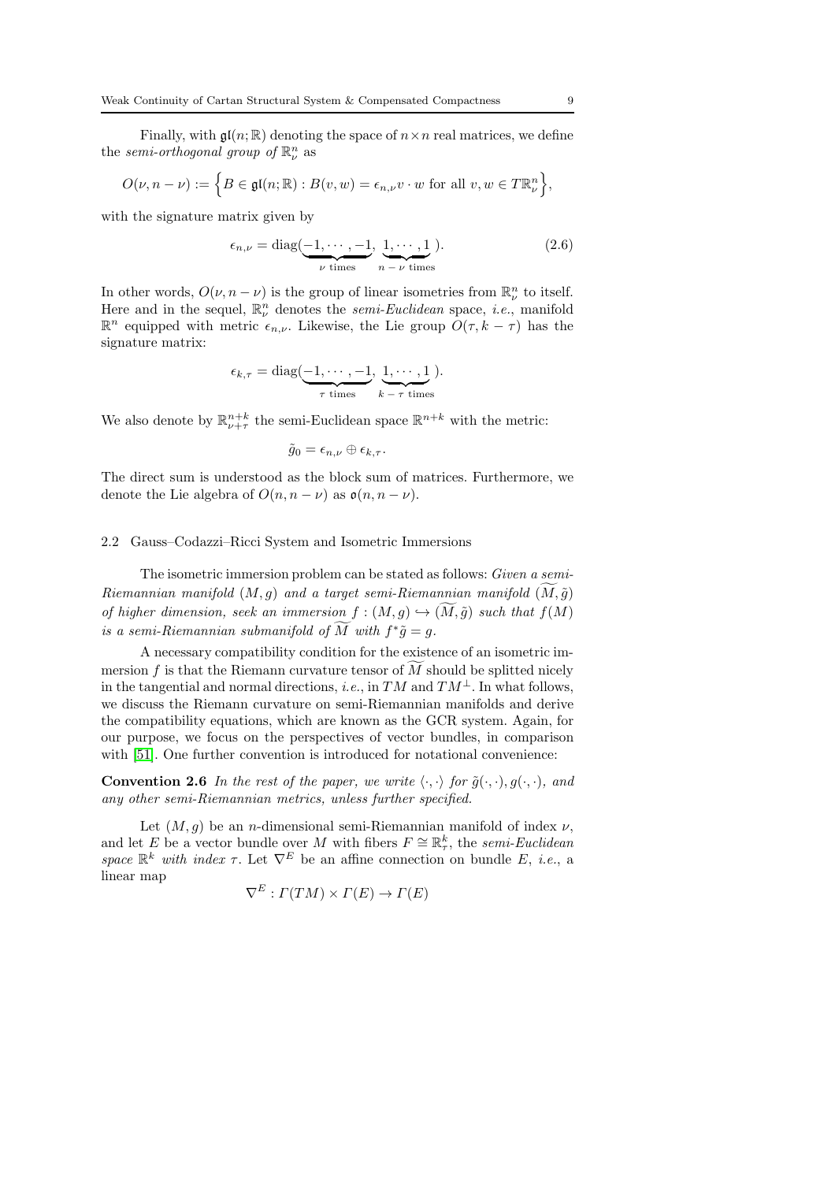Finally, with $\mathfrak{gl}(n;\mathbb{R})$ denoting the space of $n\times n$ real matrices, we define the *semi-orthogonal group of* $\mathbb{R}^n_\nu$ as

$$O(\nu, n-\nu) := \Big\{ B \in \mathfrak{gl}(n;\mathbb{R}) : B(v,w) = \epsilon_{n,\nu} v\cdot w \text{ for all } v,w\in T\mathbb{R}^n_\nu \Big\},$$

with the signature matrix given by

$$\epsilon_{n,\nu} = \operatorname{diag}(\underbrace{-1,\cdots,-1}_{\nu \text{ times}},\ \underbrace{1,\cdots,1}_{n-\nu \text{ times}}). \tag{2.6}$$

In other words, $O(\nu, n-\nu)$ is the group of linear isometries from $\mathbb{R}^n_\nu$ to itself. Here and in the sequel, $\mathbb{R}^n_\nu$ denotes the *semi-Euclidean* space, *i.e.*, manifold $\mathbb{R}^n$ equipped with metric $\epsilon_{n,\nu}$. Likewise, the Lie group $O(\tau, k-\tau)$ has the signature matrix:

$$\epsilon_{k,\tau} = \operatorname{diag}(\underbrace{-1,\cdots,-1}_{\tau \text{ times}},\ \underbrace{1,\cdots,1}_{k-\tau \text{ times}}).$$

We also denote by $\mathbb{R}^{n+k}_{\nu+\tau}$ the semi-Euclidean space $\mathbb{R}^{n+k}$ with the metric:

$$\tilde{g}_0 = \epsilon_{n,\nu}\oplus\epsilon_{k,\tau}.$$

The direct sum is understood as the block sum of matrices. Furthermore, we denote the Lie algebra of $O(n, n-\nu)$ as $\mathfrak{o}(n, n-\nu)$.

### 2.2 Gauss–Codazzi–Ricci System and Isometric Immersions

The isometric immersion problem can be stated as follows: *Given a semi-Riemannian manifold $(M,g)$ and a target semi-Riemannian manifold $(\widetilde{M},\tilde{g})$ of higher dimension, seek an immersion $f:(M,g)\hookrightarrow(\widetilde{M},\tilde{g})$ such that $f(M)$ is a semi-Riemannian submanifold of $\widetilde{M}$ with $f^*\tilde{g} = g$.*

A necessary compatibility condition for the existence of an isometric immersion $f$ is that the Riemann curvature tensor of $\widetilde{M}$ should be splitted nicely in the tangential and normal directions, *i.e.*, in $TM$ and $TM^\perp$. In what follows, we discuss the Riemann curvature on semi-Riemannian manifolds and derive the compatibility equations, which are known as the GCR system. Again, for our purpose, we focus on the perspectives of vector bundles, in comparison with [51]. One further convention is introduced for notational convenience:

**Convention 2.6** *In the rest of the paper, we write $\langle\cdot,\cdot\rangle$ for $\tilde{g}(\cdot,\cdot), g(\cdot,\cdot)$, and any other semi-Riemannian metrics, unless further specified.*

Let $(M,g)$ be an $n$-dimensional semi-Riemannian manifold of index $\nu$, and let $E$ be a vector bundle over $M$ with fibers $F\cong\mathbb{R}^k_\tau$, the *semi-Euclidean space $\mathbb{R}^k$ with index $\tau$*. Let $\nabla^E$ be an affine connection on bundle $E$, *i.e.*, a linear map

$$\nabla^E : \Gamma(TM)\times\Gamma(E)\to\Gamma(E)$$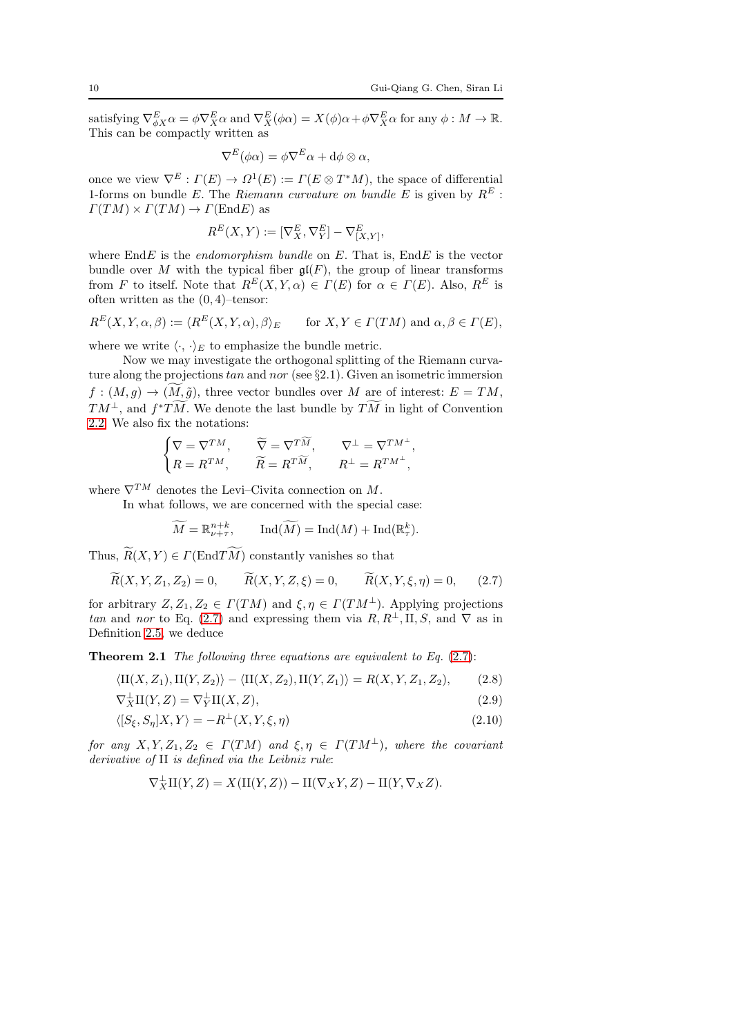satisfying $\nabla^E_{\phi X}\alpha = \phi\nabla^E_X\alpha$ and $\nabla^E_X(\phi\alpha) = X(\phi)\alpha + \phi\nabla^E_X\alpha$ for any $\phi : M \to \mathbb{R}$. This can be compactly written as

$$\nabla^E(\phi\alpha) = \phi\nabla^E\alpha + \mathrm{d}\phi \otimes \alpha,$$

once we view $\nabla^E : \Gamma(E) \to \Omega^1(E) := \Gamma(E \otimes T^*M)$, the space of differential 1-forms on bundle $E$. The *Riemann curvature on bundle* $E$ is given by $R^E : \Gamma(TM) \times \Gamma(TM) \to \Gamma(\mathrm{End}E)$ as

$$R^E(X,Y) := [\nabla^E_X, \nabla^E_Y] - \nabla^E_{[X,Y]},$$

where $\mathrm{End}E$ is the *endomorphism bundle* on $E$. That is, $\mathrm{End}E$ is the vector bundle over $M$ with the typical fiber $\mathfrak{gl}(F)$, the group of linear transforms from $F$ to itself. Note that $R^E(X,Y,\alpha) \in \Gamma(E)$ for $\alpha \in \Gamma(E)$. Also, $R^E$ is often written as the $(0,4)$–tensor:

$$R^E(X,Y,\alpha,\beta) := \langle R^E(X,Y,\alpha),\beta\rangle_E \qquad \text{for } X,Y \in \Gamma(TM) \text{ and } \alpha,\beta \in \Gamma(E),$$

where we write $\langle\cdot,\cdot\rangle_E$ to emphasize the bundle metric.

Now we may investigate the orthogonal splitting of the Riemann curvature along the projections *tan* and *nor* (see §2.1). Given an isometric immersion $f : (M,g) \to (\widetilde{M},\tilde{g})$, three vector bundles over $M$ are of interest: $E = TM$, $TM^\perp$, and $f^*T\widetilde{M}$. We denote the last bundle by $T\widetilde{M}$ in light of Convention 2.2. We also fix the notations:

$$\begin{cases} \nabla = \nabla^{TM}, & \widetilde{\nabla} = \nabla^{T\widetilde{M}}, \qquad \nabla^\perp = \nabla^{TM^\perp}, \\ R = R^{TM}, & \widetilde{R} = R^{T\widetilde{M}}, \qquad R^\perp = R^{TM^\perp}, \end{cases}$$

where $\nabla^{TM}$ denotes the Levi–Civita connection on $M$.

In what follows, we are concerned with the special case:

$$\widetilde{M} = \mathbb{R}^{n+k}_{\nu+\tau}, \qquad \mathrm{Ind}(\widetilde{M}) = \mathrm{Ind}(M) + \mathrm{Ind}(\mathbb{R}^k_\tau).$$

Thus, $\widetilde{R}(X,Y) \in \Gamma(\mathrm{End}T\widetilde{M})$ constantly vanishes so that

$$\widetilde{R}(X,Y,Z_1,Z_2) = 0, \qquad \widetilde{R}(X,Y,Z,\xi) = 0, \qquad \widetilde{R}(X,Y,\xi,\eta) = 0, \tag{2.7}$$

for arbitrary $Z, Z_1, Z_2 \in \Gamma(TM)$ and $\xi,\eta \in \Gamma(TM^\perp)$. Applying projections *tan* and *nor* to Eq. (2.7) and expressing them via $R, R^\perp, \mathrm{II}, S$, and $\nabla$ as in Definition 2.5, we deduce

**Theorem 2.1** *The following three equations are equivalent to Eq.* (2.7):

$$\langle \mathrm{II}(X,Z_1), \mathrm{II}(Y,Z_2)\rangle - \langle \mathrm{II}(X,Z_2), \mathrm{II}(Y,Z_1)\rangle = R(X,Y,Z_1,Z_2), \tag{2.8}$$

$$\nabla^\perp_X \mathrm{II}(Y,Z) = \nabla^\perp_Y \mathrm{II}(X,Z), \tag{2.9}$$

$$\langle [S_\xi, S_\eta]X, Y\rangle = -R^\perp(X,Y,\xi,\eta) \tag{2.10}$$

*for any* $X,Y,Z_1,Z_2 \in \Gamma(TM)$ *and* $\xi,\eta \in \Gamma(TM^\perp)$, *where the covariant derivative of* $\mathrm{II}$ *is defined via the Leibniz rule*:

$$\nabla^\perp_X \mathrm{II}(Y,Z) = X(\mathrm{II}(Y,Z)) - \mathrm{II}(\nabla_X Y, Z) - \mathrm{II}(Y, \nabla_X Z).$$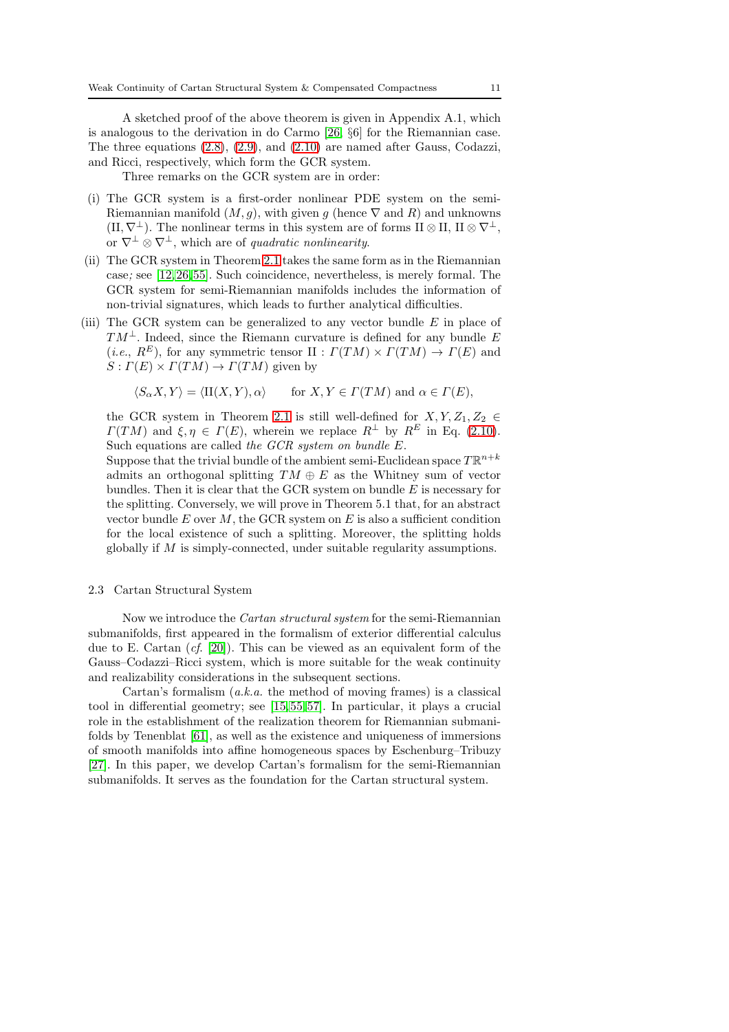A sketched proof of the above theorem is given in Appendix A.1, which is analogous to the derivation in do Carmo [26, §6] for the Riemannian case. The three equations (2.8), (2.9), and (2.10) are named after Gauss, Codazzi, and Ricci, respectively, which form the GCR system.

Three remarks on the GCR system are in order:

(i) The GCR system is a first-order nonlinear PDE system on the semi-Riemannian manifold $(M, g)$, with given $g$ (hence $\nabla$ and $R$) and unknowns $(\mathrm{II}, \nabla^\perp)$. The nonlinear terms in this system are of forms $\mathrm{II} \otimes \mathrm{II}$, $\mathrm{II} \otimes \nabla^\perp$, or $\nabla^\perp \otimes \nabla^\perp$, which are of *quadratic nonlinearity*.

(ii) The GCR system in Theorem 2.1 takes the same form as in the Riemannian case; see [12,26,55]. Such coincidence, nevertheless, is merely formal. The GCR system for semi-Riemannian manifolds includes the information of non-trivial signatures, which leads to further analytical difficulties.

(iii) The GCR system can be generalized to any vector bundle $E$ in place of $TM^\perp$. Indeed, since the Riemann curvature is defined for any bundle $E$ (*i.e.*, $R^E$), for any symmetric tensor $\mathrm{II} : \Gamma(TM) \times \Gamma(TM) \to \Gamma(E)$ and $S : \Gamma(E) \times \Gamma(TM) \to \Gamma(TM)$ given by

$$\langle S_\alpha X, Y \rangle = \langle \mathrm{II}(X, Y), \alpha \rangle \qquad \text{for } X, Y \in \Gamma(TM) \text{ and } \alpha \in \Gamma(E),$$

the GCR system in Theorem 2.1 is still well-defined for $X, Y, Z_1, Z_2 \in \Gamma(TM)$ and $\xi, \eta \in \Gamma(E)$, wherein we replace $R^\perp$ by $R^E$ in Eq. (2.10). Such equations are called *the GCR system on bundle $E$*.

Suppose that the trivial bundle of the ambient semi-Euclidean space $T\mathbb{R}^{n+k}$ admits an orthogonal splitting $TM \oplus E$ as the Whitney sum of vector bundles. Then it is clear that the GCR system on bundle $E$ is necessary for the splitting. Conversely, we will prove in Theorem 5.1 that, for an abstract vector bundle $E$ over $M$, the GCR system on $E$ is also a sufficient condition for the local existence of such a splitting. Moreover, the splitting holds globally if $M$ is simply-connected, under suitable regularity assumptions.

## 2.3 Cartan Structural System

Now we introduce the *Cartan structural system* for the semi-Riemannian submanifolds, first appeared in the formalism of exterior differential calculus due to E. Cartan (*cf.* [20]). This can be viewed as an equivalent form of the Gauss–Codazzi–Ricci system, which is more suitable for the weak continuity and realizability considerations in the subsequent sections.

Cartan's formalism (*a.k.a.* the method of moving frames) is a classical tool in differential geometry; see [15,55,57]. In particular, it plays a crucial role in the establishment of the realization theorem for Riemannian submanifolds by Tenenblat [61], as well as the existence and uniqueness of immersions of smooth manifolds into affine homogeneous spaces by Eschenburg–Tribuzy [27]. In this paper, we develop Cartan's formalism for the semi-Riemannian submanifolds. It serves as the foundation for the Cartan structural system.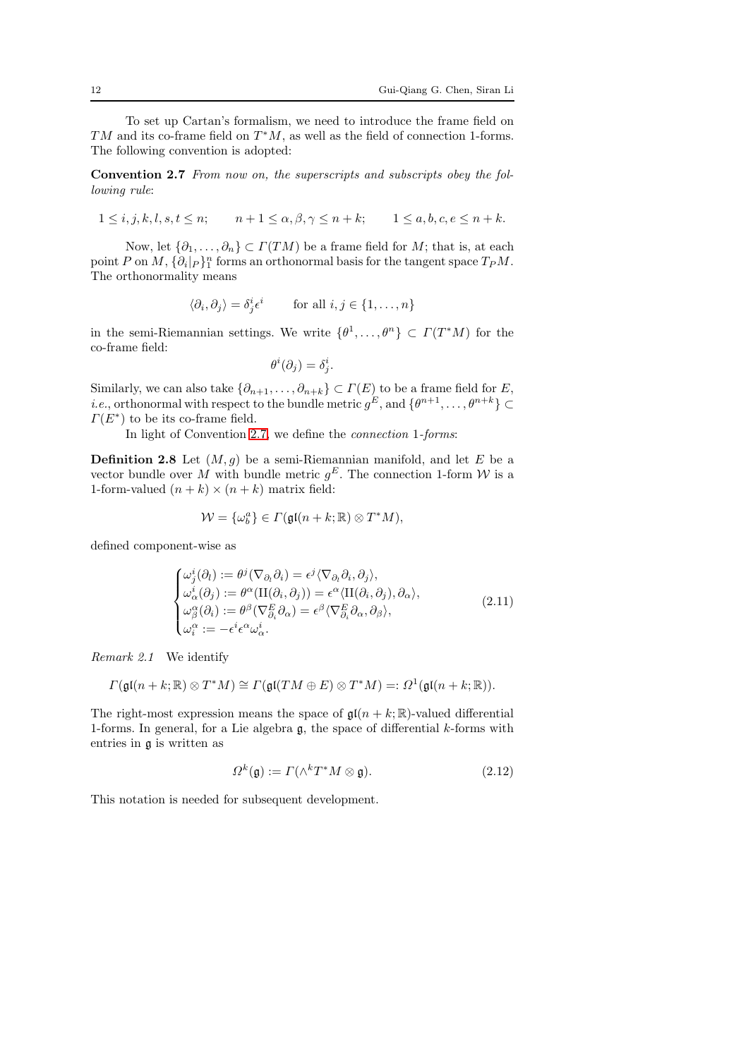To set up Cartan's formalism, we need to introduce the frame field on $TM$ and its co-frame field on $T^*M$, as well as the field of connection 1-forms. The following convention is adopted:

**Convention 2.7** *From now on, the superscripts and subscripts obey the following rule*:

$$1 \le i, j, k, l, s, t \le n; \qquad n+1 \le \alpha, \beta, \gamma \le n+k; \qquad 1 \le a, b, c, e \le n+k.$$

Now, let $\{\partial_1, \ldots, \partial_n\} \subset \Gamma(TM)$ be a frame field for $M$; that is, at each point $P$ on $M$, $\{\partial_i|_P\}_1^n$ forms an orthonormal basis for the tangent space $T_P M$. The orthonormality means

$$\langle \partial_i, \partial_j \rangle = \delta^i_j \epsilon^i \qquad \text{for all } i, j \in \{1, \ldots, n\}$$

in the semi-Riemannian settings. We write $\{\theta^1, \ldots, \theta^n\} \subset \Gamma(T^*M)$ for the co-frame field:

$$\theta^i(\partial_j) = \delta^i_j.$$

Similarly, we can also take $\{\partial_{n+1}, \ldots, \partial_{n+k}\} \subset \Gamma(E)$ to be a frame field for $E$, *i.e.*, orthonormal with respect to the bundle metric $g^E$, and $\{\theta^{n+1}, \ldots, \theta^{n+k}\} \subset \Gamma(E^*)$ to be its co-frame field.

In light of Convention 2.7, we define the *connection 1-forms*:

**Definition 2.8** Let $(M, g)$ be a semi-Riemannian manifold, and let $E$ be a vector bundle over $M$ with bundle metric $g^E$. The connection 1-form $\mathcal{W}$ is a 1-form-valued $(n+k) \times (n+k)$ matrix field:

$$\mathcal{W} = \{\omega^a_b\} \in \Gamma(\mathfrak{gl}(n+k; \mathbb{R}) \otimes T^*M),$$

defined component-wise as

$$\begin{cases} \omega^i_j(\partial_l) := \theta^j(\nabla_{\partial_l}\partial_i) = \epsilon^j \langle \nabla_{\partial_l}\partial_i, \partial_j \rangle, \\ \omega^i_\alpha(\partial_j) := \theta^\alpha(\mathrm{II}(\partial_i, \partial_j)) = \epsilon^\alpha \langle \mathrm{II}(\partial_i, \partial_j), \partial_\alpha \rangle, \\ \omega^\alpha_\beta(\partial_i) := \theta^\beta(\nabla^E_{\partial_i}\partial_\alpha) = \epsilon^\beta \langle \nabla^E_{\partial_i}\partial_\alpha, \partial_\beta \rangle, \\ \omega^\alpha_i := -\epsilon^i \epsilon^\alpha \omega^i_\alpha. \end{cases} \tag{2.11}$$

*Remark 2.1* We identify

$$\Gamma(\mathfrak{gl}(n+k; \mathbb{R}) \otimes T^*M) \cong \Gamma(\mathfrak{gl}(TM \oplus E) \otimes T^*M) =: \Omega^1(\mathfrak{gl}(n+k; \mathbb{R})).$$

The right-most expression means the space of $\mathfrak{gl}(n+k; \mathbb{R})$-valued differential 1-forms. In general, for a Lie algebra $\mathfrak{g}$, the space of differential $k$-forms with entries in $\mathfrak{g}$ is written as

$$\Omega^k(\mathfrak{g}) := \Gamma(\wedge^k T^*M \otimes \mathfrak{g}). \tag{2.12}$$

This notation is needed for subsequent development.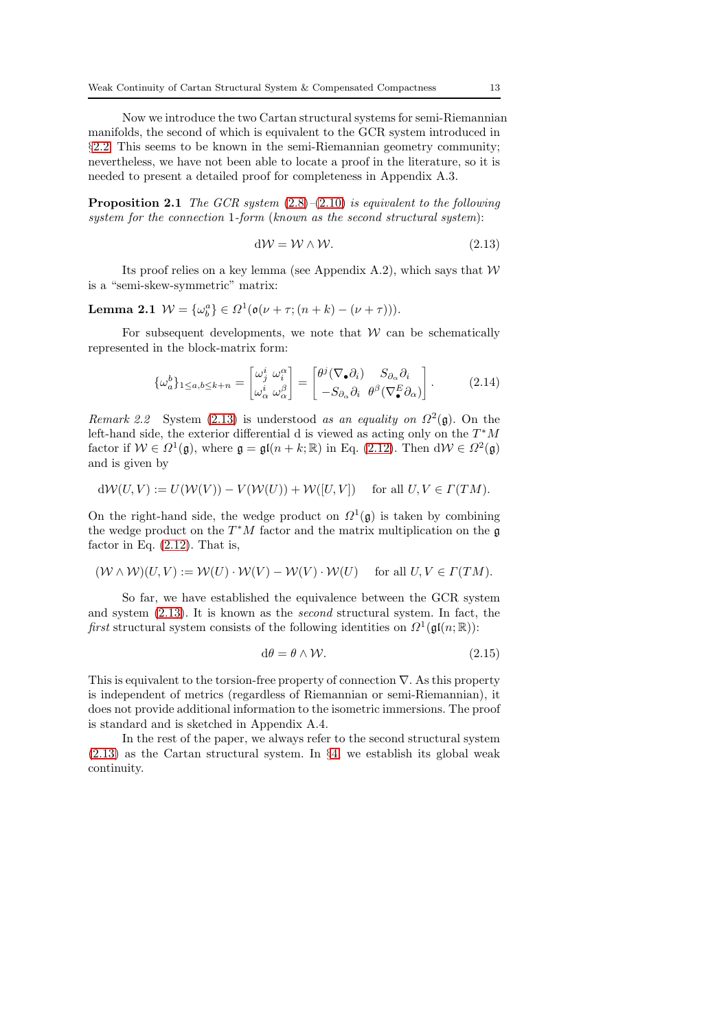Now we introduce the two Cartan structural systems for semi-Riemannian manifolds, the second of which is equivalent to the GCR system introduced in §2.2. This seems to be known in the semi-Riemannian geometry community; nevertheless, we have not been able to locate a proof in the literature, so it is needed to present a detailed proof for completeness in Appendix A.3.

**Proposition 2.1** *The GCR system* (2.8)–(2.10) *is equivalent to the following system for the connection* 1*-form* (*known as the second structural system*):

$$\mathrm{d}\mathcal{W} = \mathcal{W} \wedge \mathcal{W}. \tag{2.13}$$

Its proof relies on a key lemma (see Appendix A.2), which says that $\mathcal{W}$ is a "semi-skew-symmetric" matrix:

**Lemma 2.1** $\mathcal{W} = \{\omega^a_b\} \in \Omega^1(\mathfrak{o}(\nu+\tau; (n+k)-(\nu+\tau)))$.

For subsequent developments, we note that $\mathcal{W}$ can be schematically represented in the block-matrix form:

$$\{\omega^b_a\}_{1 \leq a,b \leq k+n} = \begin{bmatrix} \omega^i_j & \omega^\alpha_i \\ \omega^i_\alpha & \omega^\beta_\alpha \end{bmatrix} = \begin{bmatrix} \theta^j(\nabla_\bullet \partial_i) & S_{\partial_\alpha}\partial_i \\ -S_{\partial_\alpha}\partial_i & \theta^\beta(\nabla^E_\bullet \partial_\alpha) \end{bmatrix}. \tag{2.14}$$

*Remark 2.2* System (2.13) is understood *as an equality on* $\Omega^2(\mathfrak{g})$. On the left-hand side, the exterior differential d is viewed as acting only on the $T^*M$ factor if $\mathcal{W} \in \Omega^1(\mathfrak{g})$, where $\mathfrak{g} = \mathfrak{gl}(n+k;\mathbb{R})$ in Eq. (2.12). Then $\mathrm{d}\mathcal{W} \in \Omega^2(\mathfrak{g})$ and is given by

$$\mathrm{d}\mathcal{W}(U,V) := U(\mathcal{W}(V)) - V(\mathcal{W}(U)) + \mathcal{W}([U,V]) \qquad \text{for all } U,V \in \Gamma(TM).$$

On the right-hand side, the wedge product on $\Omega^1(\mathfrak{g})$ is taken by combining the wedge product on the $T^*M$ factor and the matrix multiplication on the $\mathfrak{g}$ factor in Eq. (2.12). That is,

$$(\mathcal{W} \wedge \mathcal{W})(U,V) := \mathcal{W}(U) \cdot \mathcal{W}(V) - \mathcal{W}(V) \cdot \mathcal{W}(U) \qquad \text{for all } U,V \in \Gamma(TM).$$

So far, we have established the equivalence between the GCR system and system (2.13). It is known as the *second* structural system. In fact, the *first* structural system consists of the following identities on $\Omega^1(\mathfrak{gl}(n;\mathbb{R}))$:

$$\mathrm{d}\theta = \theta \wedge \mathcal{W}. \tag{2.15}$$

This is equivalent to the torsion-free property of connection $\nabla$. As this property is independent of metrics (regardless of Riemannian or semi-Riemannian), it does not provide additional information to the isometric immersions. The proof is standard and is sketched in Appendix A.4.

In the rest of the paper, we always refer to the second structural system (2.13) as the Cartan structural system. In §4, we establish its global weak continuity.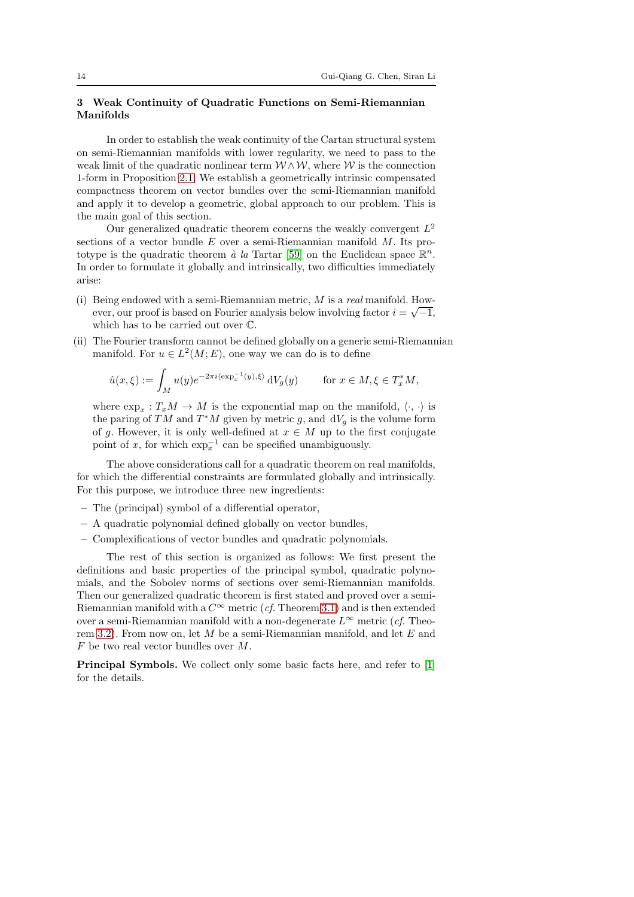## 3 Weak Continuity of Quadratic Functions on Semi-Riemannian Manifolds

In order to establish the weak continuity of the Cartan structural system on semi-Riemannian manifolds with lower regularity, we need to pass to the weak limit of the quadratic nonlinear term $\mathcal{W} \wedge \mathcal{W}$, where $\mathcal{W}$ is the connection 1-form in Proposition 2.1. We establish a geometrically intrinsic compensated compactness theorem on vector bundles over the semi-Riemannian manifold and apply it to develop a geometric, global approach to our problem. This is the main goal of this section.

Our generalized quadratic theorem concerns the weakly convergent $L^2$ sections of a vector bundle $E$ over a semi-Riemannian manifold $M$. Its prototype is the quadratic theorem *à la* Tartar [59] on the Euclidean space $\mathbb{R}^n$. In order to formulate it globally and intrinsically, two difficulties immediately arise:

(i) Being endowed with a semi-Riemannian metric, $M$ is a *real* manifold. However, our proof is based on Fourier analysis below involving factor $i = \sqrt{-1}$, which has to be carried out over $\mathbb{C}$.

(ii) The Fourier transform cannot be defined globally on a generic semi-Riemannian manifold. For $u \in L^2(M; E)$, one way we can do is to define

$$\hat{u}(x, \xi) := \int_M u(y) e^{-2\pi i \langle \exp_x^{-1}(y), \xi \rangle} \, \mathrm{d}V_g(y) \qquad \text{for } x \in M, \xi \in T_x^* M,$$

where $\exp_x : T_x M \to M$ is the exponential map on the manifold, $\langle \cdot, \cdot \rangle$ is the paring of $TM$ and $T^*M$ given by metric $g$, and $\mathrm{d}V_g$ is the volume form of $g$. However, it is only well-defined at $x \in M$ up to the first conjugate point of $x$, for which $\exp_x^{-1}$ can be specified unambiguously.

The above considerations call for a quadratic theorem on real manifolds, for which the differential constraints are formulated globally and intrinsically. For this purpose, we introduce three new ingredients:

– The (principal) symbol of a differential operator,
– A quadratic polynomial defined globally on vector bundles,
– Complexifications of vector bundles and quadratic polynomials.

The rest of this section is organized as follows: We first present the definitions and basic properties of the principal symbol, quadratic polynomials, and the Sobolev norms of sections over semi-Riemannian manifolds. Then our generalized quadratic theorem is first stated and proved over a semi-Riemannian manifold with a $C^\infty$ metric (*cf.* Theorem 3.1) and is then extended over a semi-Riemannian manifold with a non-degenerate $L^\infty$ metric (*cf.* Theorem 3.2). From now on, let $M$ be a semi-Riemannian manifold, and let $E$ and $F$ be two real vector bundles over $M$.

**Principal Symbols.** We collect only some basic facts here, and refer to [1] for the details.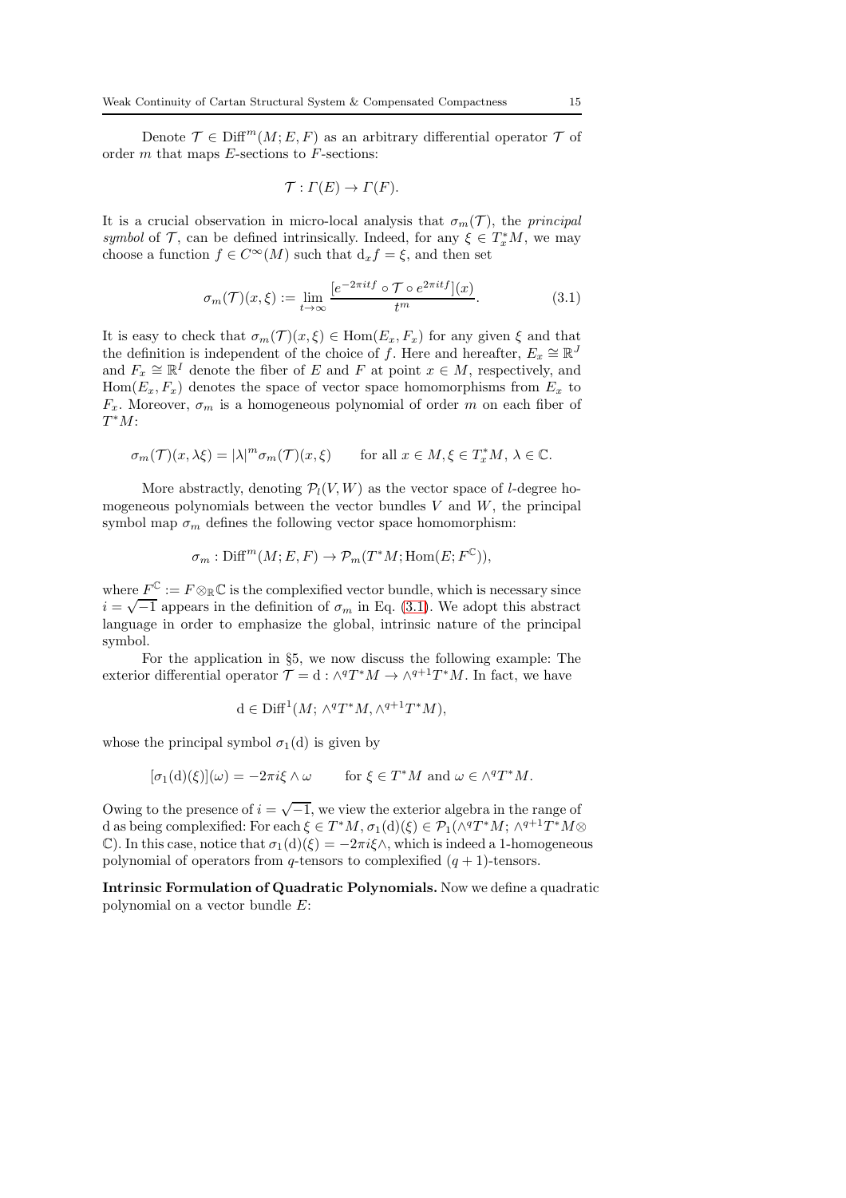Denote $\mathcal{T} \in \mathrm{Diff}^m(M; E, F)$ as an arbitrary differential operator $\mathcal{T}$ of order $m$ that maps $E$-sections to $F$-sections:

$$\mathcal{T} : \Gamma(E) \to \Gamma(F).$$

It is a crucial observation in micro-local analysis that $\sigma_m(\mathcal{T})$, the *principal symbol* of $\mathcal{T}$, can be defined intrinsically. Indeed, for any $\xi \in T_x^*M$, we may choose a function $f \in C^\infty(M)$ such that $\mathrm{d}_x f = \xi$, and then set

$$\sigma_m(\mathcal{T})(x, \xi) := \lim_{t \to \infty} \frac{[e^{-2\pi i t f} \circ \mathcal{T} \circ e^{2\pi i t f}](x)}{t^m}. \tag{3.1}$$

It is easy to check that $\sigma_m(\mathcal{T})(x, \xi) \in \mathrm{Hom}(E_x, F_x)$ for any given $\xi$ and that the definition is independent of the choice of $f$. Here and hereafter, $E_x \cong \mathbb{R}^J$ and $F_x \cong \mathbb{R}^I$ denote the fiber of $E$ and $F$ at point $x \in M$, respectively, and $\mathrm{Hom}(E_x, F_x)$ denotes the space of vector space homomorphisms from $E_x$ to $F_x$. Moreover, $\sigma_m$ is a homogeneous polynomial of order $m$ on each fiber of $T^*M$:

$$\sigma_m(\mathcal{T})(x, \lambda\xi) = |\lambda|^m \sigma_m(\mathcal{T})(x, \xi) \qquad \text{for all } x \in M, \xi \in T_x^*M,\ \lambda \in \mathbb{C}.$$

More abstractly, denoting $\mathcal{P}_l(V, W)$ as the vector space of $l$-degree homogeneous polynomials between the vector bundles $V$ and $W$, the principal symbol map $\sigma_m$ defines the following vector space homomorphism:

$$\sigma_m : \mathrm{Diff}^m(M; E, F) \to \mathcal{P}_m(T^*M; \mathrm{Hom}(E; F^{\mathbb{C}})),$$

where $F^{\mathbb{C}} := F \otimes_{\mathbb{R}} \mathbb{C}$ is the complexified vector bundle, which is necessary since $i = \sqrt{-1}$ appears in the definition of $\sigma_m$ in Eq. (3.1). We adopt this abstract language in order to emphasize the global, intrinsic nature of the principal symbol.

For the application in §5, we now discuss the following example: The exterior differential operator $\mathcal{T} = \mathrm{d} : \wedge^q T^*M \to \wedge^{q+1} T^*M$. In fact, we have

$$\mathrm{d} \in \mathrm{Diff}^1(M; \wedge^q T^*M, \wedge^{q+1} T^*M),$$

whose the principal symbol $\sigma_1(\mathrm{d})$ is given by

$$[\sigma_1(\mathrm{d})(\xi)](\omega) = -2\pi i \xi \wedge \omega \qquad \text{for } \xi \in T^*M \text{ and } \omega \in \wedge^q T^*M.$$

Owing to the presence of $i = \sqrt{-1}$, we view the exterior algebra in the range of $\mathrm{d}$ as being complexified: For each $\xi \in T^*M$, $\sigma_1(\mathrm{d})(\xi) \in \mathcal{P}_1(\wedge^q T^*M;\ \wedge^{q+1} T^*M \otimes \mathbb{C})$. In this case, notice that $\sigma_1(\mathrm{d})(\xi) = -2\pi i \xi \wedge$, which is indeed a 1-homogeneous polynomial of operators from $q$-tensors to complexified $(q+1)$-tensors.

**Intrinsic Formulation of Quadratic Polynomials.** Now we define a quadratic polynomial on a vector bundle $E$: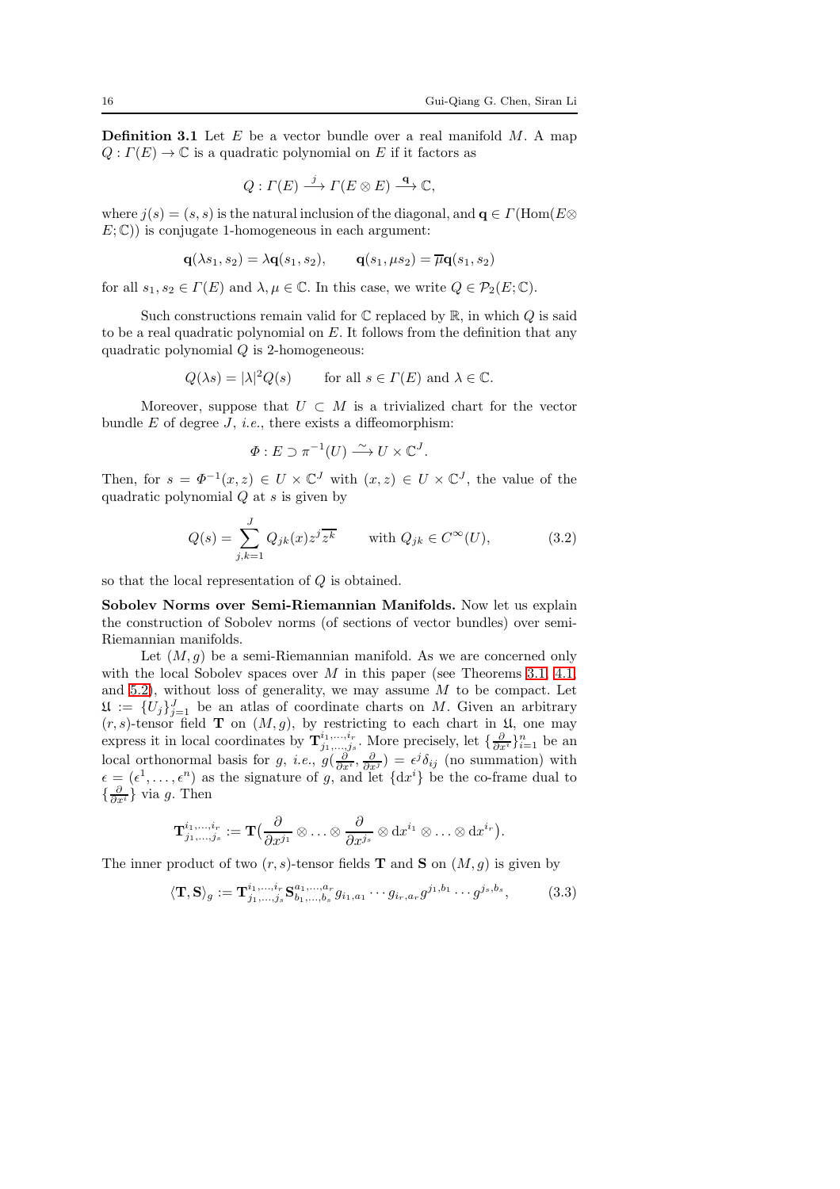**Definition 3.1** Let $E$ be a vector bundle over a real manifold $M$. A map $Q : \Gamma(E) \to \mathbb{C}$ is a quadratic polynomial on $E$ if it factors as

$$Q : \Gamma(E) \xrightarrow{j} \Gamma(E \otimes E) \xrightarrow{\mathbf{q}} \mathbb{C},$$

where $j(s) = (s, s)$ is the natural inclusion of the diagonal, and $\mathbf{q} \in \Gamma(\mathrm{Hom}(E \otimes E; \mathbb{C}))$ is conjugate 1-homogeneous in each argument:

$$\mathbf{q}(\lambda s_1, s_2) = \lambda \mathbf{q}(s_1, s_2), \qquad \mathbf{q}(s_1, \mu s_2) = \overline{\mu}\mathbf{q}(s_1, s_2)$$

for all $s_1, s_2 \in \Gamma(E)$ and $\lambda, \mu \in \mathbb{C}$. In this case, we write $Q \in \mathcal{P}_2(E; \mathbb{C})$.

Such constructions remain valid for $\mathbb{C}$ replaced by $\mathbb{R}$, in which $Q$ is said to be a real quadratic polynomial on $E$. It follows from the definition that any quadratic polynomial $Q$ is 2-homogeneous:

$$Q(\lambda s) = |\lambda|^2 Q(s) \qquad \text{for all } s \in \Gamma(E) \text{ and } \lambda \in \mathbb{C}.$$

Moreover, suppose that $U \subset M$ is a trivialized chart for the vector bundle $E$ of degree $J$, *i.e.*, there exists a diffeomorphism:

$$\Phi : E \supset \pi^{-1}(U) \xrightarrow{\sim} U \times \mathbb{C}^J.$$

Then, for $s = \Phi^{-1}(x, z) \in U \times \mathbb{C}^J$ with $(x, z) \in U \times \mathbb{C}^J$, the value of the quadratic polynomial $Q$ at $s$ is given by

$$Q(s) = \sum_{j,k=1}^{J} Q_{jk}(x) z^j \overline{z^k} \qquad \text{with } Q_{jk} \in C^\infty(U), \tag{3.2}$$

so that the local representation of $Q$ is obtained.

**Sobolev Norms over Semi-Riemannian Manifolds.** Now let us explain the construction of Sobolev norms (of sections of vector bundles) over semi-Riemannian manifolds.

Let $(M, g)$ be a semi-Riemannian manifold. As we are concerned only with the local Sobolev spaces over $M$ in this paper (see Theorems 3.1, 4.1, and 5.2), without loss of generality, we may assume $M$ to be compact. Let $\mathfrak{U} := \{U_j\}_{j=1}^J$ be an atlas of coordinate charts on $M$. Given an arbitrary $(r, s)$-tensor field $\mathbf{T}$ on $(M, g)$, by restricting to each chart in $\mathfrak{U}$, one may express it in local coordinates by $\mathbf{T}^{i_1,\ldots,i_r}_{j_1,\ldots,j_s}$. More precisely, let $\{\frac{\partial}{\partial x^i}\}_{i=1}^n$ be an local orthonormal basis for $g$, *i.e.*, $g(\frac{\partial}{\partial x^i}, \frac{\partial}{\partial x^j}) = \epsilon^j \delta_{ij}$ (no summation) with $\epsilon = (\epsilon^1, \ldots, \epsilon^n)$ as the signature of $g$, and let $\{\mathrm{d}x^i\}$ be the co-frame dual to $\{\frac{\partial}{\partial x^i}\}$ via $g$. Then

$$\mathbf{T}^{i_1,\ldots,i_r}_{j_1,\ldots,j_s} := \mathbf{T}\big(\frac{\partial}{\partial x^{j_1}} \otimes \ldots \otimes \frac{\partial}{\partial x^{j_s}} \otimes \mathrm{d}x^{i_1} \otimes \ldots \otimes \mathrm{d}x^{i_r}\big).$$

The inner product of two $(r, s)$-tensor fields $\mathbf{T}$ and $\mathbf{S}$ on $(M, g)$ is given by

$$\langle \mathbf{T}, \mathbf{S} \rangle_g := \mathbf{T}^{i_1,\ldots,i_r}_{j_1,\ldots,j_s} \mathbf{S}^{a_1,\ldots,a_r}_{b_1,\ldots,b_s} g_{i_1,a_1} \cdots g_{i_r,a_r} g^{j_1,b_1} \cdots g^{j_s,b_s}, \tag{3.3}$$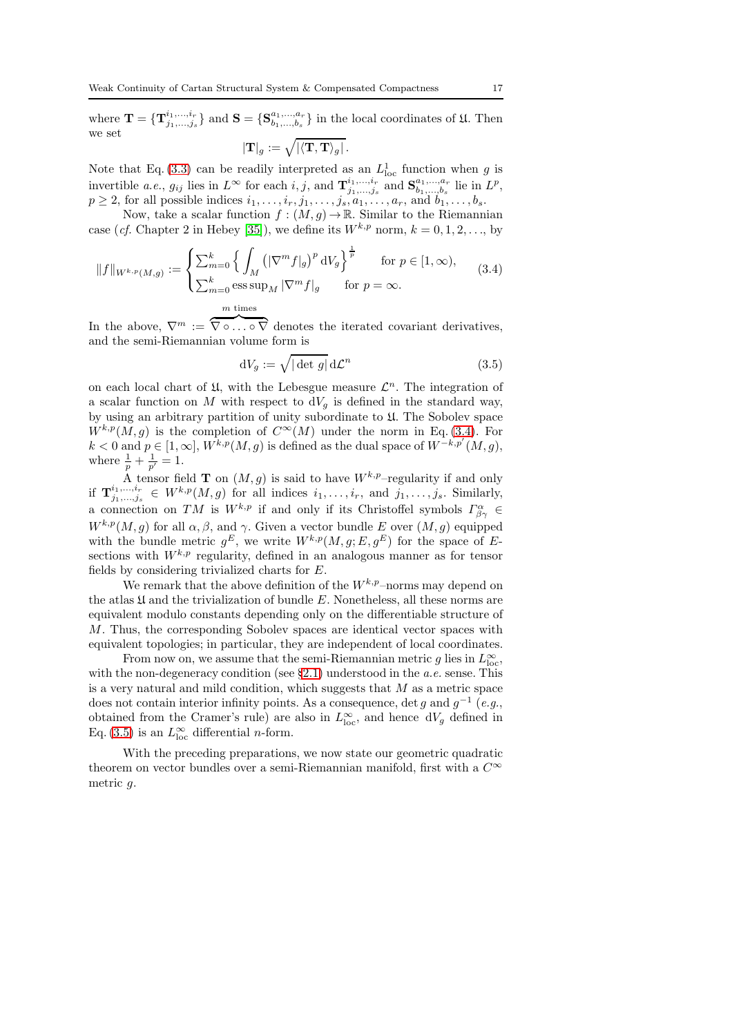where $\mathbf{T} = \{\mathbf{T}^{i_1,\ldots,i_r}_{j_1,\ldots,j_s}\}$ and $\mathbf{S} = \{\mathbf{S}^{a_1,\ldots,a_r}_{b_1,\ldots,b_s}\}$ in the local coordinates of $\mathfrak{U}$. Then we set

$$|\mathbf{T}|_g := \sqrt{|\langle \mathbf{T}, \mathbf{T}\rangle_g|}.$$

Note that Eq. (3.3) can be readily interpreted as an $L^1_{\rm loc}$ function when $g$ is invertible *a.e.*, $g_{ij}$ lies in $L^\infty$ for each $i, j$, and $\mathbf{T}^{i_1,\ldots,i_r}_{j_1,\ldots,j_s}$ and $\mathbf{S}^{a_1,\ldots,a_r}_{b_1,\ldots,b_s}$ lie in $L^p$, $p \geq 2$, for all possible indices $i_1,\ldots,i_r, j_1,\ldots,j_s, a_1,\ldots,a_r$, and $b_1,\ldots,b_s$.

Now, take a scalar function $f : (M, g) \to \mathbb{R}$. Similar to the Riemannian case (*cf.* Chapter 2 in Hebey [35]), we define its $W^{k,p}$ norm, $k = 0, 1, 2, \ldots$, by

$$\|f\|_{W^{k,p}(M,g)} := \begin{cases} \sum_{m=0}^{k} \Big\{ \int_M \big(|\nabla^m f|_g\big)^p \,\mathrm{d}V_g \Big\}^{\frac{1}{p}} & \text{for } p \in [1, \infty), \\ \sum_{m=0}^{k} \operatorname{ess\,sup}_M |\nabla^m f|_g & \text{for } p = \infty. \end{cases} \tag{3.4}$$

In the above, $\nabla^m := \overbrace{\nabla \circ \ldots \circ \nabla}^{m \text{ times}}$ denotes the iterated covariant derivatives, and the semi-Riemannian volume form is

$$\mathrm{d}V_g := \sqrt{|\det g|}\,\mathrm{d}\mathcal{L}^n \tag{3.5}$$

on each local chart of $\mathfrak{U}$, with the Lebesgue measure $\mathcal{L}^n$. The integration of a scalar function on $M$ with respect to $\mathrm{d}V_g$ is defined in the standard way, by using an arbitrary partition of unity subordinate to $\mathfrak{U}$. The Sobolev space $W^{k,p}(M, g)$ is the completion of $C^\infty(M)$ under the norm in Eq. (3.4). For $k < 0$ and $p \in [1, \infty]$, $W^{k,p}(M, g)$ is defined as the dual space of $W^{-k,p'}(M, g)$, where $\frac{1}{p} + \frac{1}{p'} = 1$.

A tensor field $\mathbf{T}$ on $(M, g)$ is said to have $W^{k,p}$–regularity if and only if $\mathbf{T}^{i_1,\ldots,i_r}_{j_1,\ldots,j_s} \in W^{k,p}(M, g)$ for all indices $i_1,\ldots,i_r$, and $j_1,\ldots,j_s$. Similarly, a connection on $TM$ is $W^{k,p}$ if and only if its Christoffel symbols $\Gamma^\alpha_{\beta\gamma} \in W^{k,p}(M, g)$ for all $\alpha, \beta$, and $\gamma$. Given a vector bundle $E$ over $(M, g)$ equipped with the bundle metric $g^E$, we write $W^{k,p}(M, g; E, g^E)$ for the space of $E$-sections with $W^{k,p}$ regularity, defined in an analogous manner as for tensor fields by considering trivialized charts for $E$.

We remark that the above definition of the $W^{k,p}$–norms may depend on the atlas $\mathfrak{U}$ and the trivialization of bundle $E$. Nonetheless, all these norms are equivalent modulo constants depending only on the differentiable structure of $M$. Thus, the corresponding Sobolev spaces are identical vector spaces with equivalent topologies; in particular, they are independent of local coordinates.

From now on, we assume that the semi-Riemannian metric $g$ lies in $L^\infty_{\rm loc}$, with the non-degeneracy condition (see §2.1) understood in the *a.e.* sense. This is a very natural and mild condition, which suggests that $M$ as a metric space does not contain interior infinity points. As a consequence, $\det g$ and $g^{-1}$ (*e.g.*, obtained from the Cramer's rule) are also in $L^\infty_{\rm loc}$, and hence $\mathrm{d}V_g$ defined in Eq. (3.5) is an $L^\infty_{\rm loc}$ differential $n$-form.

With the preceding preparations, we now state our geometric quadratic theorem on vector bundles over a semi-Riemannian manifold, first with a $C^\infty$ metric $g$.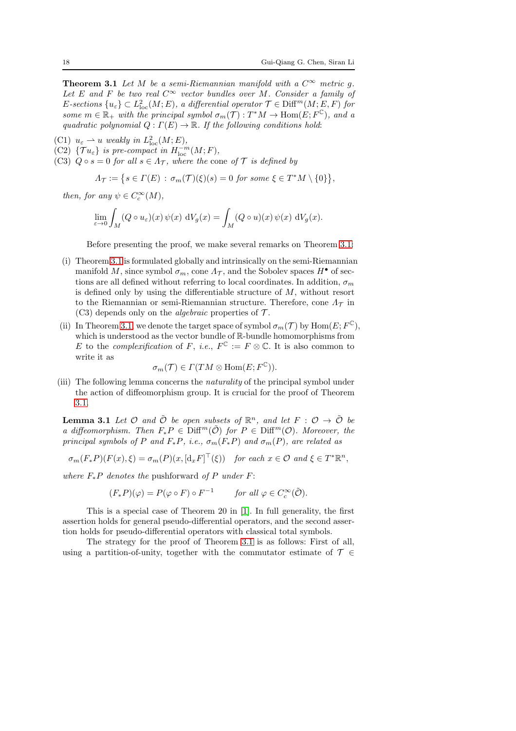**Theorem 3.1** *Let $M$ be a semi-Riemannian manifold with a $C^\infty$ metric $g$. Let $E$ and $F$ be two real $C^\infty$ vector bundles over $M$. Consider a family of $E$-sections $\{u_\varepsilon\} \subset L^2_{\rm loc}(M;E)$, a differential operator $\mathcal{T} \in {\rm Diff}^m(M;E,F)$ for some $m \in \mathbb{R}_+$ with the principal symbol $\sigma_m(\mathcal{T}) : T^*M \to {\rm Hom}(E;F^{\mathbb{C}})$, and a quadratic polynomial $Q : \varGamma(E) \to \mathbb{R}$. If the following conditions hold*:

- (C1) $u_\varepsilon \rightharpoonup u$ *weakly in* $L^2_{\rm loc}(M;E)$,
- (C2) $\{\mathcal{T}u_\varepsilon\}$ *is pre-compact in* $H^{-m}_{\rm loc}(M;F)$,
- (C3) $Q \circ s = 0$ *for all* $s \in \varLambda_{\mathcal{T}}$*, where the* cone *of* $\mathcal{T}$ *is defined by*

$$
\varLambda_{\mathcal{T}} := \big\{ s \in \varGamma(E) \,:\, \sigma_m(\mathcal{T})(\xi)(s) = 0 \text{ for some } \xi \in T^*M \setminus \{0\} \big\},
$$

*then, for any* $\psi \in C^\infty_c(M)$,

$$
\lim_{\varepsilon \to 0} \int_M (Q \circ u_\varepsilon)(x)\, \psi(x)\, {\rm d}V_g(x) = \int_M (Q \circ u)(x)\, \psi(x)\, {\rm d}V_g(x).
$$

Before presenting the proof, we make several remarks on Theorem 3.1:

(i) Theorem 3.1 is formulated globally and intrinsically on the semi-Riemannian manifold $M$, since symbol $\sigma_m$, cone $\varLambda_{\mathcal{T}}$, and the Sobolev spaces $H^\bullet$ of sections are all defined without referring to local coordinates. In addition, $\sigma_m$ is defined only by using the differentiable structure of $M$, without resort to the Riemannian or semi-Riemannian structure. Therefore, cone $\varLambda_{\mathcal{T}}$ in (C3) depends only on the *algebraic* properties of $\mathcal{T}$.

(ii) In Theorem 3.1, we denote the target space of symbol $\sigma_m(\mathcal{T})$ by ${\rm Hom}(E;F^{\mathbb{C}})$, which is understood as the vector bundle of $\mathbb{R}$-bundle homomorphisms from $E$ to the *complexification* of $F$, *i.e.*, $F^{\mathbb{C}} := F \otimes \mathbb{C}$. It is also common to write it as

$$
\sigma_m(\mathcal{T}) \in \varGamma(TM \otimes {\rm Hom}(E;F^{\mathbb{C}})).
$$

(iii) The following lemma concerns the *naturality* of the principal symbol under the action of diffeomorphism group. It is crucial for the proof of Theorem 3.1.

**Lemma 3.1** *Let $\mathcal{O}$ and $\tilde{\mathcal{O}}$ be open subsets of $\mathbb{R}^n$, and let $F : \mathcal{O} \to \tilde{\mathcal{O}}$ be a diffeomorphism. Then $F_*P \in {\rm Diff}^m(\tilde{\mathcal{O}})$ for $P \in {\rm Diff}^m(\mathcal{O})$. Moreover, the principal symbols of $P$ and $F_*P$, i.e., $\sigma_m(F_*P)$ and $\sigma_m(P)$, are related as*

$$
\sigma_m(F_*P)(F(x),\xi) = \sigma_m(P)(x, [{\rm d}_x F]^\top(\xi)) \quad \textit{for each } x \in \mathcal{O} \textit{ and } \xi \in T^*\mathbb{R}^n,
$$

*where $F_*P$ denotes the* pushforward *of $P$ under $F$*:

$$
(F_*P)(\varphi) = P(\varphi \circ F) \circ F^{-1} \qquad \textit{for all } \varphi \in C^\infty_c(\tilde{\mathcal{O}}).
$$

This is a special case of Theorem 20 in [1]. In full generality, the first assertion holds for general pseudo-differential operators, and the second assertion holds for pseudo-differential operators with classical total symbols.

The strategy for the proof of Theorem 3.1 is as follows: First of all, using a partition-of-unity, together with the commutator estimate of $\mathcal{T} \in$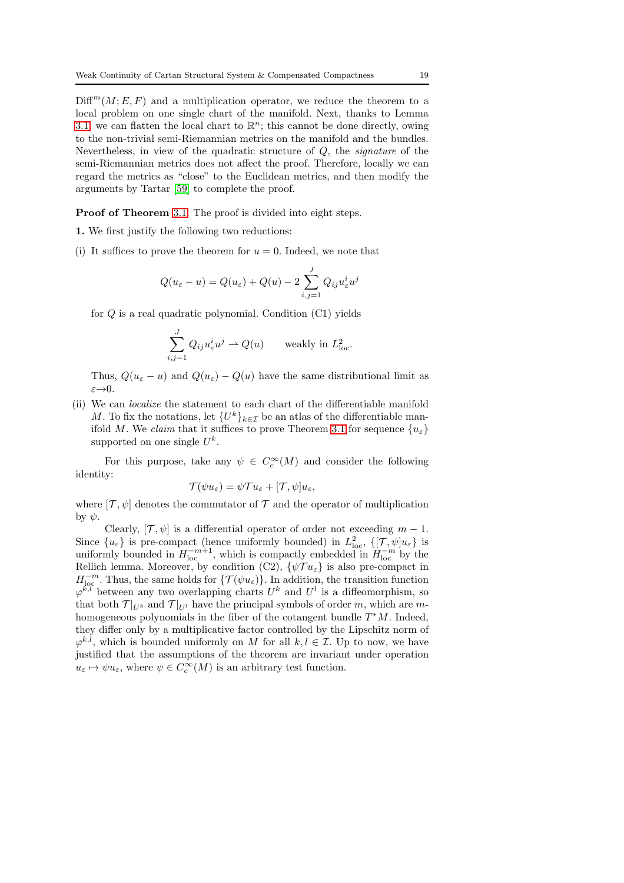$\mathrm{Diff}^m(M; E, F)$ and a multiplication operator, we reduce the theorem to a local problem on one single chart of the manifold. Next, thanks to Lemma 3.1, we can flatten the local chart to $\mathbb{R}^n$; this cannot be done directly, owing to the non-trivial semi-Riemannian metrics on the manifold and the bundles. Nevertheless, in view of the quadratic structure of $Q$, the *signature* of the semi-Riemannian metrics does not affect the proof. Therefore, locally we can regard the metrics as "close" to the Euclidean metrics, and then modify the arguments by Tartar [59] to complete the proof.

**Proof of Theorem 3.1.** The proof is divided into eight steps.

**1.** We first justify the following two reductions:

(i) It suffices to prove the theorem for $u = 0$. Indeed, we note that

$$Q(u_\varepsilon - u) = Q(u_\varepsilon) + Q(u) - 2\sum_{i,j=1}^{J} Q_{ij} u_\varepsilon^i u^j$$

for $Q$ is a real quadratic polynomial. Condition (C1) yields

$$\sum_{i,j=1}^{J} Q_{ij} u_\varepsilon^i u^j \rightharpoonup Q(u) \qquad \text{weakly in } L^2_{\mathrm{loc}}.$$

Thus, $Q(u_\varepsilon - u)$ and $Q(u_\varepsilon) - Q(u)$ have the same distributional limit as $\varepsilon \to 0$.

(ii) We can *localize* the statement to each chart of the differentiable manifold $M$. To fix the notations, let $\{U^k\}_{k\in\mathcal{I}}$ be an atlas of the differentiable manifold $M$. We *claim* that it suffices to prove Theorem 3.1 for sequence $\{u_\varepsilon\}$ supported on one single $U^k$.

For this purpose, take any $\psi \in C_c^\infty(M)$ and consider the following identity:

$$\mathcal{T}(\psi u_\varepsilon) = \psi \mathcal{T} u_\varepsilon + [\mathcal{T}, \psi] u_\varepsilon,$$

where $[\mathcal{T}, \psi]$ denotes the commutator of $\mathcal{T}$ and the operator of multiplication by $\psi$.

Clearly, $[\mathcal{T}, \psi]$ is a differential operator of order not exceeding $m-1$. Since $\{u_\varepsilon\}$ is pre-compact (hence uniformly bounded) in $L^2_{\mathrm{loc}}$, $\{[\mathcal{T}, \psi]u_\varepsilon\}$ is uniformly bounded in $H^{-m+1}_{\mathrm{loc}}$, which is compactly embedded in $H^{-m}_{\mathrm{loc}}$ by the Rellich lemma. Moreover, by condition (C2), $\{\psi \mathcal{T} u_\varepsilon\}$ is also pre-compact in $H^{-m}_{\mathrm{loc}}$. Thus, the same holds for $\{\mathcal{T}(\psi u_\varepsilon)\}$. In addition, the transition function $\varphi^{k,l}$ between any two overlapping charts $U^k$ and $U^l$ is a diffeomorphism, so that both $\mathcal{T}|_{U^k}$ and $\mathcal{T}|_{U^l}$ have the principal symbols of order $m$, which are $m$-homogeneous polynomials in the fiber of the cotangent bundle $T^*M$. Indeed, they differ only by a multiplicative factor controlled by the Lipschitz norm of $\varphi^{k,l}$, which is bounded uniformly on $M$ for all $k, l \in \mathcal{I}$. Up to now, we have justified that the assumptions of the theorem are invariant under operation $u_\varepsilon \mapsto \psi u_\varepsilon$, where $\psi \in C_c^\infty(M)$ is an arbitrary test function.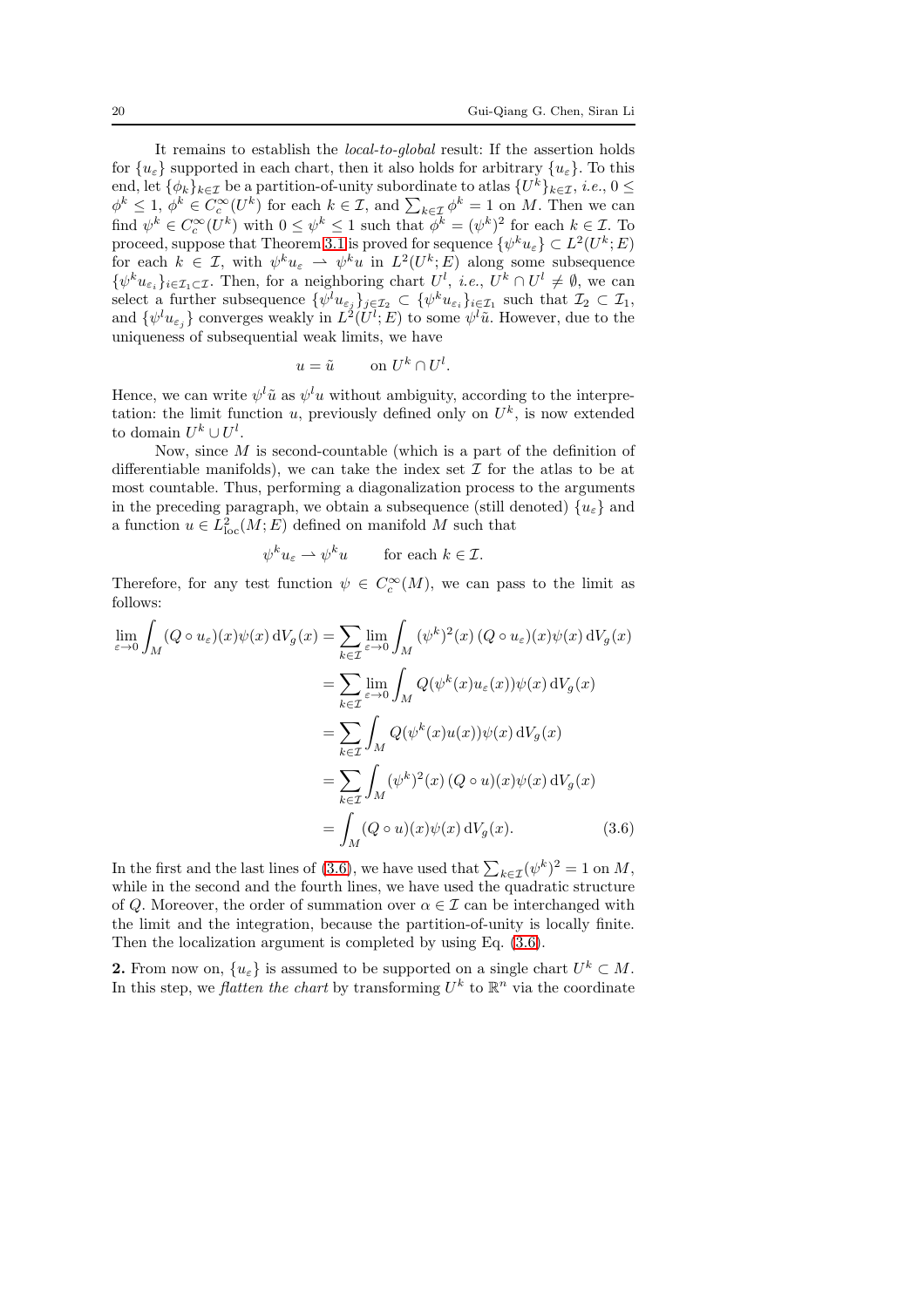It remains to establish the *local-to-global* result: If the assertion holds for $\{u_\varepsilon\}$ supported in each chart, then it also holds for arbitrary $\{u_\varepsilon\}$. To this end, let $\{\phi_k\}_{k\in\mathcal{I}}$ be a partition-of-unity subordinate to atlas $\{U^k\}_{k\in\mathcal{I}}$, *i.e.*, $0 \leq \phi^k \leq 1$, $\phi^k \in C_c^\infty(U^k)$ for each $k \in \mathcal{I}$, and $\sum_{k\in\mathcal{I}} \phi^k = 1$ on $M$. Then we can find $\psi^k \in C_c^\infty(U^k)$ with $0 \leq \psi^k \leq 1$ such that $\phi^k = (\psi^k)^2$ for each $k \in \mathcal{I}$. To proceed, suppose that Theorem 3.1 is proved for sequence $\{\psi^k u_\varepsilon\} \subset L^2(U^k; E)$ for each $k \in \mathcal{I}$, with $\psi^k u_\varepsilon \rightharpoonup \psi^k u$ in $L^2(U^k; E)$ along some subsequence $\{\psi^k u_{\varepsilon_i}\}_{i\in\mathcal{I}_1\subset\mathcal{I}}$. Then, for a neighboring chart $U^l$, *i.e.*, $U^k \cap U^l \neq \emptyset$, we can select a further subsequence $\{\psi^l u_{\varepsilon_j}\}_{j\in\mathcal{I}_2} \subset \{\psi^k u_{\varepsilon_i}\}_{i\in\mathcal{I}_1}$ such that $\mathcal{I}_2 \subset \mathcal{I}_1$, and $\{\psi^l u_{\varepsilon_j}\}$ converges weakly in $L^2(U^l; E)$ to some $\psi^l \tilde{u}$. However, due to the uniqueness of subsequential weak limits, we have

$$u = \tilde{u} \qquad \text{on } U^k \cap U^l.$$

Hence, we can write $\psi^l \tilde{u}$ as $\psi^l u$ without ambiguity, according to the interpretation: the limit function $u$, previously defined only on $U^k$, is now extended to domain $U^k \cup U^l$.

Now, since $M$ is second-countable (which is a part of the definition of differentiable manifolds), we can take the index set $\mathcal{I}$ for the atlas to be at most countable. Thus, performing a diagonalization process to the arguments in the preceding paragraph, we obtain a subsequence (still denoted) $\{u_\varepsilon\}$ and a function $u \in L^2_{\rm loc}(M; E)$ defined on manifold $M$ such that

$$\psi^k u_\varepsilon \rightharpoonup \psi^k u \qquad \text{for each } k \in \mathcal{I}.$$

Therefore, for any test function $\psi \in C_c^\infty(M)$, we can pass to the limit as follows:

$$\begin{aligned}
\lim_{\varepsilon\to 0}\int_M (Q\circ u_\varepsilon)(x)\psi(x)\,\mathrm{d}V_g(x) &= \sum_{k\in\mathcal{I}}\lim_{\varepsilon\to 0}\int_M (\psi^k)^2(x)\,(Q\circ u_\varepsilon)(x)\psi(x)\,\mathrm{d}V_g(x)\\
&= \sum_{k\in\mathcal{I}}\lim_{\varepsilon\to 0}\int_M Q(\psi^k(x)u_\varepsilon(x))\psi(x)\,\mathrm{d}V_g(x)\\
&= \sum_{k\in\mathcal{I}}\int_M Q(\psi^k(x)u(x))\psi(x)\,\mathrm{d}V_g(x)\\
&= \sum_{k\in\mathcal{I}}\int_M (\psi^k)^2(x)\,(Q\circ u)(x)\psi(x)\,\mathrm{d}V_g(x)\\
&= \int_M (Q\circ u)(x)\psi(x)\,\mathrm{d}V_g(x). \qquad (3.6)
\end{aligned}$$

In the first and the last lines of (3.6), we have used that $\sum_{k\in\mathcal{I}}(\psi^k)^2 = 1$ on $M$, while in the second and the fourth lines, we have used the quadratic structure of $Q$. Moreover, the order of summation over $\alpha \in \mathcal{I}$ can be interchanged with the limit and the integration, because the partition-of-unity is locally finite. Then the localization argument is completed by using Eq. (3.6).

**2.** From now on, $\{u_\varepsilon\}$ is assumed to be supported on a single chart $U^k \subset M$. In this step, we *flatten the chart* by transforming $U^k$ to $\mathbb{R}^n$ via the coordinate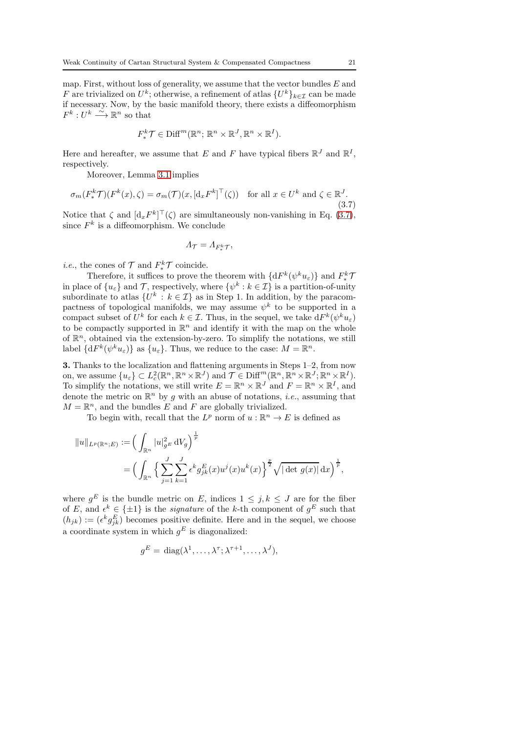map. First, without loss of generality, we assume that the vector bundles $E$ and $F$ are trivialized on $U^k$; otherwise, a refinement of atlas $\{U^k\}_{k\in\mathcal{I}}$ can be made if necessary. Now, by the basic manifold theory, there exists a diffeomorphism $F^k : U^k \xrightarrow{\sim} \mathbb{R}^n$ so that

$$F^k_*\mathcal{T} \in \mathrm{Diff}^m(\mathbb{R}^n; \mathbb{R}^n \times \mathbb{R}^J, \mathbb{R}^n \times \mathbb{R}^I).$$

Here and hereafter, we assume that $E$ and $F$ have typical fibers $\mathbb{R}^J$ and $\mathbb{R}^I$, respectively.

Moreover, Lemma 3.1 implies

$$\sigma_m(F^k_*\mathcal{T})(F^k(x), \zeta) = \sigma_m(\mathcal{T})(x, [\mathrm{d}_x F^k]^\top(\zeta)) \quad \text{for all } x \in U^k \text{ and } \zeta \in \mathbb{R}^J. \tag{3.7}$$

Notice that $\zeta$ and $[\mathrm{d}_x F^k]^\top(\zeta)$ are simultaneously non-vanishing in Eq. (3.7), since $F^k$ is a diffeomorphism. We conclude

$$\Lambda_{\mathcal{T}} = \Lambda_{F^k_*\mathcal{T}},$$

*i.e.*, the cones of $\mathcal{T}$ and $F^k_*\mathcal{T}$ coincide.

Therefore, it suffices to prove the theorem with $\{\mathrm{d}F^k(\psi^k u_\varepsilon)\}$ and $F^k_*\mathcal{T}$ in place of $\{u_\varepsilon\}$ and $\mathcal{T}$, respectively, where $\{\psi^k : k \in \mathcal{I}\}$ is a partition-of-unity subordinate to atlas $\{U^k : k \in \mathcal{I}\}$ as in Step 1. In addition, by the paracompactness of topological manifolds, we may assume $\psi^k$ to be supported in a compact subset of $U^k$ for each $k \in \mathcal{I}$. Thus, in the sequel, we take $\mathrm{d}F^k(\psi^k u_\varepsilon)$ to be compactly supported in $\mathbb{R}^n$ and identify it with the map on the whole of $\mathbb{R}^n$, obtained via the extension-by-zero. To simplify the notations, we still label $\{\mathrm{d}F^k(\psi^k u_\varepsilon)\}$ as $\{u_\varepsilon\}$. Thus, we reduce to the case: $M = \mathbb{R}^n$.

**3.** Thanks to the localization and flattening arguments in Steps 1–2, from now on, we assume $\{u_\varepsilon\} \subset L^2_c(\mathbb{R}^n, \mathbb{R}^n \times \mathbb{R}^J)$ and $\mathcal{T} \in \mathrm{Diff}^m(\mathbb{R}^n, \mathbb{R}^n \times \mathbb{R}^J; \mathbb{R}^n \times \mathbb{R}^I)$. To simplify the notations, we still write $E = \mathbb{R}^n \times \mathbb{R}^J$ and $F = \mathbb{R}^n \times \mathbb{R}^I$, and denote the metric on $\mathbb{R}^n$ by $g$ with an abuse of notations, *i.e.*, assuming that $M = \mathbb{R}^n$, and the bundles $E$ and $F$ are globally trivialized.

To begin with, recall that the $L^p$ norm of $u : \mathbb{R}^n \to E$ is defined as

$$\begin{aligned}
\|u\|_{L^p(\mathbb{R}^n;E)} &:= \Big( \int_{\mathbb{R}^n} |u|^2_{g^E} \,\mathrm{d}V_g \Big)^{\frac{1}{p}} \\
&= \Big( \int_{\mathbb{R}^n} \Big\{ \sum_{j=1}^J \sum_{k=1}^J \epsilon^k g^E_{jk}(x) u^j(x) u^k(x) \Big\}^{\frac{p}{2}} \sqrt{|\det g(x)|} \,\mathrm{d}x \Big)^{\frac{1}{p}},
\end{aligned}$$

where $g^E$ is the bundle metric on $E$, indices $1 \le j, k \le J$ are for the fiber of $E$, and $\epsilon^k \in \{\pm 1\}$ is the *signature* of the $k$-th component of $g^E$ such that $(h_{jk}) := (\epsilon^k g^E_{jk})$ becomes positive definite. Here and in the sequel, we choose a coordinate system in which $g^E$ is diagonalized:

$$g^E = \mathrm{diag}(\lambda^1, \ldots, \lambda^\tau; \lambda^{\tau+1}, \ldots, \lambda^J),$$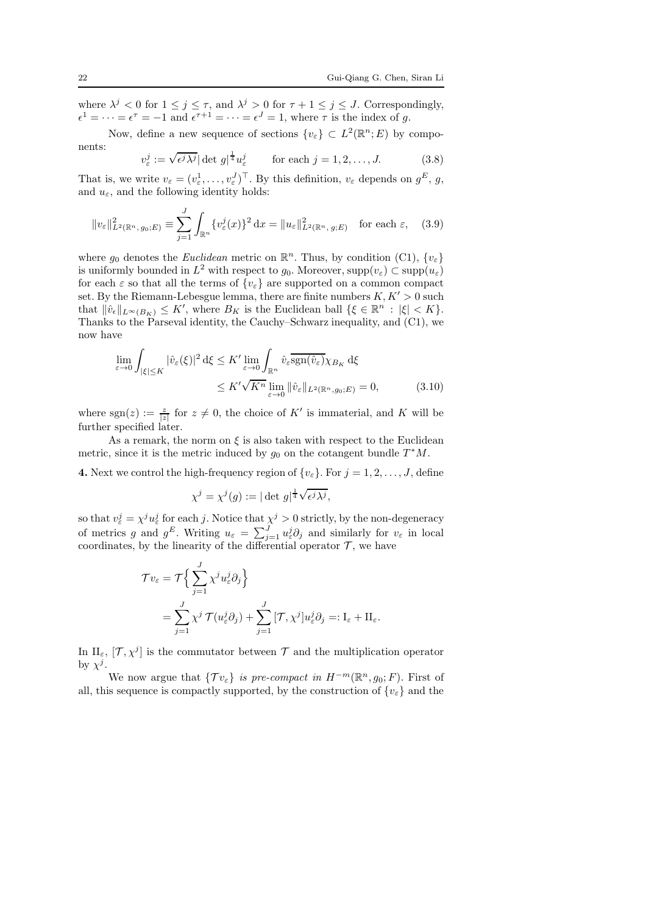where $\lambda^j < 0$ for $1 \leq j \leq \tau$, and $\lambda^j > 0$ for $\tau + 1 \leq j \leq J$. Correspondingly, $\epsilon^1 = \cdots = \epsilon^\tau = -1$ and $\epsilon^{\tau+1} = \cdots = \epsilon^J = 1$, where $\tau$ is the index of $g$.

Now, define a new sequence of sections $\{v_\varepsilon\} \subset L^2(\mathbb{R}^n; E)$ by components:

$$v^j_\varepsilon := \sqrt{\epsilon^j \lambda^j} |\det g|^{\frac{1}{4}} u^j_\varepsilon \qquad \text{for each } j = 1, 2, \ldots, J. \tag{3.8}$$

That is, we write $v_\varepsilon = (v^1_\varepsilon, \ldots, v^J_\varepsilon)^\top$. By this definition, $v_\varepsilon$ depends on $g^E$, $g$, and $u_\varepsilon$, and the following identity holds:

$$\|v_\varepsilon\|^2_{L^2(\mathbb{R}^n,\, g_0; E)} \equiv \sum_{j=1}^J \int_{\mathbb{R}^n} \{v^j_\varepsilon(x)\}^2 \,\mathrm{d}x = \|u_\varepsilon\|^2_{L^2(\mathbb{R}^n,\, g; E)} \quad \text{for each } \varepsilon, \tag{3.9}$$

where $g_0$ denotes the *Euclidean* metric on $\mathbb{R}^n$. Thus, by condition (C1), $\{v_\varepsilon\}$ is uniformly bounded in $L^2$ with respect to $g_0$. Moreover, $\mathrm{supp}(v_\varepsilon) \subset \mathrm{supp}(u_\varepsilon)$ for each $\varepsilon$ so that all the terms of $\{v_\varepsilon\}$ are supported on a common compact set. By the Riemann-Lebesgue lemma, there are finite numbers $K, K' > 0$ such that $\|\hat{v}_\epsilon\|_{L^\infty(B_K)} \leq K'$, where $B_K$ is the Euclidean ball $\{\xi \in \mathbb{R}^n : |\xi| < K\}$. Thanks to the Parseval identity, the Cauchy–Schwarz inequality, and (C1), we now have

$$\begin{aligned}
\lim_{\varepsilon \to 0} \int_{|\xi| \leq K} |\hat{v}_\varepsilon(\xi)|^2 \,\mathrm{d}\xi &\leq K' \lim_{\varepsilon \to 0} \int_{\mathbb{R}^n} \hat{v}_\varepsilon \overline{\mathrm{sgn}(\hat{v}_\varepsilon)} \chi_{B_K} \,\mathrm{d}\xi \\
&\leq K' \sqrt{K^n} \lim_{\varepsilon \to 0} \|\hat{v}_\varepsilon\|_{L^2(\mathbb{R}^n, g_0; E)} = 0,
\end{aligned} \tag{3.10}$$

where $\mathrm{sgn}(z) := \frac{z}{|z|}$ for $z \neq 0$, the choice of $K'$ is immaterial, and $K$ will be further specified later.

As a remark, the norm on $\xi$ is also taken with respect to the Euclidean metric, since it is the metric induced by $g_0$ on the cotangent bundle $T^*M$.

**4.** Next we control the high-frequency region of $\{v_\varepsilon\}$. For $j = 1, 2, \ldots, J$, define

$$\chi^j = \chi^j(g) := |\det g|^{\frac{1}{4}} \sqrt{\epsilon^j \lambda^j},$$

so that $v^j_\varepsilon = \chi^j u^j_\varepsilon$ for each $j$. Notice that $\chi^j > 0$ strictly, by the non-degeneracy of metrics $g$ and $g^E$. Writing $u_\varepsilon = \sum_{j=1}^J u^j_\varepsilon \partial_j$ and similarly for $v_\varepsilon$ in local coordinates, by the linearity of the differential operator $\mathcal{T}$, we have

$$\begin{aligned}
\mathcal{T} v_\varepsilon &= \mathcal{T}\Big\{ \sum_{j=1}^J \chi^j u^j_\varepsilon \partial_j \Big\} \\
&= \sum_{j=1}^J \chi^j \, \mathcal{T}(u^j_\varepsilon \partial_j) + \sum_{j=1}^J [\mathcal{T}, \chi^j] u^j_\varepsilon \partial_j =: \mathrm{I}_\varepsilon + \mathrm{II}_\varepsilon.
\end{aligned}$$

In $\mathrm{II}_\varepsilon$, $[\mathcal{T}, \chi^j]$ is the commutator between $\mathcal{T}$ and the multiplication operator by $\chi^j$.

We now argue that $\{\mathcal{T} v_\varepsilon\}$ *is pre-compact in* $H^{-m}(\mathbb{R}^n, g_0; F)$. First of all, this sequence is compactly supported, by the construction of $\{v_\varepsilon\}$ and the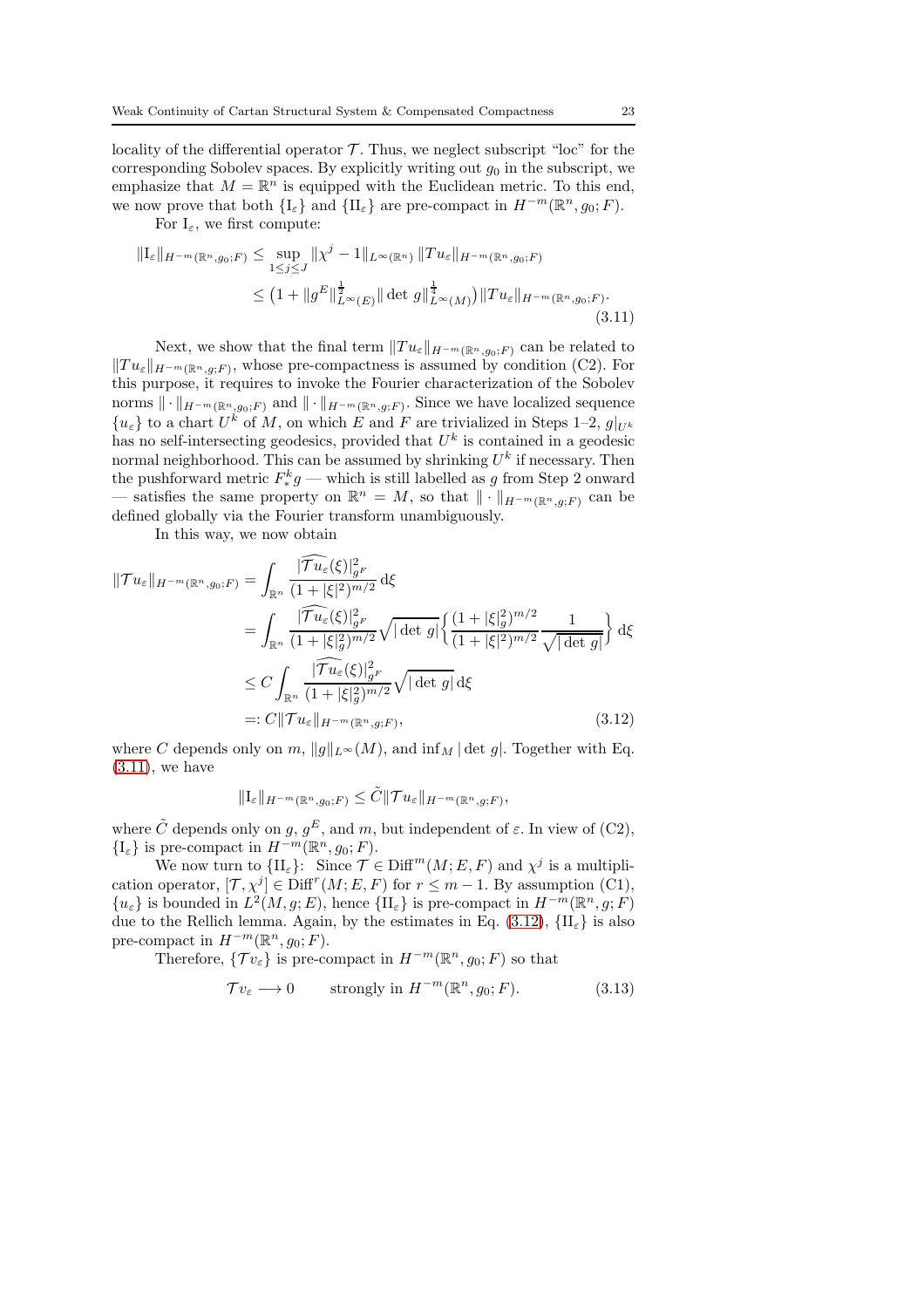locality of the differential operator $\mathcal{T}$. Thus, we neglect subscript "loc" for the corresponding Sobolev spaces. By explicitly writing out $g_0$ in the subscript, we emphasize that $M = \mathbb{R}^n$ is equipped with the Euclidean metric. To this end, we now prove that both $\{\mathrm{I}_\varepsilon\}$ and $\{\mathrm{II}_\varepsilon\}$ are pre-compact in $H^{-m}(\mathbb{R}^n, g_0; F)$.

For $\mathrm{I}_\varepsilon$, we first compute:

$$
\begin{aligned}
\|\mathrm{I}_\varepsilon\|_{H^{-m}(\mathbb{R}^n, g_0; F)} &\leq \sup_{1\leq j \leq J} \|\chi^j - 1\|_{L^\infty(\mathbb{R}^n)} \, \|Tu_\varepsilon\|_{H^{-m}(\mathbb{R}^n, g_0; F)} \\
&\leq \big(1 + \|g^E\|^{\frac{1}{2}}_{L^\infty(E)} \|\det\, g\|^{\frac{1}{4}}_{L^\infty(M)}\big) \|Tu_\varepsilon\|_{H^{-m}(\mathbb{R}^n, g_0; F)}.
\end{aligned}
\tag{3.11}
$$

Next, we show that the final term $\|Tu_\varepsilon\|_{H^{-m}(\mathbb{R}^n, g_0; F)}$ can be related to $\|Tu_\varepsilon\|_{H^{-m}(\mathbb{R}^n, g; F)}$, whose pre-compactness is assumed by condition (C2). For this purpose, it requires to invoke the Fourier characterization of the Sobolev norms $\|\cdot\|_{H^{-m}(\mathbb{R}^n, g_0; F)}$ and $\|\cdot\|_{H^{-m}(\mathbb{R}^n, g; F)}$. Since we have localized sequence $\{u_\varepsilon\}$ to a chart $U^k$ of $M$, on which $E$ and $F$ are trivialized in Steps 1–2, $g|_{U^k}$ has no self-intersecting geodesics, provided that $U^k$ is contained in a geodesic normal neighborhood. This can be assumed by shrinking $U^k$ if necessary. Then the pushforward metric $F^k_* g$ — which is still labelled as $g$ from Step 2 onward — satisfies the same property on $\mathbb{R}^n = M$, so that $\|\cdot\|_{H^{-m}(\mathbb{R}^n, g; F)}$ can be defined globally via the Fourier transform unambiguously.

In this way, we now obtain

$$
\begin{aligned}
\|\mathcal{T}u_\varepsilon\|_{H^{-m}(\mathbb{R}^n, g_0; F)} &= \int_{\mathbb{R}^n} \frac{|\widehat{\mathcal{T}u_\varepsilon}(\xi)|^2_{g^F}}{(1+|\xi|^2)^{m/2}} \,\mathrm{d}\xi \\
&= \int_{\mathbb{R}^n} \frac{|\widehat{\mathcal{T}u_\varepsilon}(\xi)|^2_{g^F}}{(1+|\xi|_g^2)^{m/2}} \sqrt{|\det\, g|} \left\{ \frac{(1+|\xi|_g^2)^{m/2}}{(1+|\xi|^2)^{m/2}} \frac{1}{\sqrt{|\det\, g|}} \right\} \mathrm{d}\xi \\
&\leq C \int_{\mathbb{R}^n} \frac{|\widehat{\mathcal{T}u_\varepsilon}(\xi)|^2_{g^F}}{(1+|\xi|_g^2)^{m/2}} \sqrt{|\det\, g|} \,\mathrm{d}\xi \\
&=: C\|\mathcal{T}u_\varepsilon\|_{H^{-m}(\mathbb{R}^n, g; F)},
\end{aligned}
\tag{3.12}
$$

where $C$ depends only on $m$, $\|g\|_{L^\infty}(M)$, and $\inf_M |\det\, g|$. Together with Eq. (3.11), we have

$$
\|\mathrm{I}_\varepsilon\|_{H^{-m}(\mathbb{R}^n, g_0; F)} \leq \tilde{C} \|\mathcal{T}u_\varepsilon\|_{H^{-m}(\mathbb{R}^n, g; F)},
$$

where $\tilde{C}$ depends only on $g$, $g^E$, and $m$, but independent of $\varepsilon$. In view of (C2), $\{\mathrm{I}_\varepsilon\}$ is pre-compact in $H^{-m}(\mathbb{R}^n, g_0; F)$.

We now turn to $\{\mathrm{II}_\varepsilon\}$: Since $\mathcal{T} \in \mathrm{Diff}^m(M; E, F)$ and $\chi^j$ is a multiplication operator, $[\mathcal{T}, \chi^j] \in \mathrm{Diff}^r(M; E, F)$ for $r \leq m-1$. By assumption (C1), $\{u_\varepsilon\}$ is bounded in $L^2(M, g; E)$, hence $\{\mathrm{II}_\varepsilon\}$ is pre-compact in $H^{-m}(\mathbb{R}^n, g; F)$ due to the Rellich lemma. Again, by the estimates in Eq. (3.12), $\{\mathrm{II}_\varepsilon\}$ is also pre-compact in $H^{-m}(\mathbb{R}^n, g_0; F)$.

Therefore, $\{\mathcal{T}v_\varepsilon\}$ is pre-compact in $H^{-m}(\mathbb{R}^n, g_0; F)$ so that

$$
\mathcal{T}v_\varepsilon \longrightarrow 0 \qquad \text{strongly in } H^{-m}(\mathbb{R}^n, g_0; F).
\tag{3.13}
$$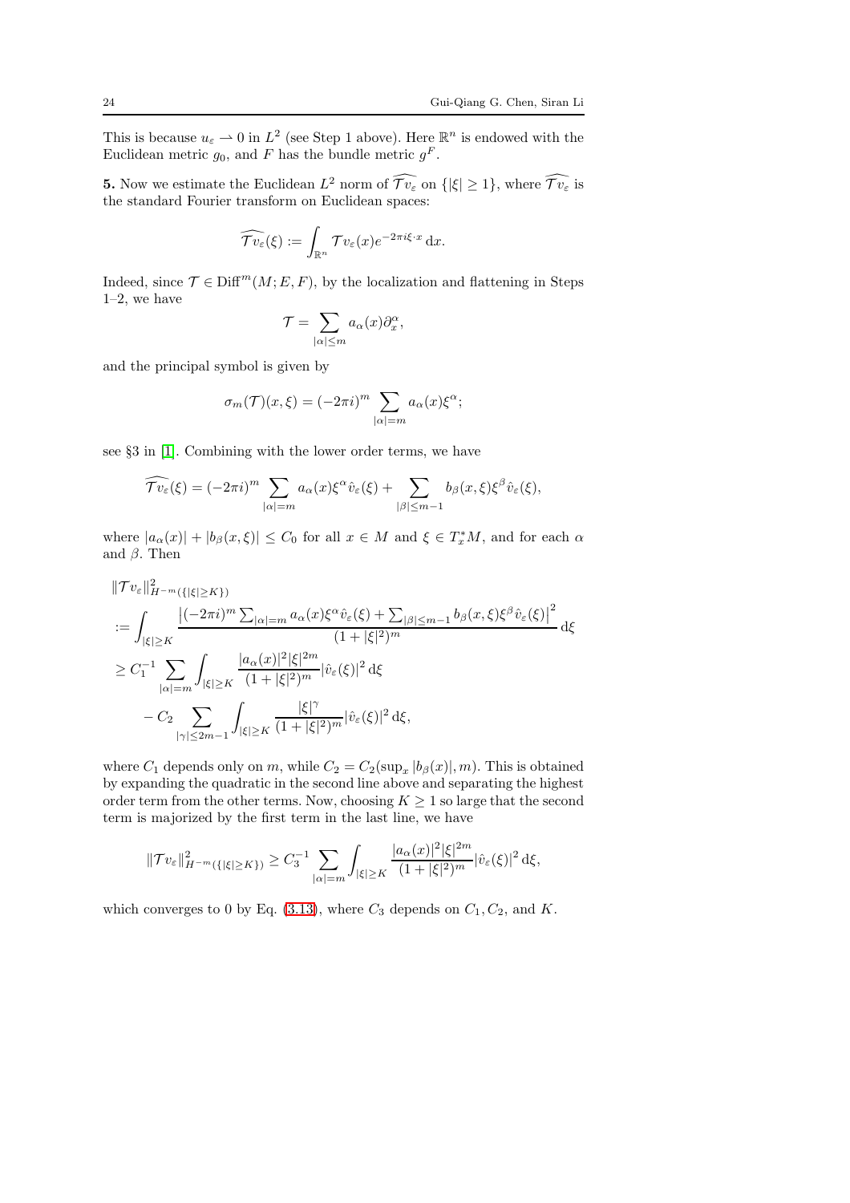This is because $u_\varepsilon \rightharpoonup 0$ in $L^2$ (see Step 1 above). Here $\mathbb{R}^n$ is endowed with the Euclidean metric $g_0$, and $F$ has the bundle metric $g^F$.

**5.** Now we estimate the Euclidean $L^2$ norm of $\widehat{\mathcal{T}v_\varepsilon}$ on $\{|\xi| \geq 1\}$, where $\widehat{\mathcal{T}v_\varepsilon}$ is the standard Fourier transform on Euclidean spaces:

$$\widehat{\mathcal{T}v_\varepsilon}(\xi) := \int_{\mathbb{R}^n} \mathcal{T}v_\varepsilon(x) e^{-2\pi i \xi \cdot x}\,\mathrm{d}x.$$

Indeed, since $\mathcal{T} \in \mathrm{Diff}^m(M; E, F)$, by the localization and flattening in Steps 1–2, we have

$$\mathcal{T} = \sum_{|\alpha| \leq m} a_\alpha(x) \partial_x^\alpha,$$

and the principal symbol is given by

$$\sigma_m(\mathcal{T})(x,\xi) = (-2\pi i)^m \sum_{|\alpha|=m} a_\alpha(x)\xi^\alpha;$$

see §3 in [1]. Combining with the lower order terms, we have

$$\widehat{\mathcal{T}v_\varepsilon}(\xi) = (-2\pi i)^m \sum_{|\alpha|=m} a_\alpha(x)\xi^\alpha \hat{v}_\varepsilon(\xi) + \sum_{|\beta|\leq m-1} b_\beta(x,\xi)\xi^\beta \hat{v}_\varepsilon(\xi),$$

where $|a_\alpha(x)| + |b_\beta(x,\xi)| \leq C_0$ for all $x \in M$ and $\xi \in T_x^*M$, and for each $\alpha$ and $\beta$. Then

$$\begin{aligned}
&\|\mathcal{T}v_\varepsilon\|^2_{H^{-m}(\{|\xi|\geq K\})} \\
&:= \int_{|\xi|\geq K} \frac{\left|(-2\pi i)^m \sum_{|\alpha|=m} a_\alpha(x)\xi^\alpha \hat{v}_\varepsilon(\xi) + \sum_{|\beta|\leq m-1} b_\beta(x,\xi)\xi^\beta \hat{v}_\varepsilon(\xi)\right|^2}{(1+|\xi|^2)^m}\,\mathrm{d}\xi \\
&\geq C_1^{-1} \sum_{|\alpha|=m} \int_{|\xi|\geq K} \frac{|a_\alpha(x)|^2|\xi|^{2m}}{(1+|\xi|^2)^m} |\hat{v}_\varepsilon(\xi)|^2\,\mathrm{d}\xi \\
&\quad - C_2 \sum_{|\gamma|\leq 2m-1} \int_{|\xi|\geq K} \frac{|\xi|^\gamma}{(1+|\xi|^2)^m} |\hat{v}_\varepsilon(\xi)|^2\,\mathrm{d}\xi,
\end{aligned}$$

where $C_1$ depends only on $m$, while $C_2 = C_2(\sup_x |b_\beta(x)|, m)$. This is obtained by expanding the quadratic in the second line above and separating the highest order term from the other terms. Now, choosing $K \geq 1$ so large that the second term is majorized by the first term in the last line, we have

$$\|\mathcal{T}v_\varepsilon\|^2_{H^{-m}(\{|\xi|\geq K\})} \geq C_3^{-1} \sum_{|\alpha|=m} \int_{|\xi|\geq K} \frac{|a_\alpha(x)|^2|\xi|^{2m}}{(1+|\xi|^2)^m} |\hat{v}_\varepsilon(\xi)|^2\,\mathrm{d}\xi,$$

which converges to 0 by Eq. (3.13), where $C_3$ depends on $C_1, C_2$, and $K$.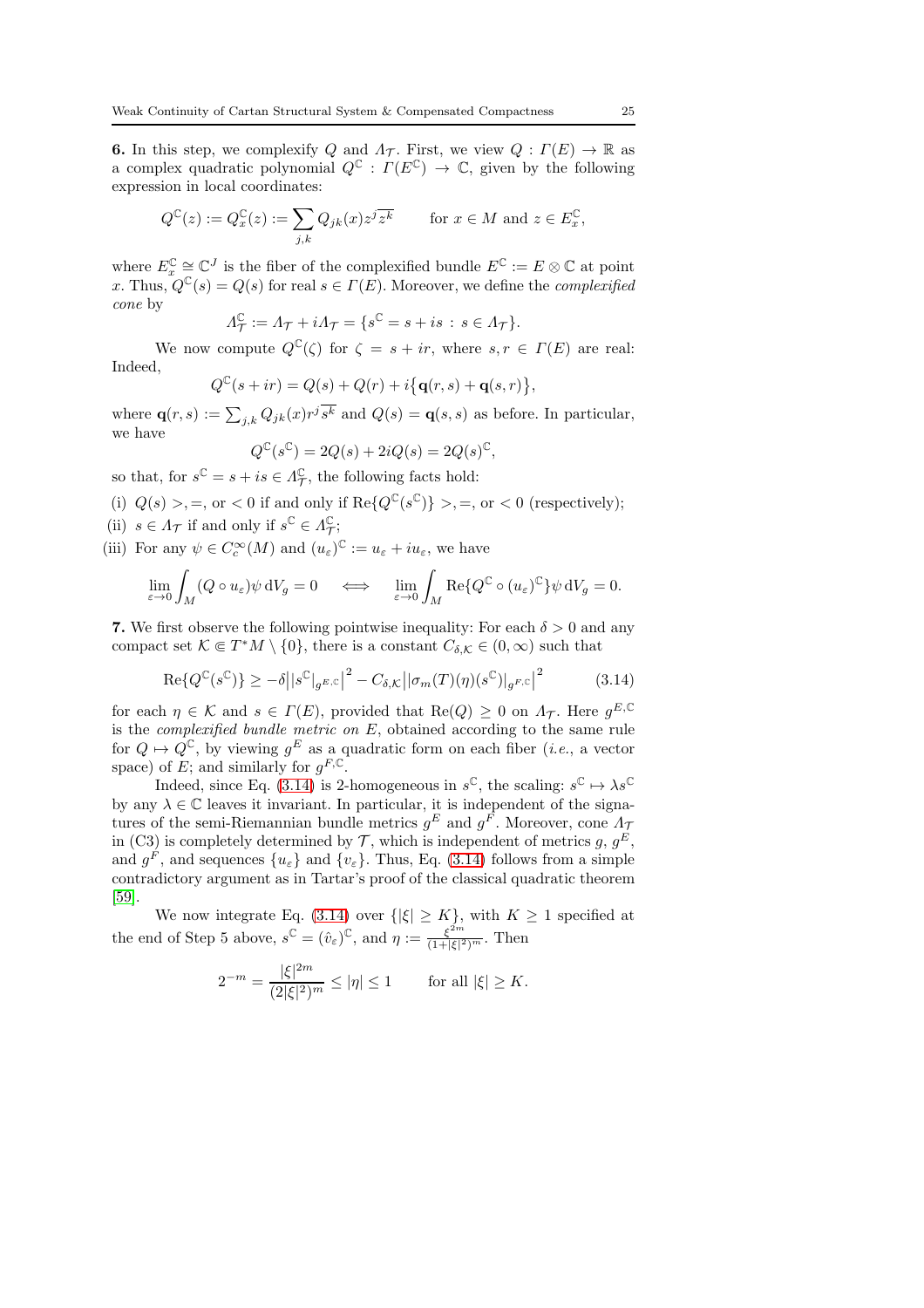**6.** In this step, we complexify $Q$ and $\Lambda_{\mathcal{T}}$. First, we view $Q : \Gamma(E) \to \mathbb{R}$ as a complex quadratic polynomial $Q^{\mathbb{C}} : \Gamma(E^{\mathbb{C}}) \to \mathbb{C}$, given by the following expression in local coordinates:

$$Q^{\mathbb{C}}(z) := Q^{\mathbb{C}}_x(z) := \sum_{j,k} Q_{jk}(x) z^j \overline{z^k} \qquad \text{for } x \in M \text{ and } z \in E^{\mathbb{C}}_x,$$

where $E^{\mathbb{C}}_x \cong \mathbb{C}^J$ is the fiber of the complexified bundle $E^{\mathbb{C}} := E \otimes \mathbb{C}$ at point $x$. Thus, $Q^{\mathbb{C}}(s) = Q(s)$ for real $s \in \Gamma(E)$. Moreover, we define the *complexified cone* by

$$\Lambda^{\mathbb{C}}_{\mathcal{T}} := \Lambda_{\mathcal{T}} + i\Lambda_{\mathcal{T}} = \{s^{\mathbb{C}} = s + is \,:\, s \in \Lambda_{\mathcal{T}}\}.$$

We now compute $Q^{\mathbb{C}}(\zeta)$ for $\zeta = s + ir$, where $s, r \in \Gamma(E)$ are real: Indeed,

$$Q^{\mathbb{C}}(s + ir) = Q(s) + Q(r) + i\big\{\mathbf{q}(r,s) + \mathbf{q}(s,r)\big\},$$

where $\mathbf{q}(r,s) := \sum_{j,k} Q_{jk}(x) r^j \overline{s^k}$ and $Q(s) = \mathbf{q}(s,s)$ as before. In particular, we have

$$Q^{\mathbb{C}}(s^{\mathbb{C}}) = 2Q(s) + 2iQ(s) = 2Q(s)^{\mathbb{C}},$$

so that, for $s^{\mathbb{C}} = s + is \in \Lambda^{\mathbb{C}}_{\mathcal{T}}$, the following facts hold:

(i) $Q(s) >, =,$ or $< 0$ if and only if $\mathrm{Re}\{Q^{\mathbb{C}}(s^{\mathbb{C}})\} >, =,$ or $< 0$ (respectively);

(ii) $s \in \Lambda_{\mathcal{T}}$ if and only if $s^{\mathbb{C}} \in \Lambda^{\mathbb{C}}_{\mathcal{T}}$;

(iii) For any $\psi \in C^\infty_c(M)$ and $(u_\varepsilon)^{\mathbb{C}} := u_\varepsilon + iu_\varepsilon$, we have

$$\lim_{\varepsilon \to 0} \int_M (Q \circ u_\varepsilon)\psi \, \mathrm{d}V_g = 0 \quad \iff \quad \lim_{\varepsilon \to 0} \int_M \mathrm{Re}\{Q^{\mathbb{C}} \circ (u_\varepsilon)^{\mathbb{C}}\}\psi \, \mathrm{d}V_g = 0.$$

**7.** We first observe the following pointwise inequality: For each $\delta > 0$ and any compact set $\mathcal{K} \Subset T^*M \setminus \{0\}$, there is a constant $C_{\delta,\mathcal{K}} \in (0,\infty)$ such that

$$\mathrm{Re}\{Q^{\mathbb{C}}(s^{\mathbb{C}})\} \geq -\delta \big| |s^{\mathbb{C}}|_{g^{E,\mathbb{C}}} \big|^2 - C_{\delta,\mathcal{K}} \big| |\sigma_m(T)(\eta)(s^{\mathbb{C}})|_{g^{F,\mathbb{C}}} \big|^2 \tag{3.14}$$

for each $\eta \in \mathcal{K}$ and $s \in \Gamma(E)$, provided that $\mathrm{Re}(Q) \geq 0$ on $\Lambda_{\mathcal{T}}$. Here $g^{E,\mathbb{C}}$ is the *complexified bundle metric on* $E$, obtained according to the same rule for $Q \mapsto Q^{\mathbb{C}}$, by viewing $g^E$ as a quadratic form on each fiber (*i.e.*, a vector space) of $E$; and similarly for $g^{F,\mathbb{C}}$.

Indeed, since Eq. (3.14) is 2-homogeneous in $s^{\mathbb{C}}$, the scaling: $s^{\mathbb{C}} \mapsto \lambda s^{\mathbb{C}}$ by any $\lambda \in \mathbb{C}$ leaves it invariant. In particular, it is independent of the signatures of the semi-Riemannian bundle metrics $g^E$ and $g^F$. Moreover, cone $\Lambda_{\mathcal{T}}$ in (C3) is completely determined by $\mathcal{T}$, which is independent of metrics $g$, $g^E$, and $g^F$, and sequences $\{u_\varepsilon\}$ and $\{v_\varepsilon\}$. Thus, Eq. (3.14) follows from a simple contradictory argument as in Tartar's proof of the classical quadratic theorem [59].

We now integrate Eq. (3.14) over $\{|\xi| \geq K\}$, with $K \geq 1$ specified at the end of Step 5 above, $s^{\mathbb{C}} = (\hat{v}_\varepsilon)^{\mathbb{C}}$, and $\eta := \frac{\xi^{2m}}{(1+|\xi|^2)^m}$. Then

$$2^{-m} = \frac{|\xi|^{2m}}{(2|\xi|^2)^m} \leq |\eta| \leq 1 \qquad \text{for all } |\xi| \geq K.$$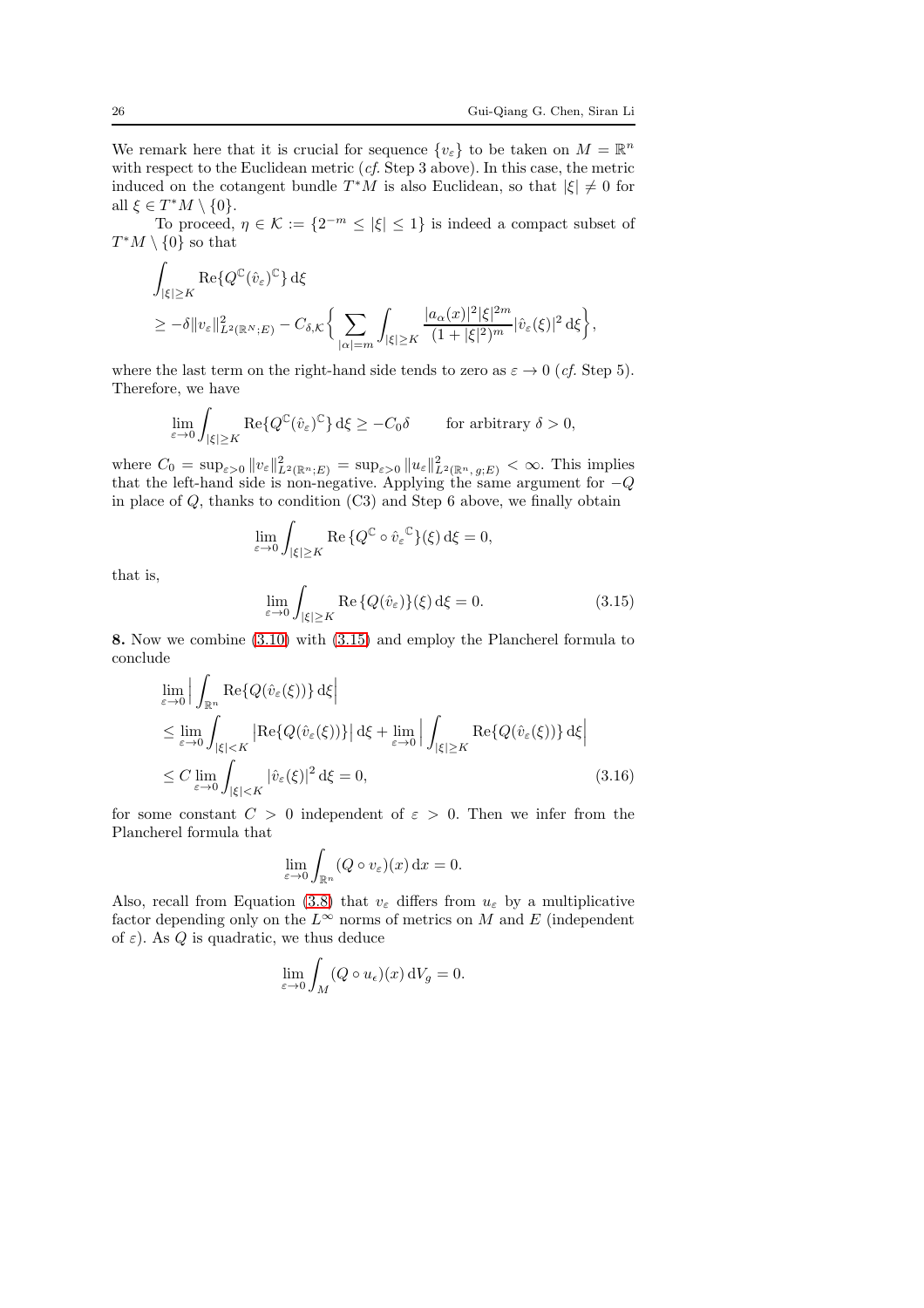We remark here that it is crucial for sequence $\{v_\varepsilon\}$ to be taken on $M = \mathbb{R}^n$ with respect to the Euclidean metric (*cf.* Step 3 above). In this case, the metric induced on the cotangent bundle $T^*M$ is also Euclidean, so that $|\xi| \neq 0$ for all $\xi \in T^*M \setminus \{0\}$.

To proceed, $\eta \in \mathcal{K} := \{2^{-m} \leq |\xi| \leq 1\}$ is indeed a compact subset of $T^*M \setminus \{0\}$ so that

$$
\begin{aligned}
&\int_{|\xi|\geq K} \mathrm{Re}\{Q^{\mathbb{C}}(\hat{v}_\varepsilon)^{\mathbb{C}}\}\,\mathrm{d}\xi \\
&\geq -\delta \|v_\varepsilon\|^2_{L^2(\mathbb{R}^N;E)} - C_{\delta,\mathcal{K}}\Big\{\sum_{|\alpha|=m} \int_{|\xi|\geq K} \frac{|a_\alpha(x)|^2|\xi|^{2m}}{(1+|\xi|^2)^m}|\hat{v}_\varepsilon(\xi)|^2\,\mathrm{d}\xi\Big\},
\end{aligned}
$$

where the last term on the right-hand side tends to zero as $\varepsilon \to 0$ (*cf.* Step 5). Therefore, we have

$$
\lim_{\varepsilon\to 0} \int_{|\xi|\geq K} \mathrm{Re}\{Q^{\mathbb{C}}(\hat{v}_\varepsilon)^{\mathbb{C}}\}\,\mathrm{d}\xi \geq -C_0\delta \qquad \text{for arbitrary } \delta > 0,
$$

where $C_0 = \sup_{\varepsilon>0} \|v_\varepsilon\|^2_{L^2(\mathbb{R}^n;E)} = \sup_{\varepsilon>0} \|u_\varepsilon\|^2_{L^2(\mathbb{R}^n,\,g;E)} < \infty$. This implies that the left-hand side is non-negative. Applying the same argument for $-Q$ in place of $Q$, thanks to condition (C3) and Step 6 above, we finally obtain

$$
\lim_{\varepsilon\to 0} \int_{|\xi|\geq K} \mathrm{Re}\,\{Q^{\mathbb{C}} \circ \hat{v}_\varepsilon{}^{\mathbb{C}}\}(\xi)\,\mathrm{d}\xi = 0,
$$

that is,

$$
\lim_{\varepsilon\to 0} \int_{|\xi|\geq K} \mathrm{Re}\,\{Q(\hat{v}_\varepsilon)\}(\xi)\,\mathrm{d}\xi = 0. \tag{3.15}
$$

**8.** Now we combine (3.10) with (3.15) and employ the Plancherel formula to conclude

$$
\begin{aligned}
&\lim_{\varepsilon\to 0} \Big| \int_{\mathbb{R}^n} \mathrm{Re}\{Q(\hat{v}_\varepsilon(\xi))\}\,\mathrm{d}\xi\Big| \\
&\leq \lim_{\varepsilon\to 0} \int_{|\xi|<K} \big|\mathrm{Re}\{Q(\hat{v}_\varepsilon(\xi))\}\big|\,\mathrm{d}\xi + \lim_{\varepsilon\to 0} \Big| \int_{|\xi|\geq K} \mathrm{Re}\{Q(\hat{v}_\varepsilon(\xi))\}\,\mathrm{d}\xi\Big| \\
&\leq C \lim_{\varepsilon\to 0} \int_{|\xi|<K} |\hat{v}_\varepsilon(\xi)|^2\,\mathrm{d}\xi = 0,
\end{aligned} \tag{3.16}
$$

for some constant $C > 0$ independent of $\varepsilon > 0$. Then we infer from the Plancherel formula that

$$
\lim_{\varepsilon\to 0} \int_{\mathbb{R}^n} (Q \circ v_\varepsilon)(x)\,\mathrm{d}x = 0.
$$

Also, recall from Equation (3.8) that $v_\varepsilon$ differs from $u_\varepsilon$ by a multiplicative factor depending only on the $L^\infty$ norms of metrics on $M$ and $E$ (independent of $\varepsilon$). As $Q$ is quadratic, we thus deduce

$$
\lim_{\varepsilon\to 0} \int_M (Q \circ u_\epsilon)(x)\,\mathrm{d}V_g = 0.
$$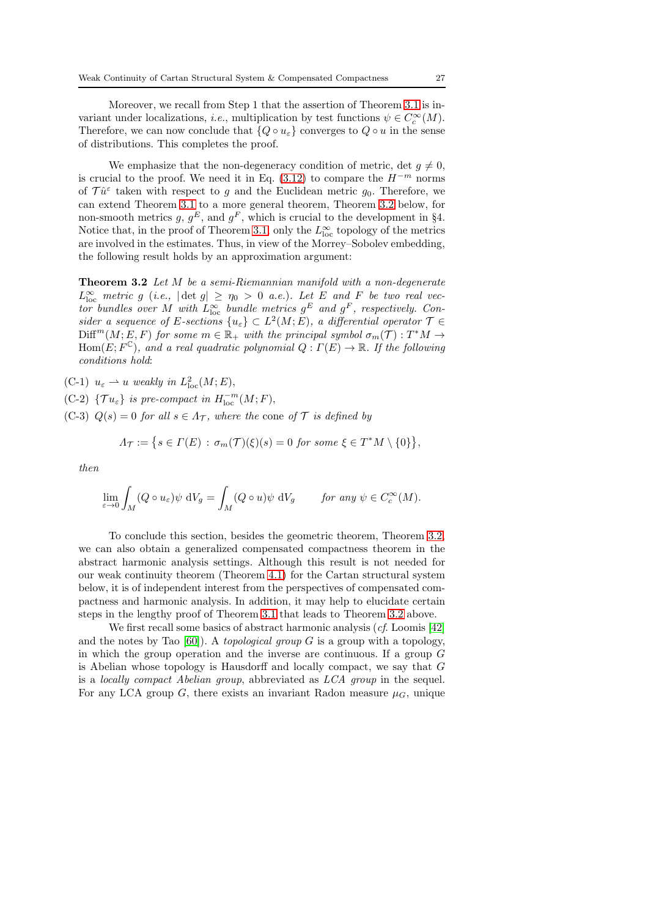Moreover, we recall from Step 1 that the assertion of Theorem 3.1 is invariant under localizations, *i.e.*, multiplication by test functions $\psi \in C_c^\infty(M)$. Therefore, we can now conclude that $\{Q \circ u_\varepsilon\}$ converges to $Q \circ u$ in the sense of distributions. This completes the proof.

We emphasize that the non-degeneracy condition of metric, $\det g \neq 0$, is crucial to the proof. We need it in Eq. (3.12) to compare the $H^{-m}$ norms of $\mathcal{T}\hat{u}^\varepsilon$ taken with respect to $g$ and the Euclidean metric $g_0$. Therefore, we can extend Theorem 3.1 to a more general theorem, Theorem 3.2 below, for non-smooth metrics $g$, $g^E$, and $g^F$, which is crucial to the development in §4. Notice that, in the proof of Theorem 3.1, only the $L^\infty_{\rm loc}$ topology of the metrics are involved in the estimates. Thus, in view of the Morrey–Sobolev embedding, the following result holds by an approximation argument:

**Theorem 3.2** *Let $M$ be a semi-Riemannian manifold with a non-degenerate $L^\infty_{\rm loc}$ metric $g$ (i.e., $|\det g| \geq \eta_0 > 0$ a.e.). Let $E$ and $F$ be two real vector bundles over $M$ with $L^\infty_{\rm loc}$ bundle metrics $g^E$ and $g^F$, respectively. Consider a sequence of $E$-sections $\{u_\varepsilon\} \subset L^2(M; E)$, a differential operator $\mathcal{T} \in \mathrm{Diff}^m(M; E, F)$ for some $m \in \mathbb{R}_+$ with the principal symbol $\sigma_m(\mathcal{T}) : T^*M \to \mathrm{Hom}(E; F^{\mathbb{C}})$, and a real quadratic polynomial $Q : \Gamma(E) \to \mathbb{R}$. If the following conditions hold*:

(C-1) *$u_\varepsilon \rightharpoonup u$ weakly in $L^2_{\rm loc}(M; E)$,*

(C-2) *$\{\mathcal{T} u_\varepsilon\}$ is pre-compact in $H^{-m}_{\rm loc}(M; F)$,*

(C-3) *$Q(s) = 0$ for all $s \in \Lambda_{\mathcal{T}}$, where the* cone *of $\mathcal{T}$ is defined by*

$$
\Lambda_{\mathcal{T}} := \big\{ s \in \Gamma(E) \, : \, \sigma_m(\mathcal{T})(\xi)(s) = 0 \text{ for some } \xi \in T^*M \setminus \{0\} \big\},
$$

*then*

$$
\lim_{\varepsilon \to 0} \int_M (Q \circ u_\varepsilon) \psi \, \mathrm{d}V_g = \int_M (Q \circ u) \psi \, \mathrm{d}V_g \qquad \text{for any } \psi \in C_c^\infty(M).
$$

To conclude this section, besides the geometric theorem, Theorem 3.2, we can also obtain a generalized compensated compactness theorem in the abstract harmonic analysis settings. Although this result is not needed for our weak continuity theorem (Theorem 4.1) for the Cartan structural system below, it is of independent interest from the perspectives of compensated compactness and harmonic analysis. In addition, it may help to elucidate certain steps in the lengthy proof of Theorem 3.1 that leads to Theorem 3.2 above.

We first recall some basics of abstract harmonic analysis (*cf.* Loomis [42] and the notes by Tao [60]). A *topological group* $G$ is a group with a topology, in which the group operation and the inverse are continuous. If a group $G$ is Abelian whose topology is Hausdorff and locally compact, we say that $G$ is a *locally compact Abelian group*, abbreviated as *LCA group* in the sequel. For any LCA group $G$, there exists an invariant Radon measure $\mu_G$, unique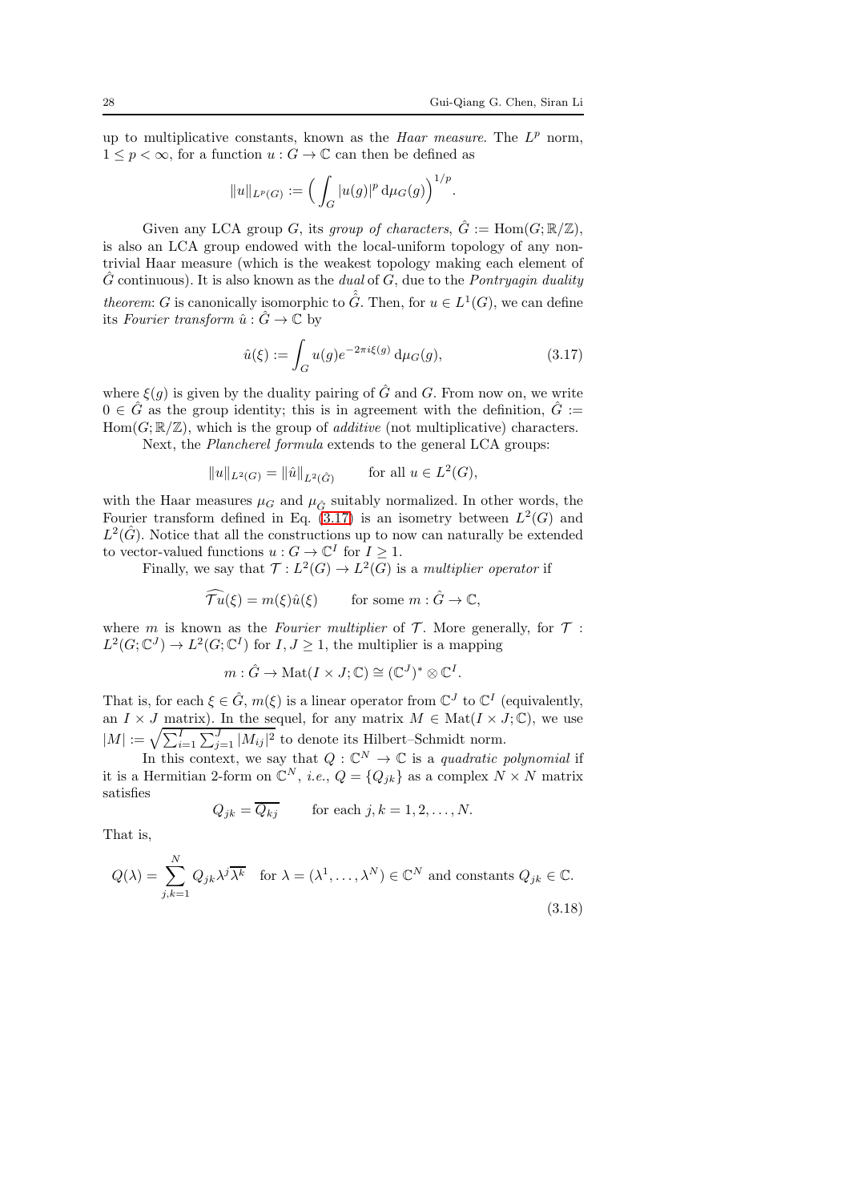up to multiplicative constants, known as the *Haar measure*. The $L^p$ norm, $1 \leq p < \infty$, for a function $u : G \to \mathbb{C}$ can then be defined as

$$\|u\|_{L^p(G)} := \Big( \int_G |u(g)|^p \, \mathrm{d}\mu_G(g) \Big)^{1/p}.$$

Given any LCA group $G$, its *group of characters*, $\hat{G} := \mathrm{Hom}(G; \mathbb{R}/\mathbb{Z})$, is also an LCA group endowed with the local-uniform topology of any non-trivial Haar measure (which is the weakest topology making each element of $\hat{G}$ continuous). It is also known as the *dual* of $G$, due to the *Pontryagin duality theorem*: $G$ is canonically isomorphic to $\hat{\hat{G}}$. Then, for $u \in L^1(G)$, we can define its *Fourier transform* $\hat{u} : \hat{G} \to \mathbb{C}$ by

$$\hat{u}(\xi) := \int_G u(g) e^{-2\pi i \xi(g)} \, \mathrm{d}\mu_G(g), \tag{3.17}$$

where $\xi(g)$ is given by the duality pairing of $\hat{G}$ and $G$. From now on, we write $0 \in \hat{G}$ as the group identity; this is in agreement with the definition, $\hat{G} := \mathrm{Hom}(G; \mathbb{R}/\mathbb{Z})$, which is the group of *additive* (not multiplicative) characters.

Next, the *Plancherel formula* extends to the general LCA groups:

$$\|u\|_{L^2(G)} = \|\hat{u}\|_{L^2(\hat{G})} \qquad \text{for all } u \in L^2(G),$$

with the Haar measures $\mu_G$ and $\mu_{\hat{G}}$ suitably normalized. In other words, the Fourier transform defined in Eq. (3.17) is an isometry between $L^2(G)$ and $L^2(\hat{G})$. Notice that all the constructions up to now can naturally be extended to vector-valued functions $u : G \to \mathbb{C}^I$ for $I \geq 1$.

Finally, we say that $\mathcal{T} : L^2(G) \to L^2(G)$ is a *multiplier operator* if

$$\widehat{\mathcal{T}u}(\xi) = m(\xi)\hat{u}(\xi) \qquad \text{for some } m : \hat{G} \to \mathbb{C},$$

where $m$ is known as the *Fourier multiplier* of $\mathcal{T}$. More generally, for $\mathcal{T} : L^2(G; \mathbb{C}^J) \to L^2(G; \mathbb{C}^I)$ for $I, J \geq 1$, the multiplier is a mapping

$$m : \hat{G} \to \mathrm{Mat}(I \times J; \mathbb{C}) \cong (\mathbb{C}^J)^* \otimes \mathbb{C}^I.$$

That is, for each $\xi \in \hat{G}$, $m(\xi)$ is a linear operator from $\mathbb{C}^J$ to $\mathbb{C}^I$ (equivalently, an $I \times J$ matrix). In the sequel, for any matrix $M \in \mathrm{Mat}(I \times J; \mathbb{C})$, we use $|M| := \sqrt{\sum_{i=1}^I \sum_{j=1}^J |M_{ij}|^2}$ to denote its Hilbert–Schmidt norm.

In this context, we say that $Q : \mathbb{C}^N \to \mathbb{C}$ is a *quadratic polynomial* if it is a Hermitian 2-form on $\mathbb{C}^N$, *i.e.*, $Q = \{Q_{jk}\}$ as a complex $N \times N$ matrix satisfies

$$Q_{jk} = \overline{Q_{kj}} \qquad \text{for each } j, k = 1, 2, \ldots, N.$$

That is,

$$Q(\lambda) = \sum_{j,k=1}^N Q_{jk} \lambda^j \overline{\lambda^k} \quad \text{for } \lambda = (\lambda^1, \ldots, \lambda^N) \in \mathbb{C}^N \text{ and constants } Q_{jk} \in \mathbb{C}. \tag{3.18}$$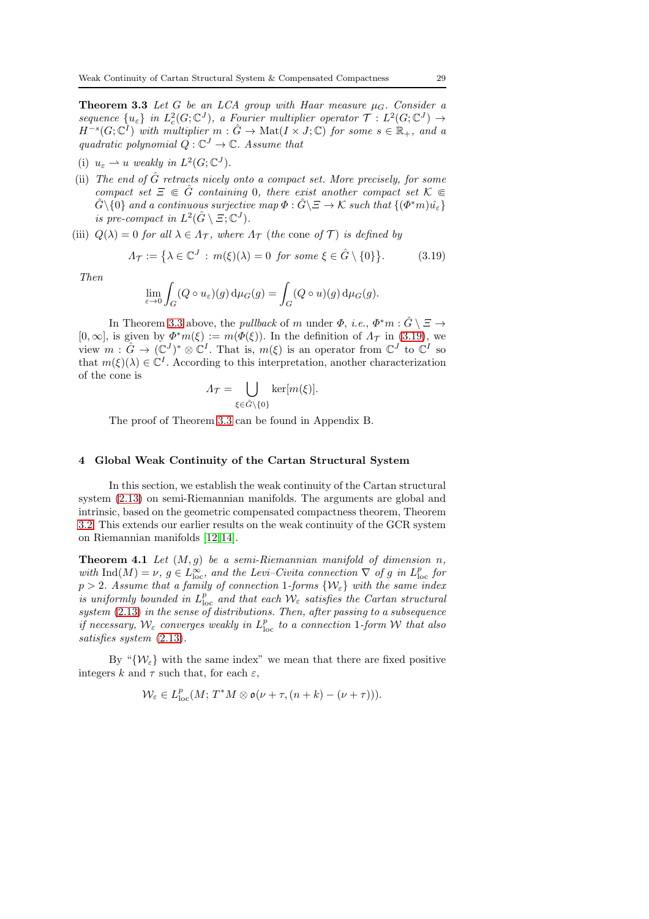**Theorem 3.3** *Let $G$ be an LCA group with Haar measure $\mu_G$. Consider a sequence $\{u_\varepsilon\}$ in $L^2_c(G;\mathbb{C}^J)$, a Fourier multiplier operator $\mathcal{T} : L^2(G;\mathbb{C}^J) \to H^{-s}(G;\mathbb{C}^I)$ with multiplier $m : \hat{G} \to \mathrm{Mat}(I \times J;\mathbb{C})$ for some $s \in \mathbb{R}_+$, and a quadratic polynomial $Q : \mathbb{C}^J \to \mathbb{C}$. Assume that*

(i) *$u_\varepsilon \rightharpoonup u$ weakly in $L^2(G;\mathbb{C}^J)$.*

(ii) *The end of $\hat{G}$ retracts nicely onto a compact set. More precisely, for some compact set $\Xi \Subset \hat{G}$ containing 0, there exist another compact set $\mathcal{K} \Subset \hat{G}\backslash\{0\}$ and a continuous surjective map $\Phi : \hat{G}\backslash\Xi \to \mathcal{K}$ such that $\{(\Phi^* m)\hat{u_\varepsilon}\}$ is pre-compact in $L^2(\hat{G}\setminus\Xi;\mathbb{C}^J)$.*

(iii) *$Q(\lambda) = 0$ for all $\lambda \in \Lambda_{\mathcal{T}}$, where $\Lambda_{\mathcal{T}}$ (the* cone *of $\mathcal{T}$) is defined by*

$$\Lambda_{\mathcal{T}} := \big\{\lambda \in \mathbb{C}^J : m(\xi)(\lambda) = 0 \text{ for some } \xi \in \hat{G} \setminus \{0\}\big\}. \tag{3.19}$$

*Then*

$$\lim_{\varepsilon\to 0}\int_G (Q \circ u_\varepsilon)(g)\,\mathrm{d}\mu_G(g) = \int_G (Q \circ u)(g)\,\mathrm{d}\mu_G(g).$$

In Theorem 3.3 above, the *pullback* of $m$ under $\Phi$, *i.e.*, $\Phi^* m : \hat{G} \setminus \Xi \to [0,\infty]$, is given by $\Phi^* m(\xi) := m(\Phi(\xi))$. In the definition of $\Lambda_{\mathcal{T}}$ in (3.19), we view $m : \hat{G} \to (\mathbb{C}^J)^* \otimes \mathbb{C}^I$. That is, $m(\xi)$ is an operator from $\mathbb{C}^J$ to $\mathbb{C}^I$ so that $m(\xi)(\lambda) \in \mathbb{C}^I$. According to this interpretation, another characterization of the cone is

$$\Lambda_{\mathcal{T}} = \bigcup_{\xi \in \hat{G}\setminus\{0\}} \ker[m(\xi)].$$

The proof of Theorem 3.3 can be found in Appendix B.

## 4 Global Weak Continuity of the Cartan Structural System

In this section, we establish the weak continuity of the Cartan structural system (2.13) on semi-Riemannian manifolds. The arguments are global and intrinsic, based on the geometric compensated compactness theorem, Theorem 3.2. This extends our earlier results on the weak continuity of the GCR system on Riemannian manifolds [12,14].

**Theorem 4.1** *Let $(M, g)$ be a semi-Riemannian manifold of dimension $n$, with $\mathrm{Ind}(M) = \nu$, $g \in L^\infty_{\mathrm{loc}}$, and the Levi–Civita connection $\nabla$ of $g$ in $L^p_{\mathrm{loc}}$ for $p > 2$. Assume that a family of connection 1-forms $\{\mathcal{W}_\varepsilon\}$ with the same index is uniformly bounded in $L^p_{\mathrm{loc}}$ and that each $\mathcal{W}_\varepsilon$ satisfies the Cartan structural system (2.13) in the sense of distributions. Then, after passing to a subsequence if necessary, $\mathcal{W}_\varepsilon$ converges weakly in $L^p_{\mathrm{loc}}$ to a connection 1-form $\mathcal{W}$ that also satisfies system (2.13).*

By "$\{\mathcal{W}_\varepsilon\}$ with the same index" we mean that there are fixed positive integers $k$ and $\tau$ such that, for each $\varepsilon$,

$$\mathcal{W}_\varepsilon \in L^p_{\mathrm{loc}}(M; T^*M \otimes \mathfrak{o}(\nu+\tau, (n+k) - (\nu+\tau))).$$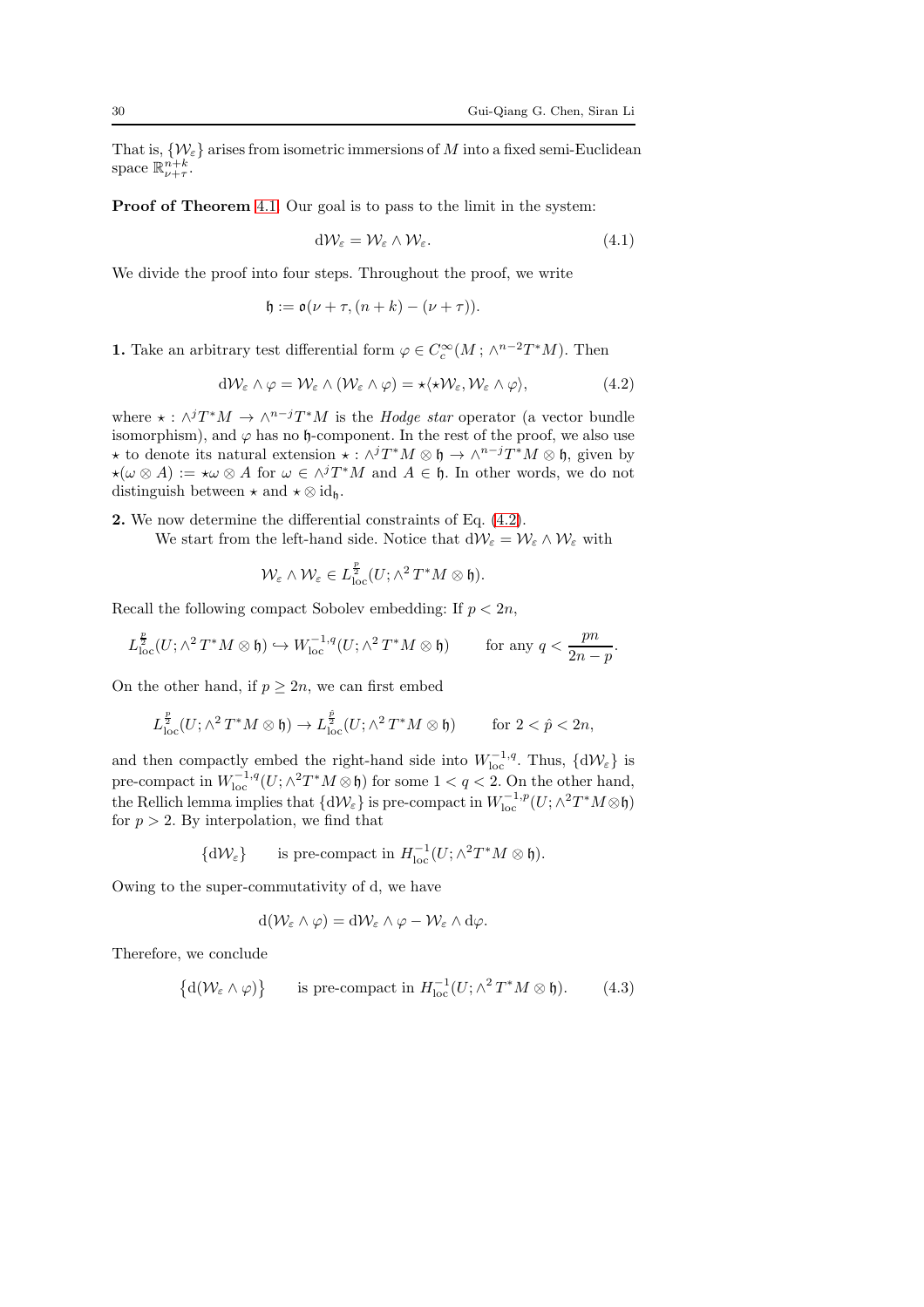That is, $\{\mathcal{W}_\varepsilon\}$ arises from isometric immersions of $M$ into a fixed semi-Euclidean space $\mathbb{R}^{n+k}_{\nu+\tau}$.

**Proof of Theorem 4.1** Our goal is to pass to the limit in the system:

$$\mathrm{d}\mathcal{W}_\varepsilon = \mathcal{W}_\varepsilon \wedge \mathcal{W}_\varepsilon. \tag{4.1}$$

We divide the proof into four steps. Throughout the proof, we write

$$\mathfrak{h} := \mathfrak{o}(\nu+\tau, (n+k)-(\nu+\tau)).$$

**1.** Take an arbitrary test differential form $\varphi \in C^\infty_c(M\,; \wedge^{n-2}T^*M)$. Then

$$\mathrm{d}\mathcal{W}_\varepsilon \wedge \varphi = \mathcal{W}_\varepsilon \wedge (\mathcal{W}_\varepsilon \wedge \varphi) = \star\langle \star\mathcal{W}_\varepsilon, \mathcal{W}_\varepsilon \wedge \varphi\rangle, \tag{4.2}$$

where $\star : \wedge^j T^*M \to \wedge^{n-j}T^*M$ is the *Hodge star* operator (a vector bundle isomorphism), and $\varphi$ has no $\mathfrak{h}$-component. In the rest of the proof, we also use $\star$ to denote its natural extension $\star : \wedge^j T^*M \otimes \mathfrak{h} \to \wedge^{n-j}T^*M \otimes \mathfrak{h}$, given by $\star(\omega \otimes A) := \star\omega \otimes A$ for $\omega \in \wedge^j T^*M$ and $A \in \mathfrak{h}$. In other words, we do not distinguish between $\star$ and $\star \otimes \mathrm{id}_{\mathfrak{h}}$.

**2.** We now determine the differential constraints of Eq. (4.2).

We start from the left-hand side. Notice that $\mathrm{d}\mathcal{W}_\varepsilon = \mathcal{W}_\varepsilon \wedge \mathcal{W}_\varepsilon$ with

$$\mathcal{W}_\varepsilon \wedge \mathcal{W}_\varepsilon \in L^{\frac{p}{2}}_{\mathrm{loc}}(U; \wedge^2 T^*M \otimes \mathfrak{h}).$$

Recall the following compact Sobolev embedding: If $p < 2n$,

$$L^{\frac{p}{2}}_{\mathrm{loc}}(U; \wedge^2 T^*M \otimes \mathfrak{h}) \hookrightarrow W^{-1,q}_{\mathrm{loc}}(U; \wedge^2 T^*M \otimes \mathfrak{h}) \qquad \text{for any } q < \frac{pn}{2n-p}.$$

On the other hand, if $p \geq 2n$, we can first embed

$$L^{\frac{p}{2}}_{\mathrm{loc}}(U; \wedge^2 T^*M \otimes \mathfrak{h}) \to L^{\frac{\hat{p}}{2}}_{\mathrm{loc}}(U; \wedge^2 T^*M \otimes \mathfrak{h}) \qquad \text{for } 2 < \hat{p} < 2n,$$

and then compactly embed the right-hand side into $W^{-1,q}_{\mathrm{loc}}$. Thus, $\{\mathrm{d}\mathcal{W}_\varepsilon\}$ is pre-compact in $W^{-1,q}_{\mathrm{loc}}(U; \wedge^2 T^*M \otimes \mathfrak{h})$ for some $1 < q < 2$. On the other hand, the Rellich lemma implies that $\{\mathrm{d}\mathcal{W}_\varepsilon\}$ is pre-compact in $W^{-1,p}_{\mathrm{loc}}(U; \wedge^2 T^*M \otimes \mathfrak{h})$ for $p > 2$. By interpolation, we find that

$$\{\mathrm{d}\mathcal{W}_\varepsilon\} \qquad \text{is pre-compact in } H^{-1}_{\mathrm{loc}}(U; \wedge^2 T^*M \otimes \mathfrak{h}).$$

Owing to the super-commutativity of d, we have

$$\mathrm{d}(\mathcal{W}_\varepsilon \wedge \varphi) = \mathrm{d}\mathcal{W}_\varepsilon \wedge \varphi - \mathcal{W}_\varepsilon \wedge \mathrm{d}\varphi.$$

Therefore, we conclude

$$\big\{\mathrm{d}(\mathcal{W}_\varepsilon \wedge \varphi)\big\} \qquad \text{is pre-compact in } H^{-1}_{\mathrm{loc}}(U; \wedge^2 T^*M \otimes \mathfrak{h}). \tag{4.3}$$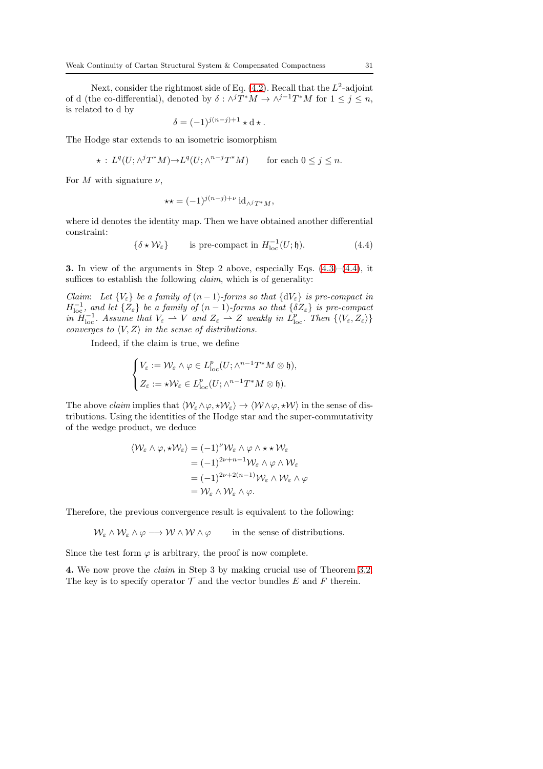Next, consider the rightmost side of Eq. (4.2). Recall that the $L^2$-adjoint of d (the co-differential), denoted by $\delta : \wedge^j T^*M \to \wedge^{j-1}T^*M$ for $1 \leq j \leq n$, is related to d by

$$\delta = (-1)^{j(n-j)+1} \star \mathrm{d} \star .$$

The Hodge star extends to an isometric isomorphism

$$\star : L^q(U; \wedge^j T^*M) \to L^q(U; \wedge^{n-j}T^*M) \qquad \text{for each } 0 \leq j \leq n.$$

For $M$ with signature $\nu$,

$$\star\star = (-1)^{j(n-j)+\nu}\, \mathrm{id}_{\wedge^j T^*M},$$

where id denotes the identity map. Then we have obtained another differential constraint:

$$\{\delta \star \mathcal{W}_\varepsilon\} \qquad \text{is pre-compact in } H^{-1}_{\mathrm{loc}}(U; \mathfrak{h}). \tag{4.4}$$

**3.** In view of the arguments in Step 2 above, especially Eqs. (4.3)–(4.4), it suffices to establish the following *claim*, which is of generality:

*Claim*: *Let $\{V_\varepsilon\}$ be a family of $(n-1)$-forms so that $\{\mathrm{d}V_\varepsilon\}$ is pre-compact in $H^{-1}_{\mathrm{loc}}$, and let $\{Z_\varepsilon\}$ be a family of $(n-1)$-forms so that $\{\delta Z_\varepsilon\}$ is pre-compact in $H^{-1}_{\mathrm{loc}}$. Assume that $V_\varepsilon \rightharpoonup V$ and $Z_\varepsilon \rightharpoonup Z$ weakly in $L^p_{\mathrm{loc}}$. Then $\{\langle V_\varepsilon, Z_\varepsilon\rangle\}$ converges to $\langle V, Z\rangle$ in the sense of distributions.*

Indeed, if the claim is true, we define

$$\begin{cases} V_\varepsilon := \mathcal{W}_\varepsilon \wedge \varphi \in L^p_{\mathrm{loc}}(U; \wedge^{n-1}T^*M \otimes \mathfrak{h}), \\ Z_\varepsilon := \star \mathcal{W}_\varepsilon \in L^p_{\mathrm{loc}}(U; \wedge^{n-1}T^*M \otimes \mathfrak{h}). \end{cases}$$

The above *claim* implies that $\langle \mathcal{W}_\varepsilon \wedge \varphi, \star \mathcal{W}_\varepsilon\rangle \to \langle \mathcal{W} \wedge \varphi, \star \mathcal{W}\rangle$ in the sense of distributions. Using the identities of the Hodge star and the super-commutativity of the wedge product, we deduce

$$\begin{aligned} \langle \mathcal{W}_\varepsilon \wedge \varphi, \star \mathcal{W}_\varepsilon\rangle &= (-1)^\nu \mathcal{W}_\varepsilon \wedge \varphi \wedge \star\star \mathcal{W}_\varepsilon \\ &= (-1)^{2\nu+n-1} \mathcal{W}_\varepsilon \wedge \varphi \wedge \mathcal{W}_\varepsilon \\ &= (-1)^{2\nu+2(n-1)} \mathcal{W}_\varepsilon \wedge \mathcal{W}_\varepsilon \wedge \varphi \\ &= \mathcal{W}_\varepsilon \wedge \mathcal{W}_\varepsilon \wedge \varphi. \end{aligned}$$

Therefore, the previous convergence result is equivalent to the following:

$$\mathcal{W}_\varepsilon \wedge \mathcal{W}_\varepsilon \wedge \varphi \longrightarrow \mathcal{W} \wedge \mathcal{W} \wedge \varphi \qquad \text{in the sense of distributions.}$$

Since the test form $\varphi$ is arbitrary, the proof is now complete.

**4.** We now prove the *claim* in Step 3 by making crucial use of Theorem 3.2. The key is to specify operator $\mathcal{T}$ and the vector bundles $E$ and $F$ therein.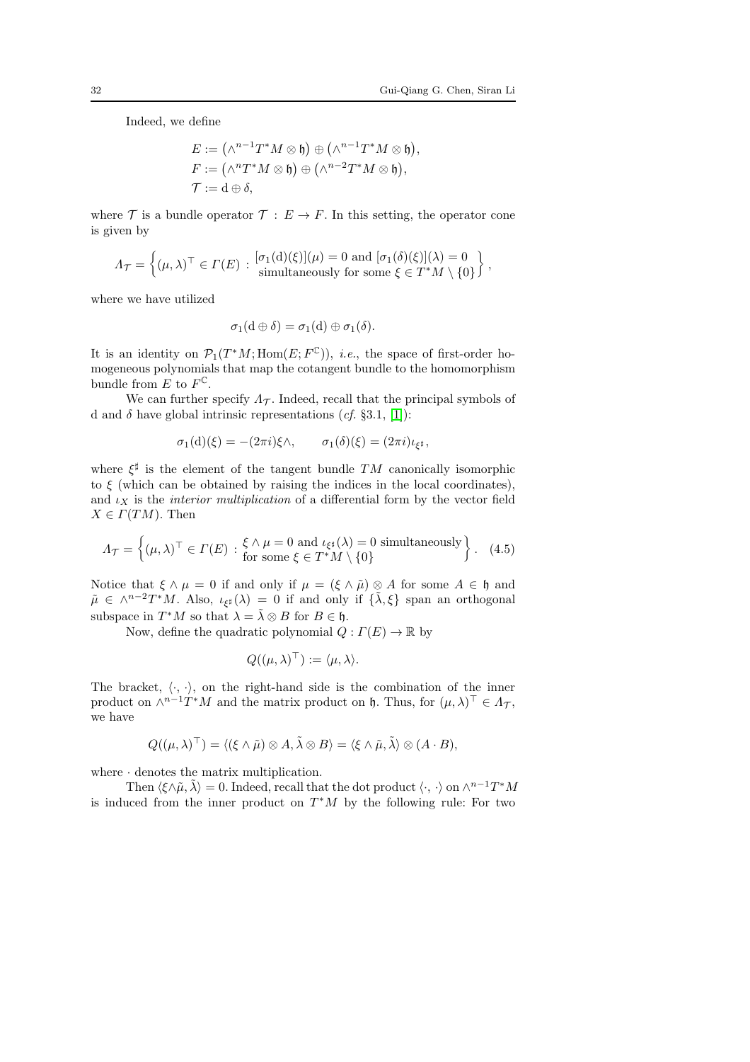Indeed, we define

$$
\begin{aligned}
E &:= \left(\wedge^{n-1}T^*M \otimes \mathfrak{h}\right) \oplus \left(\wedge^{n-1}T^*M \otimes \mathfrak{h}\right),\\
F &:= \left(\wedge^{n}T^*M \otimes \mathfrak{h}\right) \oplus \left(\wedge^{n-2}T^*M \otimes \mathfrak{h}\right),\\
\mathcal{T} &:= \mathrm{d} \oplus \delta,
\end{aligned}
$$

where $\mathcal{T}$ is a bundle operator $\mathcal{T} : E \to F$. In this setting, the operator cone is given by

$$
\Lambda_{\mathcal{T}} = \left\{ (\mu, \lambda)^\top \in \Gamma(E) : \begin{array}{c} [\sigma_1(\mathrm{d})(\xi)](\mu) = 0 \text{ and } [\sigma_1(\delta)(\xi)](\lambda) = 0 \\ \text{simultaneously for some } \xi \in T^*M \setminus \{0\} \end{array} \right\},
$$

where we have utilized

$$
\sigma_1(\mathrm{d} \oplus \delta) = \sigma_1(\mathrm{d}) \oplus \sigma_1(\delta).
$$

It is an identity on $\mathcal{P}_1(T^*M; \mathrm{Hom}(E; F^{\mathbb{C}}))$, *i.e.*, the space of first-order homogeneous polynomials that map the cotangent bundle to the homomorphism bundle from $E$ to $F^{\mathbb{C}}$.

We can further specify $\Lambda_{\mathcal{T}}$. Indeed, recall that the principal symbols of d and $\delta$ have global intrinsic representations (*cf.* §3.1, [1]):

$$
\sigma_1(\mathrm{d})(\xi) = -(2\pi i)\xi \wedge, \qquad \sigma_1(\delta)(\xi) = (2\pi i)\iota_{\xi^\sharp},
$$

where $\xi^\sharp$ is the element of the tangent bundle $TM$ canonically isomorphic to $\xi$ (which can be obtained by raising the indices in the local coordinates), and $\iota_X$ is the *interior multiplication* of a differential form by the vector field $X \in \Gamma(TM)$. Then

$$
\Lambda_{\mathcal{T}} = \left\{ (\mu, \lambda)^\top \in \Gamma(E) : \begin{array}{c} \xi \wedge \mu = 0 \text{ and } \iota_{\xi^\sharp}(\lambda) = 0 \text{ simultaneously} \\ \text{for some } \xi \in T^*M \setminus \{0\} \end{array} \right\}. \tag{4.5}
$$

Notice that $\xi \wedge \mu = 0$ if and only if $\mu = (\xi \wedge \tilde{\mu}) \otimes A$ for some $A \in \mathfrak{h}$ and $\tilde{\mu} \in \wedge^{n-2}T^*M$. Also, $\iota_{\xi^\sharp}(\lambda) = 0$ if and only if $\{\tilde{\lambda}, \xi\}$ span an orthogonal subspace in $T^*M$ so that $\lambda = \tilde{\lambda} \otimes B$ for $B \in \mathfrak{h}$.

Now, define the quadratic polynomial $Q : \Gamma(E) \to \mathbb{R}$ by

$$
Q((\mu, \lambda)^\top) := \langle \mu, \lambda \rangle.
$$

The bracket, $\langle \cdot, \cdot \rangle$, on the right-hand side is the combination of the inner product on $\wedge^{n-1}T^*M$ and the matrix product on $\mathfrak{h}$. Thus, for $(\mu, \lambda)^\top \in \Lambda_{\mathcal{T}}$, we have

$$
Q((\mu, \lambda)^\top) = \langle (\xi \wedge \tilde{\mu}) \otimes A, \tilde{\lambda} \otimes B \rangle = \langle \xi \wedge \tilde{\mu}, \tilde{\lambda} \rangle \otimes (A \cdot B),
$$

where $\cdot$ denotes the matrix multiplication.

Then $\langle \xi \wedge \tilde{\mu}, \tilde{\lambda} \rangle = 0$. Indeed, recall that the dot product $\langle \cdot, \cdot \rangle$ on $\wedge^{n-1}T^*M$ is induced from the inner product on $T^*M$ by the following rule: For two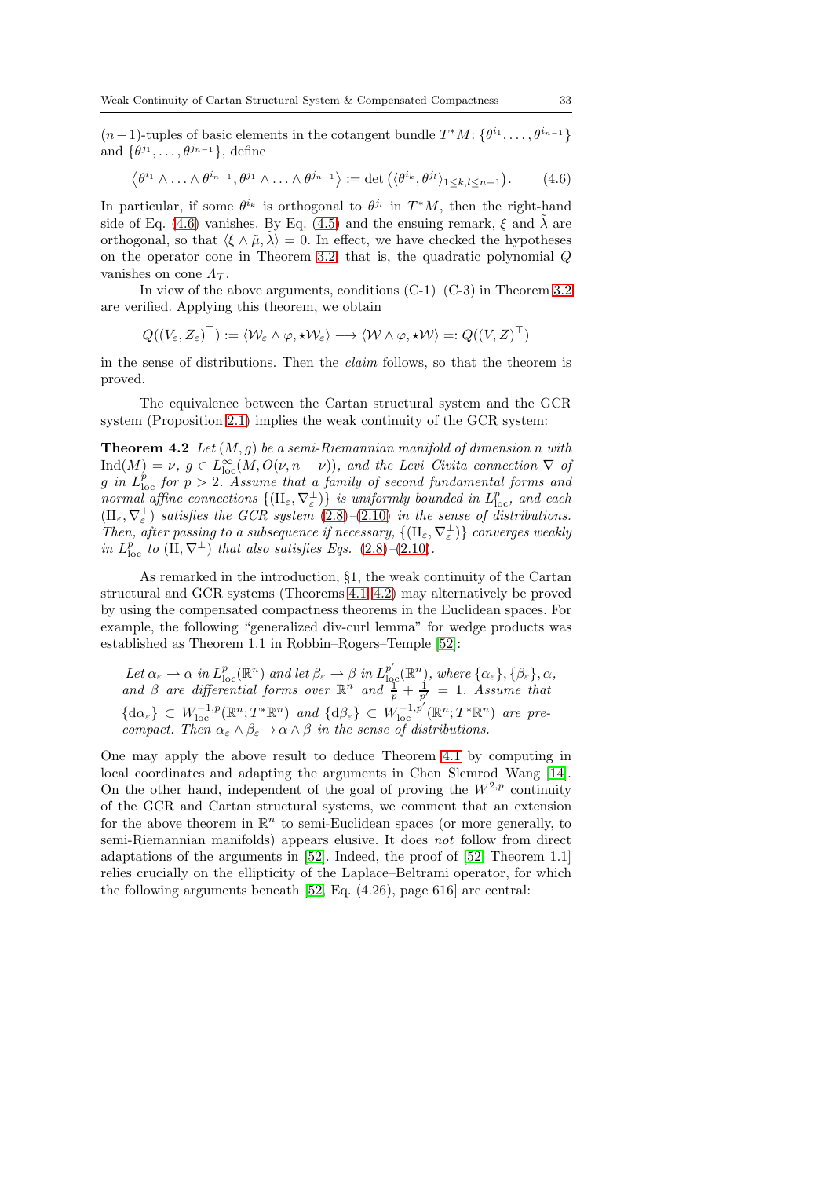$(n-1)$-tuples of basic elements in the cotangent bundle $T^*M$: $\{\theta^{i_1}, \ldots, \theta^{i_{n-1}}\}$ and $\{\theta^{j_1}, \ldots, \theta^{j_{n-1}}\}$, define

$$\left\langle \theta^{i_1} \wedge \ldots \wedge \theta^{i_{n-1}}, \theta^{j_1} \wedge \ldots \wedge \theta^{j_{n-1}} \right\rangle := \det\left( \langle \theta^{i_k}, \theta^{j_l} \rangle_{1 \leq k,l \leq n-1} \right). \tag{4.6}$$

In particular, if some $\theta^{i_k}$ is orthogonal to $\theta^{j_l}$ in $T^*M$, then the right-hand side of Eq. (4.6) vanishes. By Eq. (4.5) and the ensuing remark, $\xi$ and $\tilde{\lambda}$ are orthogonal, so that $\langle \xi \wedge \tilde{\mu}, \tilde{\lambda} \rangle = 0$. In effect, we have checked the hypotheses on the operator cone in Theorem 3.2, that is, the quadratic polynomial $Q$ vanishes on cone $\Lambda_{\mathcal{T}}$.

In view of the above arguments, conditions (C-1)–(C-3) in Theorem 3.2 are verified. Applying this theorem, we obtain

$$Q((V_\varepsilon, Z_\varepsilon)^\top) := \langle \mathcal{W}_\varepsilon \wedge \varphi, \star \mathcal{W}_\varepsilon \rangle \longrightarrow \langle \mathcal{W} \wedge \varphi, \star \mathcal{W} \rangle =: Q((V, Z)^\top)$$

in the sense of distributions. Then the *claim* follows, so that the theorem is proved.

The equivalence between the Cartan structural system and the GCR system (Proposition 2.1) implies the weak continuity of the GCR system:

**Theorem 4.2** *Let $(M, g)$ be a semi-Riemannian manifold of dimension $n$ with $\mathrm{Ind}(M) = \nu$, $g \in L^\infty_{\mathrm{loc}}(M, O(\nu, n-\nu))$, and the Levi-Civita connection $\nabla$ of $g$ in $L^p_{\mathrm{loc}}$ for $p > 2$. Assume that a family of second fundamental forms and normal affine connections $\{(\mathrm{II}_\varepsilon, \nabla^\perp_\varepsilon)\}$ is uniformly bounded in $L^p_{\mathrm{loc}}$, and each $(\mathrm{II}_\varepsilon, \nabla^\perp_\varepsilon)$ satisfies the GCR system (2.8)–(2.10) in the sense of distributions. Then, after passing to a subsequence if necessary, $\{(\mathrm{II}_\varepsilon, \nabla^\perp_\varepsilon)\}$ converges weakly in $L^p_{\mathrm{loc}}$ to $(\mathrm{II}, \nabla^\perp)$ that also satisfies Eqs. (2.8)–(2.10).*

As remarked in the introduction, §1, the weak continuity of the Cartan structural and GCR systems (Theorems 4.1–4.2) may alternatively be proved by using the compensated compactness theorems in the Euclidean spaces. For example, the following "generalized div-curl lemma" for wedge products was established as Theorem 1.1 in Robbin–Rogers–Temple [52]:

> *Let $\alpha_\varepsilon \rightharpoonup \alpha$ in $L^p_{\mathrm{loc}}(\mathbb{R}^n)$ and let $\beta_\varepsilon \rightharpoonup \beta$ in $L^{p'}_{\mathrm{loc}}(\mathbb{R}^n)$, where $\{\alpha_\varepsilon\}, \{\beta_\varepsilon\}, \alpha$, and $\beta$ are differential forms over $\mathbb{R}^n$ and $\frac{1}{p} + \frac{1}{p'} = 1$. Assume that $\{\mathrm{d}\alpha_\varepsilon\} \subset W^{-1,p}_{\mathrm{loc}}(\mathbb{R}^n; T^*\mathbb{R}^n)$ and $\{\mathrm{d}\beta_\varepsilon\} \subset W^{-1,p'}_{\mathrm{loc}}(\mathbb{R}^n; T^*\mathbb{R}^n)$ are pre-compact. Then $\alpha_\varepsilon \wedge \beta_\varepsilon \to \alpha \wedge \beta$ in the sense of distributions.*

One may apply the above result to deduce Theorem 4.1 by computing in local coordinates and adapting the arguments in Chen–Slemrod–Wang [14]. On the other hand, independent of the goal of proving the $W^{2,p}$ continuity of the GCR and Cartan structural systems, we comment that an extension for the above theorem in $\mathbb{R}^n$ to semi-Euclidean spaces (or more generally, to semi-Riemannian manifolds) appears elusive. It does *not* follow from direct adaptations of the arguments in [52]. Indeed, the proof of [52, Theorem 1.1] relies crucially on the ellipticity of the Laplace–Beltrami operator, for which the following arguments beneath [52, Eq. (4.26), page 616] are central: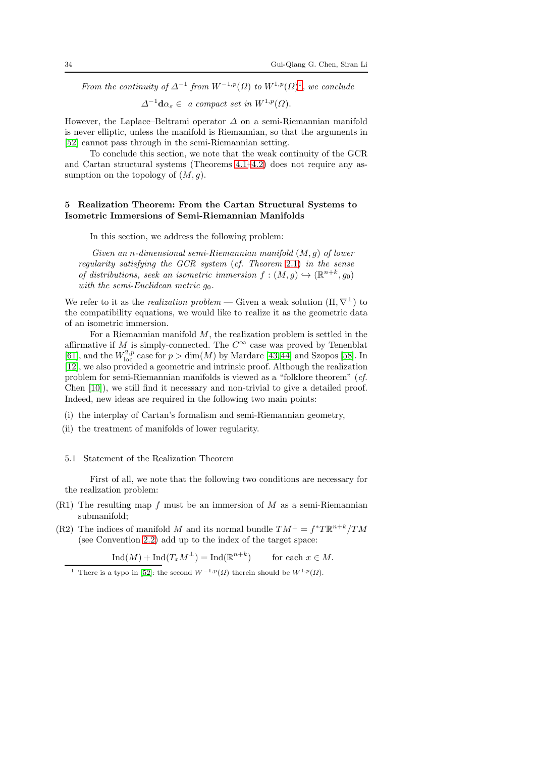*From the continuity of $\Delta^{-1}$ from $W^{-1,p}(\Omega)$ to $W^{1,p}(\Omega)$*[1], *we conclude*

$$\Delta^{-1}\mathbf{d}\alpha_\varepsilon \in \text{ a compact set in } W^{1,p}(\Omega).$$

However, the Laplace–Beltrami operator $\Delta$ on a semi-Riemannian manifold is never elliptic, unless the manifold is Riemannian, so that the arguments in [52] cannot pass through in the semi-Riemannian setting.

To conclude this section, we note that the weak continuity of the GCR and Cartan structural systems (Theorems 4.1–4.2) does not require any assumption on the topology of $(M, g)$.

## 5 Realization Theorem: From the Cartan Structural Systems to Isometric Immersions of Semi-Riemannian Manifolds

In this section, we address the following problem:

*Given an $n$-dimensional semi-Riemannian manifold $(M, g)$ of lower regularity satisfying the GCR system (cf. Theorem 2.1) in the sense of distributions, seek an isometric immersion $f : (M, g) \hookrightarrow (\mathbb{R}^{n+k}, g_0)$ with the semi-Euclidean metric $g_0$.*

We refer to it as the *realization problem* — Given a weak solution $(\mathrm{II}, \nabla^{\perp})$ to the compatibility equations, we would like to realize it as the geometric data of an isometric immersion.

For a Riemannian manifold $M$, the realization problem is settled in the affirmative if $M$ is simply-connected. The $C^\infty$ case was proved by Tenenblat [61], and the $W^{2,p}_{\mathrm{loc}}$ case for $p > \dim(M)$ by Mardare [43,44] and Szopos [58]. In [12], we also provided a geometric and intrinsic proof. Although the realization problem for semi-Riemannian manifolds is viewed as a "folklore theorem" (*cf.* Chen [10]), we still find it necessary and non-trivial to give a detailed proof. Indeed, new ideas are required in the following two main points:

(i) the interplay of Cartan's formalism and semi-Riemannian geometry,
(ii) the treatment of manifolds of lower regularity.

### 5.1 Statement of the Realization Theorem

First of all, we note that the following two conditions are necessary for the realization problem:

(R1) The resulting map $f$ must be an immersion of $M$ as a semi-Riemannian submanifold;

(R2) The indices of manifold $M$ and its normal bundle $TM^{\perp} = f^*T\mathbb{R}^{n+k}/TM$ (see Convention 2.2) add up to the index of the target space:

$$\mathrm{Ind}(M) + \mathrm{Ind}(T_xM^{\perp}) = \mathrm{Ind}(\mathbb{R}^{n+k}) \qquad \text{for each } x \in M.$$

[1] There is a typo in [52]: the second $W^{-1,p}(\Omega)$ therein should be $W^{1,p}(\Omega)$.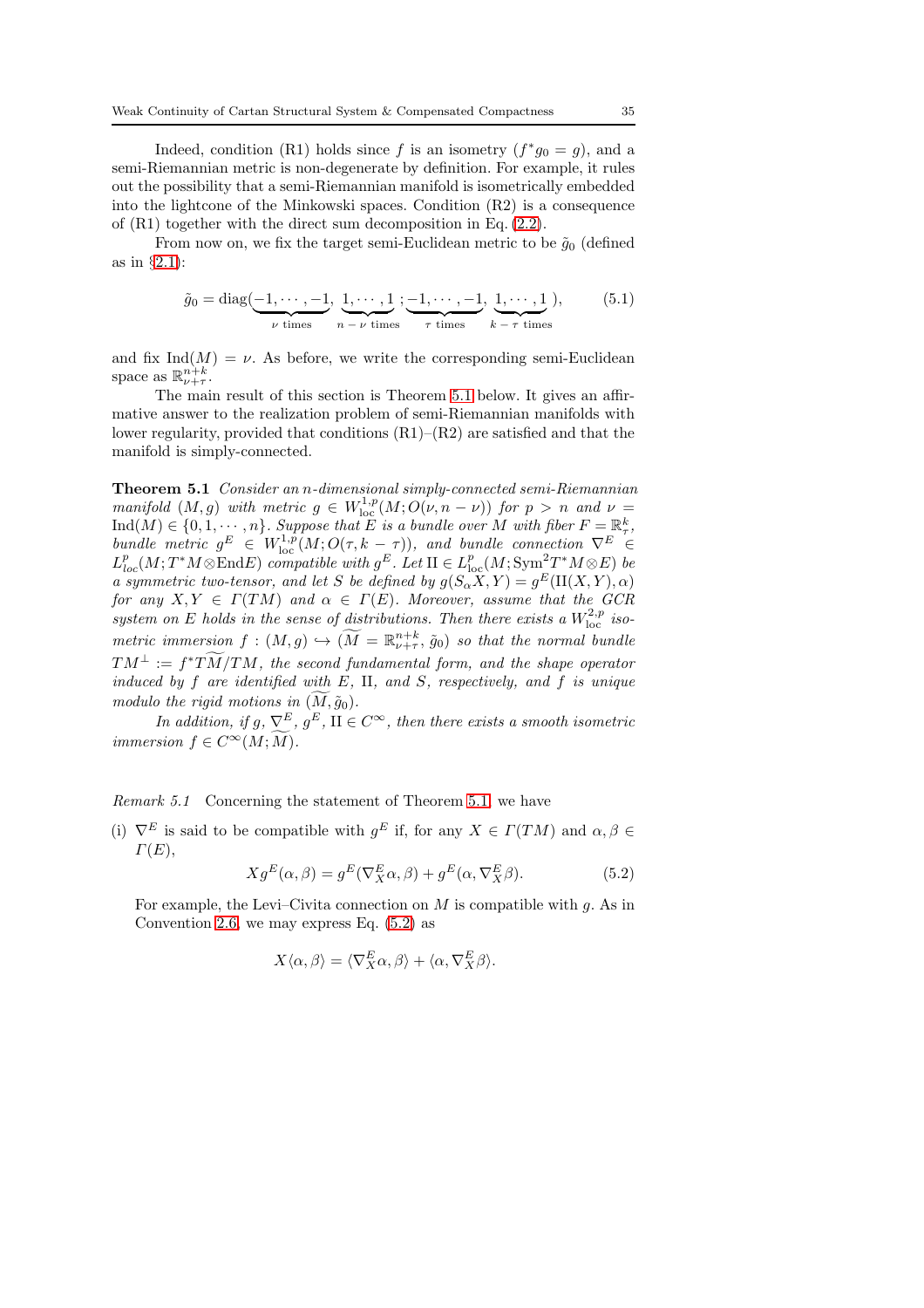Indeed, condition (R1) holds since $f$ is an isometry ($f^*g_0 = g$), and a semi-Riemannian metric is non-degenerate by definition. For example, it rules out the possibility that a semi-Riemannian manifold is isometrically embedded into the lightcone of the Minkowski spaces. Condition (R2) is a consequence of (R1) together with the direct sum decomposition in Eq. (2.2).

From now on, we fix the target semi-Euclidean metric to be $\tilde{g}_0$ (defined as in §2.1):

$$\tilde{g}_0 = \mathrm{diag}(\underbrace{-1,\cdots,-1}_{\nu \text{ times}},\ \underbrace{1,\cdots,1}_{n-\nu \text{ times}};\underbrace{-1,\cdots,-1}_{\tau \text{ times}},\ \underbrace{1,\cdots,1}_{k-\tau \text{ times}}), \tag{5.1}$$

and fix $\mathrm{Ind}(M) = \nu$. As before, we write the corresponding semi-Euclidean space as $\mathbb{R}^{n+k}_{\nu+\tau}$.

The main result of this section is Theorem 5.1 below. It gives an affirmative answer to the realization problem of semi-Riemannian manifolds with lower regularity, provided that conditions (R1)–(R2) are satisfied and that the manifold is simply-connected.

**Theorem 5.1** *Consider an $n$-dimensional simply-connected semi-Riemannian manifold $(M, g)$ with metric $g \in W^{1,p}_{\mathrm{loc}}(M; O(\nu, n-\nu))$ for $p > n$ and $\nu = \mathrm{Ind}(M) \in \{0, 1, \cdots, n\}$. Suppose that $E$ is a bundle over $M$ with fiber $F = \mathbb{R}^k_\tau$, bundle metric $g^E \in W^{1,p}_{\mathrm{loc}}(M; O(\tau, k-\tau))$, and bundle connection $\nabla^E \in L^p_{loc}(M; T^*M \otimes \mathrm{End}E)$ compatible with $g^E$. Let $\mathrm{II} \in L^p_{\mathrm{loc}}(M; \mathrm{Sym}^2 T^*M \otimes E)$ be a symmetric two-tensor, and let $S$ be defined by $g(S_\alpha X, Y) = g^E(\mathrm{II}(X,Y), \alpha)$ for any $X, Y \in \Gamma(TM)$ and $\alpha \in \Gamma(E)$. Moreover, assume that the GCR system on $E$ holds in the sense of distributions. Then there exists a $W^{2,p}_{\mathrm{loc}}$ isometric immersion $f : (M, g) \hookrightarrow (\widetilde{M} = \mathbb{R}^{n+k}_{\nu+\tau}, \tilde{g}_0)$ so that the normal bundle $TM^\perp := f^*T\widetilde{M}/TM$, the second fundamental form, and the shape operator induced by $f$ are identified with $E$, $\mathrm{II}$, and $S$, respectively, and $f$ is unique modulo the rigid motions in $(\widetilde{M}, \tilde{g}_0)$.*

*In addition, if $g$, $\nabla^E$, $g^E$, $\mathrm{II} \in C^\infty$, then there exists a smooth isometric immersion $f \in C^\infty(M; \widetilde{M})$.*

*Remark 5.1* Concerning the statement of Theorem 5.1, we have

(i) $\nabla^E$ is said to be compatible with $g^E$ if, for any $X \in \Gamma(TM)$ and $\alpha, \beta \in \Gamma(E)$,

$$Xg^E(\alpha, \beta) = g^E(\nabla^E_X \alpha, \beta) + g^E(\alpha, \nabla^E_X \beta). \tag{5.2}$$

For example, the Levi–Civita connection on $M$ is compatible with $g$. As in Convention 2.6, we may express Eq. (5.2) as

$$X\langle \alpha, \beta \rangle = \langle \nabla^E_X \alpha, \beta \rangle + \langle \alpha, \nabla^E_X \beta \rangle.$$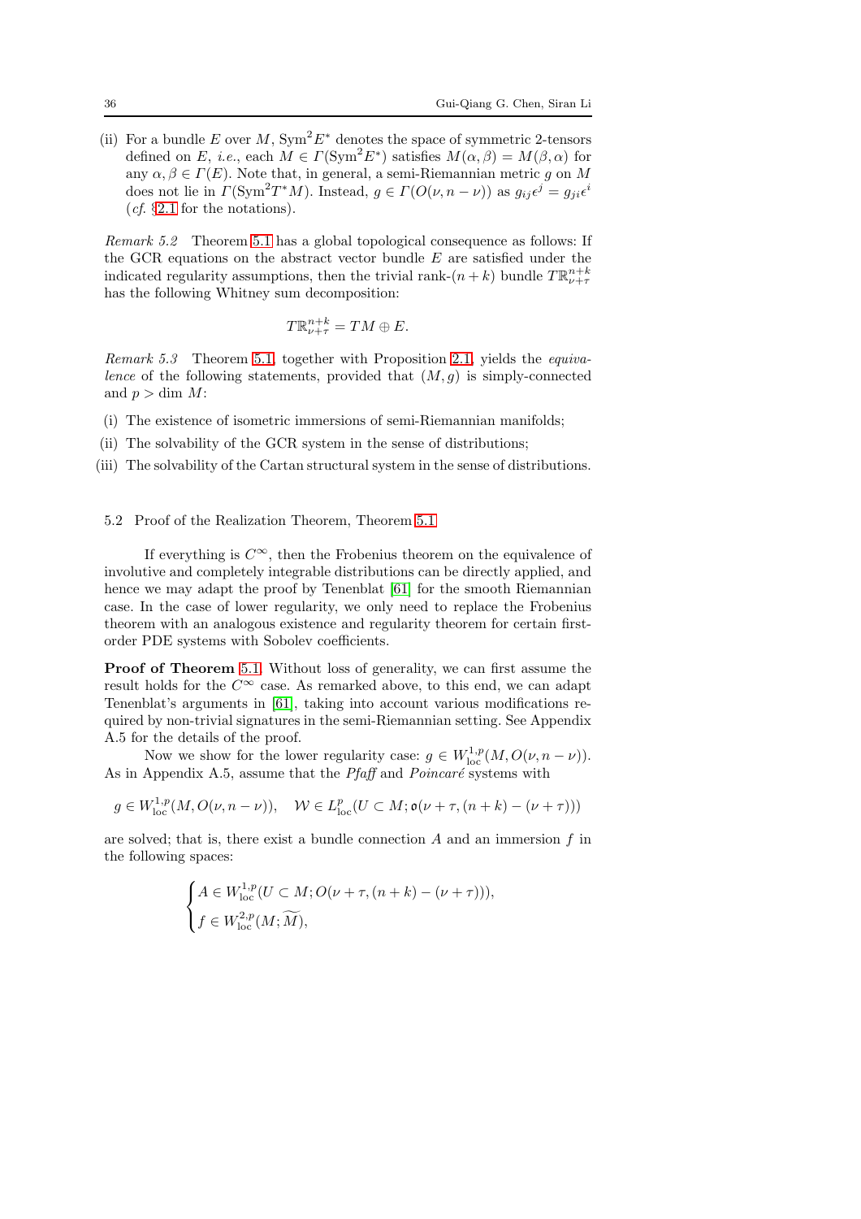(ii) For a bundle $E$ over $M$, $\mathrm{Sym}^2 E^*$ denotes the space of symmetric 2-tensors defined on $E$, *i.e.*, each $M \in \Gamma(\mathrm{Sym}^2 E^*)$ satisfies $M(\alpha, \beta) = M(\beta, \alpha)$ for any $\alpha, \beta \in \Gamma(E)$. Note that, in general, a semi-Riemannian metric $g$ on $M$ does not lie in $\Gamma(\mathrm{Sym}^2 T^* M)$. Instead, $g \in \Gamma(O(\nu, n-\nu))$ as $g_{ij}\epsilon^j = g_{ji}\epsilon^i$ (*cf.* §2.1 for the notations).

*Remark 5.2* Theorem 5.1 has a global topological consequence as follows: If the GCR equations on the abstract vector bundle $E$ are satisfied under the indicated regularity assumptions, then the trivial rank-$(n+k)$ bundle $T\mathbb{R}^{n+k}_{\nu+\tau}$ has the following Whitney sum decomposition:

$$
T\mathbb{R}^{n+k}_{\nu+\tau} = TM \oplus E.
$$

*Remark 5.3* Theorem 5.1, together with Proposition 2.1, yields the *equivalence* of the following statements, provided that $(M, g)$ is simply-connected and $p > \dim M$:

(i) The existence of isometric immersions of semi-Riemannian manifolds;

(ii) The solvability of the GCR system in the sense of distributions;

(iii) The solvability of the Cartan structural system in the sense of distributions.

## 5.2 Proof of the Realization Theorem, Theorem 5.1

If everything is $C^\infty$, then the Frobenius theorem on the equivalence of involutive and completely integrable distributions can be directly applied, and hence we may adapt the proof by Tenenblat [61] for the smooth Riemannian case. In the case of lower regularity, we only need to replace the Frobenius theorem with an analogous existence and regularity theorem for certain first-order PDE systems with Sobolev coefficients.

**Proof of Theorem** 5.1 Without loss of generality, we can first assume the result holds for the $C^\infty$ case. As remarked above, to this end, we can adapt Tenenblat's arguments in [61], taking into account various modifications required by non-trivial signatures in the semi-Riemannian setting. See Appendix A.5 for the details of the proof.

Now we show for the lower regularity case: $g \in W^{1,p}_{\mathrm{loc}}(M, O(\nu, n-\nu))$. As in Appendix A.5, assume that the *Pfaff* and *Poincaré* systems with

$$
g \in W^{1,p}_{\mathrm{loc}}(M, O(\nu, n-\nu)), \quad \mathcal{W} \in L^p_{\mathrm{loc}}(U \subset M; \mathfrak{o}(\nu+\tau, (n+k)-(\nu+\tau)))
$$

are solved; that is, there exist a bundle connection $A$ and an immersion $f$ in the following spaces:

$$
\begin{cases}
A \in W^{1,p}_{\mathrm{loc}}(U \subset M; O(\nu+\tau, (n+k)-(\nu+\tau))), \\
f \in W^{2,p}_{\mathrm{loc}}(M; \widetilde{M}),
\end{cases}
$$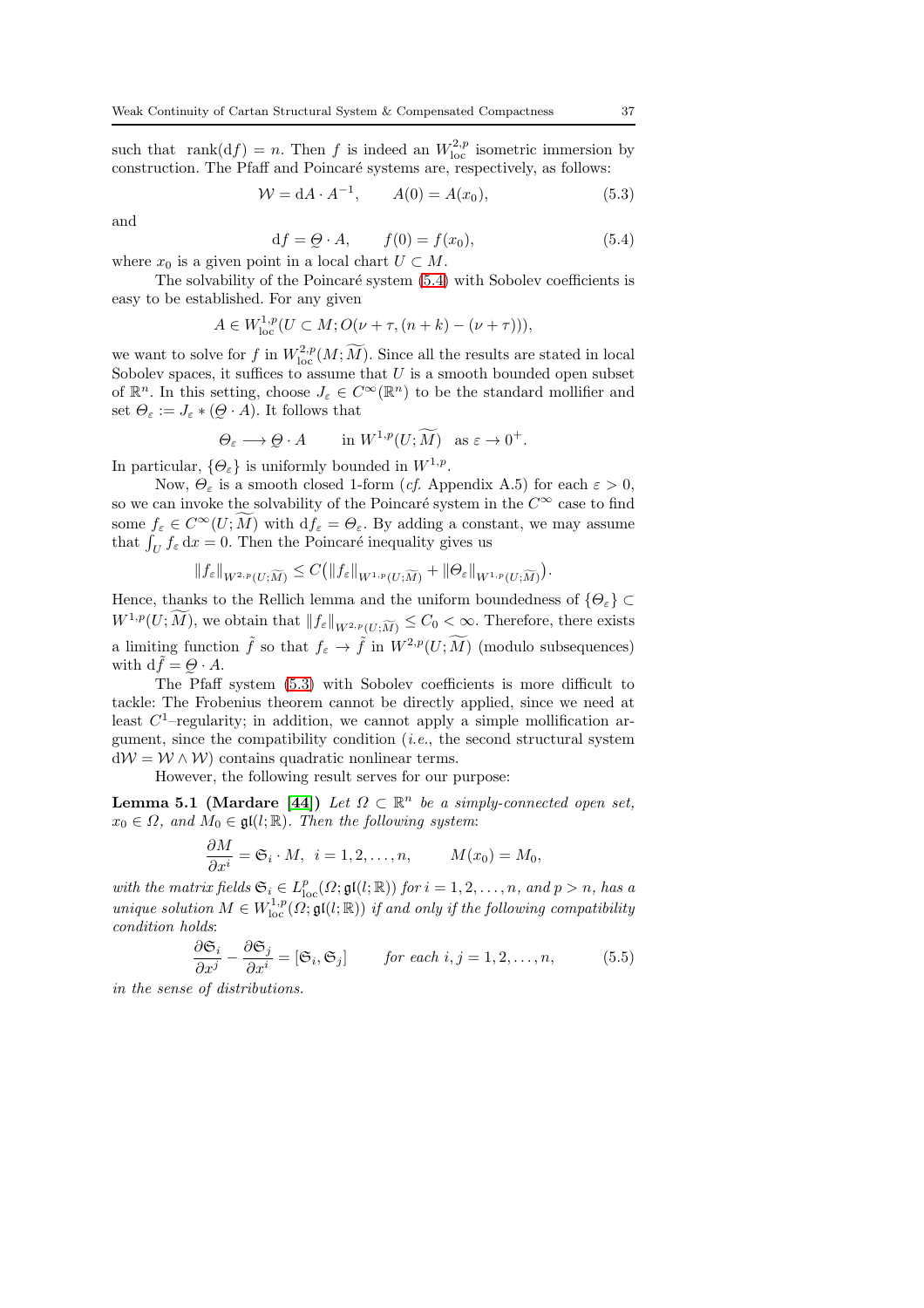such that $\operatorname{rank}(\mathrm{d}f) = n$. Then $f$ is indeed an $W^{2,p}_{\mathrm{loc}}$ isometric immersion by construction. The Pfaff and Poincaré systems are, respectively, as follows:

$$\mathcal{W} = \mathrm{d}A \cdot A^{-1}, \qquad A(0) = A(x_0), \tag{5.3}$$

and

$$\mathrm{d}f = \underset{\sim}{\Theta} \cdot A, \qquad f(0) = f(x_0), \tag{5.4}$$

where $x_0$ is a given point in a local chart $U \subset M$.

The solvability of the Poincaré system (5.4) with Sobolev coefficients is easy to be established. For any given

$$A \in W^{1,p}_{\mathrm{loc}}(U \subset M; O(\nu + \tau, (n+k) - (\nu + \tau))),$$

we want to solve for $f$ in $W^{2,p}_{\mathrm{loc}}(M; \widetilde{M})$. Since all the results are stated in local Sobolev spaces, it suffices to assume that $U$ is a smooth bounded open subset of $\mathbb{R}^n$. In this setting, choose $J_\varepsilon \in C^\infty(\mathbb{R}^n)$ to be the standard mollifier and set $\Theta_\varepsilon := J_\varepsilon * (\underset{\sim}{\Theta} \cdot A)$. It follows that

$$\Theta_\varepsilon \longrightarrow \underset{\sim}{\Theta} \cdot A \qquad \text{in } W^{1,p}(U; \widetilde{M}) \quad \text{as } \varepsilon \to 0^+.$$

In particular, $\{\Theta_\varepsilon\}$ is uniformly bounded in $W^{1,p}$.

Now, $\Theta_\varepsilon$ is a smooth closed 1-form (*cf.* Appendix A.5) for each $\varepsilon > 0$, so we can invoke the solvability of the Poincaré system in the $C^\infty$ case to find some $f_\varepsilon \in C^\infty(U; \widetilde{M})$ with $\mathrm{d}f_\varepsilon = \Theta_\varepsilon$. By adding a constant, we may assume that $\int_U f_\varepsilon \,\mathrm{d}x = 0$. Then the Poincaré inequality gives us

$$\|f_\varepsilon\|_{W^{2,p}(U;\widetilde{M})} \leq C\big(\|f_\varepsilon\|_{W^{1,p}(U;\widetilde{M})} + \|\Theta_\varepsilon\|_{W^{1,p}(U;\widetilde{M})}\big).$$

Hence, thanks to the Rellich lemma and the uniform boundedness of $\{\Theta_\varepsilon\} \subset W^{1,p}(U; \widetilde{M})$, we obtain that $\|f_\varepsilon\|_{W^{2,p}(U;\widetilde{M})} \leq C_0 < \infty$. Therefore, there exists a limiting function $\tilde{f}$ so that $f_\varepsilon \to \tilde{f}$ in $W^{2,p}(U; \widetilde{M})$ (modulo subsequences) with $\mathrm{d}\tilde{f} = \underset{\sim}{\Theta} \cdot A$.

The Pfaff system (5.3) with Sobolev coefficients is more difficult to tackle: The Frobenius theorem cannot be directly applied, since we need at least $C^1$–regularity; in addition, we cannot apply a simple mollification argument, since the compatibility condition (*i.e.*, the second structural system $\mathrm{d}\mathcal{W} = \mathcal{W} \wedge \mathcal{W}$) contains quadratic nonlinear terms.

However, the following result serves for our purpose:

**Lemma 5.1 (Mardare [44])** *Let $\Omega \subset \mathbb{R}^n$ be a simply-connected open set, $x_0 \in \Omega$, and $M_0 \in \mathfrak{gl}(l; \mathbb{R})$. Then the following system:*

$$\frac{\partial M}{\partial x^i} = \mathfrak{S}_i \cdot M, \ \ i = 1, 2, \ldots, n, \qquad M(x_0) = M_0,$$

*with the matrix fields $\mathfrak{S}_i \in L^p_{\mathrm{loc}}(\Omega; \mathfrak{gl}(l; \mathbb{R}))$ for $i = 1, 2, \ldots, n$, and $p > n$, has a unique solution $M \in W^{1,p}_{\mathrm{loc}}(\Omega; \mathfrak{gl}(l; \mathbb{R}))$ if and only if the following compatibility condition holds:*

$$\frac{\partial \mathfrak{S}_i}{\partial x^j} - \frac{\partial \mathfrak{S}_j}{\partial x^i} = [\mathfrak{S}_i, \mathfrak{S}_j] \qquad \text{for each } i, j = 1, 2, \ldots, n, \tag{5.5}$$

*in the sense of distributions.*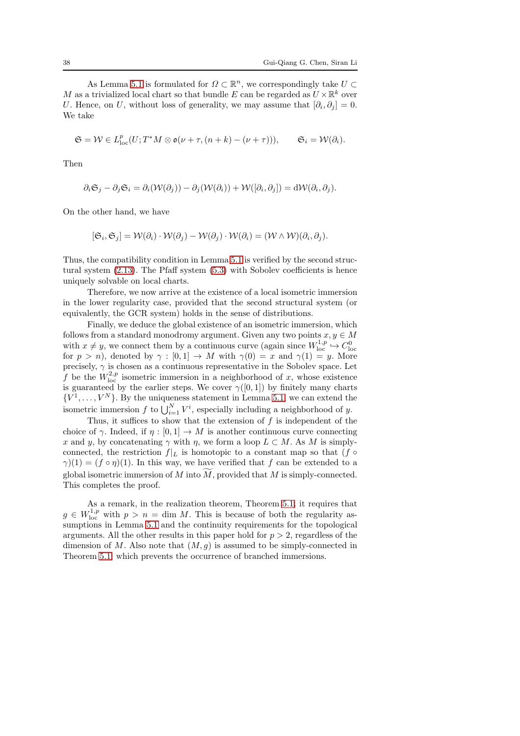As Lemma 5.1 is formulated for $\Omega \subset \mathbb{R}^n$, we correspondingly take $U \subset M$ as a trivialized local chart so that bundle $E$ can be regarded as $U \times \mathbb{R}^k$ over $U$. Hence, on $U$, without loss of generality, we may assume that $[\partial_i, \partial_j] = 0$. We take

$$\mathfrak{S} = \mathcal{W} \in L^p_{\rm loc}(U; T^*M \otimes \mathfrak{o}(\nu+\tau, (n+k)-(\nu+\tau))), \qquad \mathfrak{S}_i = \mathcal{W}(\partial_i).$$

Then

$$\partial_i \mathfrak{S}_j - \partial_j \mathfrak{S}_i = \partial_i(\mathcal{W}(\partial_j)) - \partial_j(\mathcal{W}(\partial_i)) + \mathcal{W}([\partial_i, \partial_j]) = \mathrm{d}\mathcal{W}(\partial_i, \partial_j).$$

On the other hand, we have

$$[\mathfrak{S}_i, \mathfrak{S}_j] = \mathcal{W}(\partial_i) \cdot \mathcal{W}(\partial_j) - \mathcal{W}(\partial_j) \cdot \mathcal{W}(\partial_i) = (\mathcal{W} \wedge \mathcal{W})(\partial_i, \partial_j).$$

Thus, the compatibility condition in Lemma 5.1 is verified by the second structural system (2.13). The Pfaff system (5.3) with Sobolev coefficients is hence uniquely solvable on local charts.

Therefore, we now arrive at the existence of a local isometric immersion in the lower regularity case, provided that the second structural system (or equivalently, the GCR system) holds in the sense of distributions.

Finally, we deduce the global existence of an isometric immersion, which follows from a standard monodromy argument. Given any two points $x, y \in M$ with $x \neq y$, we connect them by a continuous curve (again since $W^{1,p}_{\rm loc} \hookrightarrow C^0_{\rm loc}$ for $p > n$), denoted by $\gamma : [0,1] \to M$ with $\gamma(0) = x$ and $\gamma(1) = y$. More precisely, $\gamma$ is chosen as a continuous representative in the Sobolev space. Let $f$ be the $W^{2,p}_{\rm loc}$ isometric immersion in a neighborhood of $x$, whose existence is guaranteed by the earlier steps. We cover $\gamma([0,1])$ by finitely many charts $\{V^1, \ldots, V^N\}$. By the uniqueness statement in Lemma 5.1, we can extend the isometric immersion $f$ to $\bigcup_{i=1}^N V^i$, especially including a neighborhood of $y$.

Thus, it suffices to show that the extension of $f$ is independent of the choice of $\gamma$. Indeed, if $\eta : [0,1] \to M$ is another continuous curve connecting $x$ and $y$, by concatenating $\gamma$ with $\eta$, we form a loop $L \subset M$. As $M$ is simply-connected, the restriction $f|_L$ is homotopic to a constant map so that $(f \circ \gamma)(1) = (f \circ \eta)(1)$. In this way, we have verified that $f$ can be extended to a global isometric immersion of $M$ into $\widetilde{M}$, provided that $M$ is simply-connected. This completes the proof.

As a remark, in the realization theorem, Theorem 5.1, it requires that $g \in W^{1,p}_{\rm loc}$ with $p > n = \dim M$. This is because of both the regularity assumptions in Lemma 5.1 and the continuity requirements for the topological arguments. All the other results in this paper hold for $p > 2$, regardless of the dimension of $M$. Also note that $(M, g)$ is assumed to be simply-connected in Theorem 5.1, which prevents the occurrence of branched immersions.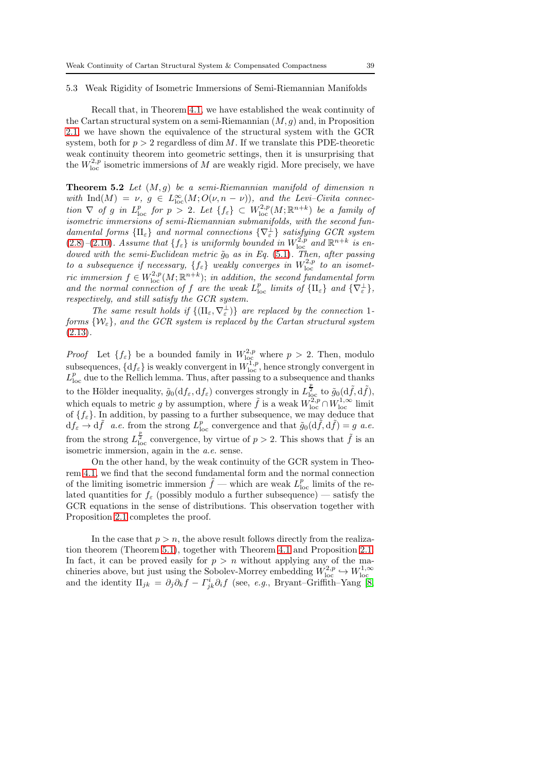### 5.3 Weak Rigidity of Isometric Immersions of Semi-Riemannian Manifolds

Recall that, in Theorem 4.1, we have established the weak continuity of the Cartan structural system on a semi-Riemannian $(M, g)$ and, in Proposition 2.1, we have shown the equivalence of the structural system with the GCR system, both for $p > 2$ regardless of $\dim M$. If we translate this PDE-theoretic weak continuity theorem into geometric settings, then it is unsurprising that the $W^{2,p}_{\rm loc}$ isometric immersions of $M$ are weakly rigid. More precisely, we have

**Theorem 5.2** *Let $(M, g)$ be a semi-Riemannian manifold of dimension $n$ with $\mathrm{Ind}(M) = \nu$, $g \in L^\infty_{\rm loc}(M; O(\nu, n-\nu))$, and the Levi–Civita connection $\nabla$ of $g$ in $L^p_{\rm loc}$ for $p > 2$. Let $\{f_\varepsilon\} \subset W^{2,p}_{\rm loc}(M; \mathbb{R}^{n+k})$ be a family of isometric immersions of semi-Riemannian submanifolds, with the second fundamental forms $\{\mathrm{II}_\varepsilon\}$ and normal connections $\{\nabla^\perp_\varepsilon\}$ satisfying GCR system (2.8)–(2.10). Assume that $\{f_\varepsilon\}$ is uniformly bounded in $W^{2,p}_{\rm loc}$ and $\mathbb{R}^{n+k}$ is endowed with the semi-Euclidean metric $\tilde{g}_0$ as in Eq. (5.1). Then, after passing to a subsequence if necessary, $\{f_\varepsilon\}$ weakly converges in $W^{2,p}_{\rm loc}$ to an isometric immersion $f \in W^{2,p}_{\rm loc}(M; \mathbb{R}^{n+k})$; in addition, the second fundamental form and the normal connection of $f$ are the weak $L^p_{\rm loc}$ limits of $\{\mathrm{II}_\varepsilon\}$ and $\{\nabla^\perp_\varepsilon\}$, respectively, and still satisfy the GCR system.*

*The same result holds if $\{(\mathrm{II}_\varepsilon, \nabla^\perp_\varepsilon)\}$ are replaced by the connection 1-forms $\{\mathcal{W}_\varepsilon\}$, and the GCR system is replaced by the Cartan structural system (2.13).*

*Proof* Let $\{f_\varepsilon\}$ be a bounded family in $W^{2,p}_{\rm loc}$ where $p > 2$. Then, modulo subsequences, $\{\mathrm{d}f_\varepsilon\}$ is weakly convergent in $W^{1,p}_{\rm loc}$, hence strongly convergent in $L^p_{\rm loc}$ due to the Rellich lemma. Thus, after passing to a subsequence and thanks to the Hölder inequality, $\tilde{g}_0(\mathrm{d}f_\varepsilon, \mathrm{d}f_\varepsilon)$ converges strongly in $L^{\frac{p}{2}}_{\rm loc}$ to $\tilde{g}_0(\mathrm{d}\tilde{f}, \mathrm{d}\tilde{f})$, which equals to metric $g$ by assumption, where $\tilde{f}$ is a weak $W^{2,p}_{\rm loc} \cap W^{1,\infty}_{\rm loc}$ limit of $\{f_\varepsilon\}$. In addition, by passing to a further subsequence, we may deduce that $\mathrm{d}f_\varepsilon \to \mathrm{d}\tilde{f}$ *a.e.* from the strong $L^p_{\rm loc}$ convergence and that $\tilde{g}_0(\mathrm{d}\tilde{f}, \mathrm{d}\tilde{f}) = g$ *a.e.* from the strong $L^{\frac{p}{2}}_{\rm loc}$ convergence, by virtue of $p > 2$. This shows that $\tilde{f}$ is an isometric immersion, again in the *a.e.* sense.

On the other hand, by the weak continuity of the GCR system in Theorem 4.1, we find that the second fundamental form and the normal connection of the limiting isometric immersion $\tilde{f}$ — which are weak $L^p_{\rm loc}$ limits of the related quantities for $f_\varepsilon$ (possibly modulo a further subsequence) — satisfy the GCR equations in the sense of distributions. This observation together with Proposition 2.1 completes the proof.

In the case that $p > n$, the above result follows directly from the realization theorem (Theorem 5.1), together with Theorem 4.1 and Proposition 2.1. In fact, it can be proved easily for $p > n$ without applying any of the machineries above, but just using the Sobolev-Morrey embedding $W^{2,p}_{\rm loc} \hookrightarrow W^{1,\infty}_{\rm loc}$ and the identity $\mathrm{II}_{jk} = \partial_j \partial_k f - \Gamma^i_{jk} \partial_i f$ (see, *e.g.*, Bryant–Griffith–Yang [8],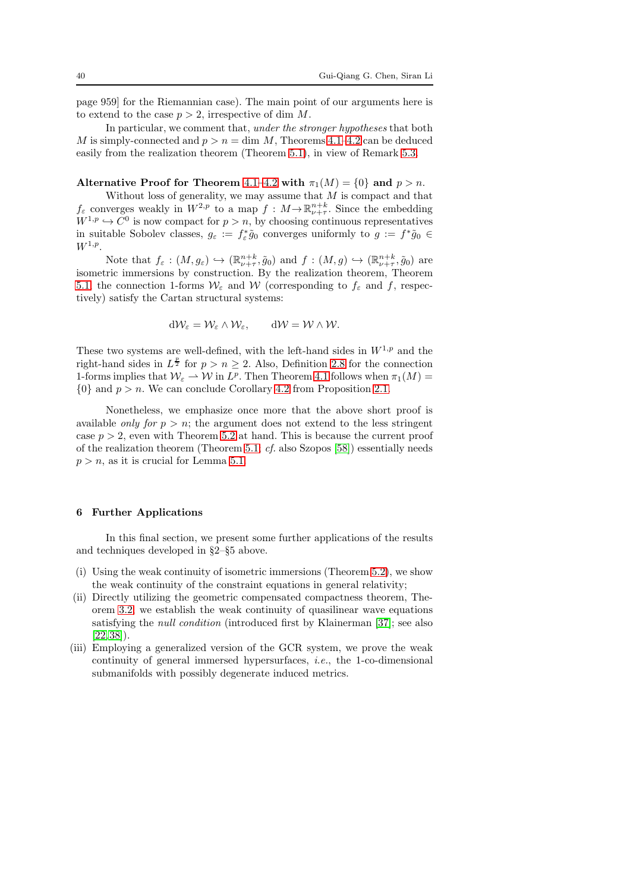page 959] for the Riemannian case). The main point of our arguments here is to extend to the case $p > 2$, irrespective of dim $M$.

In particular, we comment that, *under the stronger hypotheses* that both $M$ is simply-connected and $p > n = \dim M$, Theorems 4.1–4.2 can be deduced easily from the realization theorem (Theorem 5.1), in view of Remark 5.3.

**Alternative Proof for Theorem 4.1–4.2 with $\pi_1(M) = \{0\}$ and $p > n$.**

Without loss of generality, we may assume that $M$ is compact and that $f_\varepsilon$ converges weakly in $W^{2,p}$ to a map $f : M \to \mathbb{R}^{n+k}_{\nu+\tau}$. Since the embedding $W^{1,p} \hookrightarrow C^0$ is now compact for $p > n$, by choosing continuous representatives in suitable Sobolev classes, $g_\varepsilon := f_\varepsilon^* \tilde{g}_0$ converges uniformly to $g := f^* \tilde{g}_0 \in W^{1,p}$.

Note that $f_\varepsilon : (M, g_\varepsilon) \hookrightarrow (\mathbb{R}^{n+k}_{\nu+\tau}, \tilde{g}_0)$ and $f : (M, g) \hookrightarrow (\mathbb{R}^{n+k}_{\nu+\tau}, \tilde{g}_0)$ are isometric immersions by construction. By the realization theorem, Theorem 5.1, the connection 1-forms $\mathcal{W}_\varepsilon$ and $\mathcal{W}$ (corresponding to $f_\varepsilon$ and $f$, respectively) satisfy the Cartan structural systems:

$$\mathrm{d}\mathcal{W}_\varepsilon = \mathcal{W}_\varepsilon \wedge \mathcal{W}_\varepsilon, \qquad \mathrm{d}\mathcal{W} = \mathcal{W} \wedge \mathcal{W}.$$

These two systems are well-defined, with the left-hand sides in $W^{1,p}$ and the right-hand sides in $L^{\frac{p}{2}}$ for $p > n \geq 2$. Also, Definition 2.8 for the connection 1-forms implies that $\mathcal{W}_\varepsilon \rightharpoonup \mathcal{W}$ in $L^p$. Then Theorem 4.1 follows when $\pi_1(M) = \{0\}$ and $p > n$. We can conclude Corollary 4.2 from Proposition 2.1.

Nonetheless, we emphasize once more that the above short proof is available *only for* $p > n$; the argument does not extend to the less stringent case $p > 2$, even with Theorem 5.2 at hand. This is because the current proof of the realization theorem (Theorem 5.1, *cf.* also Szopos [58]) essentially needs $p > n$, as it is crucial for Lemma 5.1.

## 6 Further Applications

In this final section, we present some further applications of the results and techniques developed in §2–§5 above.

(i) Using the weak continuity of isometric immersions (Theorem 5.2), we show the weak continuity of the constraint equations in general relativity;
(ii) Directly utilizing the geometric compensated compactness theorem, Theorem 3.2, we establish the weak continuity of quasilinear wave equations satisfying the *null condition* (introduced first by Klainerman [37]; see also [22,38]).
(iii) Employing a generalized version of the GCR system, we prove the weak continuity of general immersed hypersurfaces, *i.e.*, the 1-co-dimensional submanifolds with possibly degenerate induced metrics.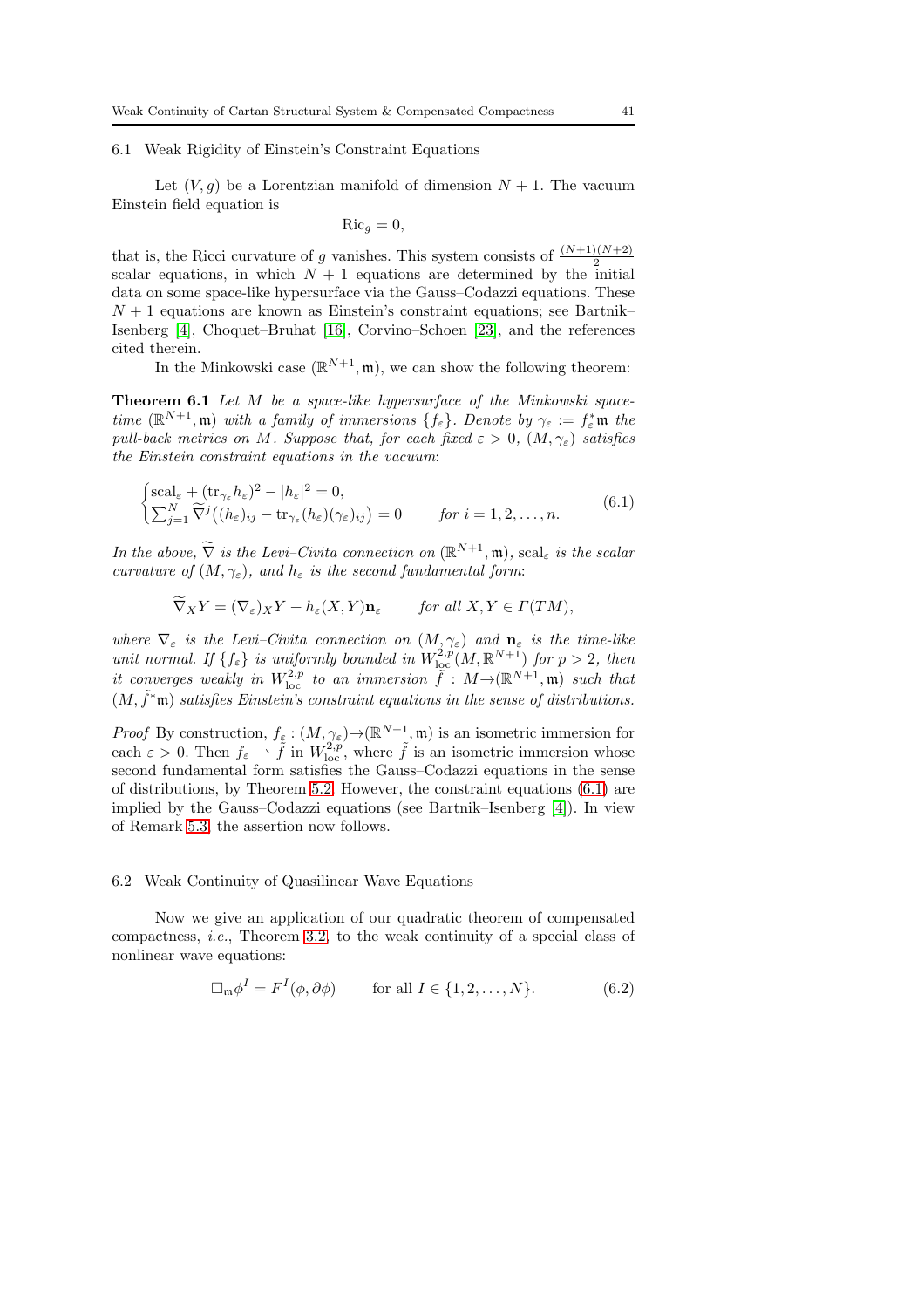### 6.1 Weak Rigidity of Einstein's Constraint Equations

Let $(V, g)$ be a Lorentzian manifold of dimension $N+1$. The vacuum Einstein field equation is

$$\mathrm{Ric}_g = 0,$$

that is, the Ricci curvature of $g$ vanishes. This system consists of $\frac{(N+1)(N+2)}{2}$ scalar equations, in which $N+1$ equations are determined by the initial data on some space-like hypersurface via the Gauss–Codazzi equations. These $N+1$ equations are known as Einstein's constraint equations; see Bartnik–Isenberg [4], Choquet-Bruhat [16], Corvino–Schoen [23], and the references cited therein.

In the Minkowski case $(\mathbb{R}^{N+1}, \mathfrak{m})$, we can show the following theorem:

**Theorem 6.1** *Let $M$ be a space-like hypersurface of the Minkowski spacetime $(\mathbb{R}^{N+1}, \mathfrak{m})$ with a family of immersions $\{f_\varepsilon\}$. Denote by $\gamma_\varepsilon := f_\varepsilon^* \mathfrak{m}$ the pull-back metrics on $M$. Suppose that, for each fixed $\varepsilon > 0$, $(M, \gamma_\varepsilon)$ satisfies the Einstein constraint equations in the vacuum:*

$$\begin{cases} \mathrm{scal}_\varepsilon + (\mathrm{tr}_{\gamma_\varepsilon} h_\varepsilon)^2 - |h_\varepsilon|^2 = 0, \\ \sum_{j=1}^N \widetilde{\nabla}^j \big( (h_\varepsilon)_{ij} - \mathrm{tr}_{\gamma_\varepsilon}(h_\varepsilon)(\gamma_\varepsilon)_{ij} \big) = 0 \qquad \textit{for } i = 1, 2, \ldots, n. \end{cases} \tag{6.1}$$

*In the above, $\widetilde{\nabla}$ is the Levi–Civita connection on $(\mathbb{R}^{N+1}, \mathfrak{m})$, $\mathrm{scal}_\varepsilon$ is the scalar curvature of $(M, \gamma_\varepsilon)$, and $h_\varepsilon$ is the second fundamental form:*

$$\widetilde{\nabla}_X Y = (\nabla_\varepsilon)_X Y + h_\varepsilon(X, Y)\mathbf{n}_\varepsilon \qquad \textit{for all } X, Y \in \Gamma(TM),$$

*where $\nabla_\varepsilon$ is the Levi–Civita connection on $(M, \gamma_\varepsilon)$ and $\mathbf{n}_\varepsilon$ is the time-like unit normal. If $\{f_\varepsilon\}$ is uniformly bounded in $W^{2,p}_{\mathrm{loc}}(M, \mathbb{R}^{N+1})$ for $p > 2$, then it converges weakly in $W^{2,p}_{\mathrm{loc}}$ to an immersion $\tilde{f} : M \to (\mathbb{R}^{N+1}, \mathfrak{m})$ such that $(M, \tilde{f}^* \mathfrak{m})$ satisfies Einstein's constraint equations in the sense of distributions.*

*Proof* By construction, $f_\varepsilon : (M, \gamma_\varepsilon) \to (\mathbb{R}^{N+1}, \mathfrak{m})$ is an isometric immersion for each $\varepsilon > 0$. Then $f_\varepsilon \rightharpoonup \tilde{f}$ in $W^{2,p}_{\mathrm{loc}}$, where $\tilde{f}$ is an isometric immersion whose second fundamental form satisfies the Gauss–Codazzi equations in the sense of distributions, by Theorem 5.2. However, the constraint equations (6.1) are implied by the Gauss–Codazzi equations (see Bartnik–Isenberg [4]). In view of Remark 5.3, the assertion now follows.

### 6.2 Weak Continuity of Quasilinear Wave Equations

Now we give an application of our quadratic theorem of compensated compactness, *i.e.*, Theorem 3.2, to the weak continuity of a special class of nonlinear wave equations:

$$\Box_{\mathfrak{m}} \phi^I = F^I(\phi, \partial\phi) \qquad \text{for all } I \in \{1, 2, \ldots, N\}. \tag{6.2}$$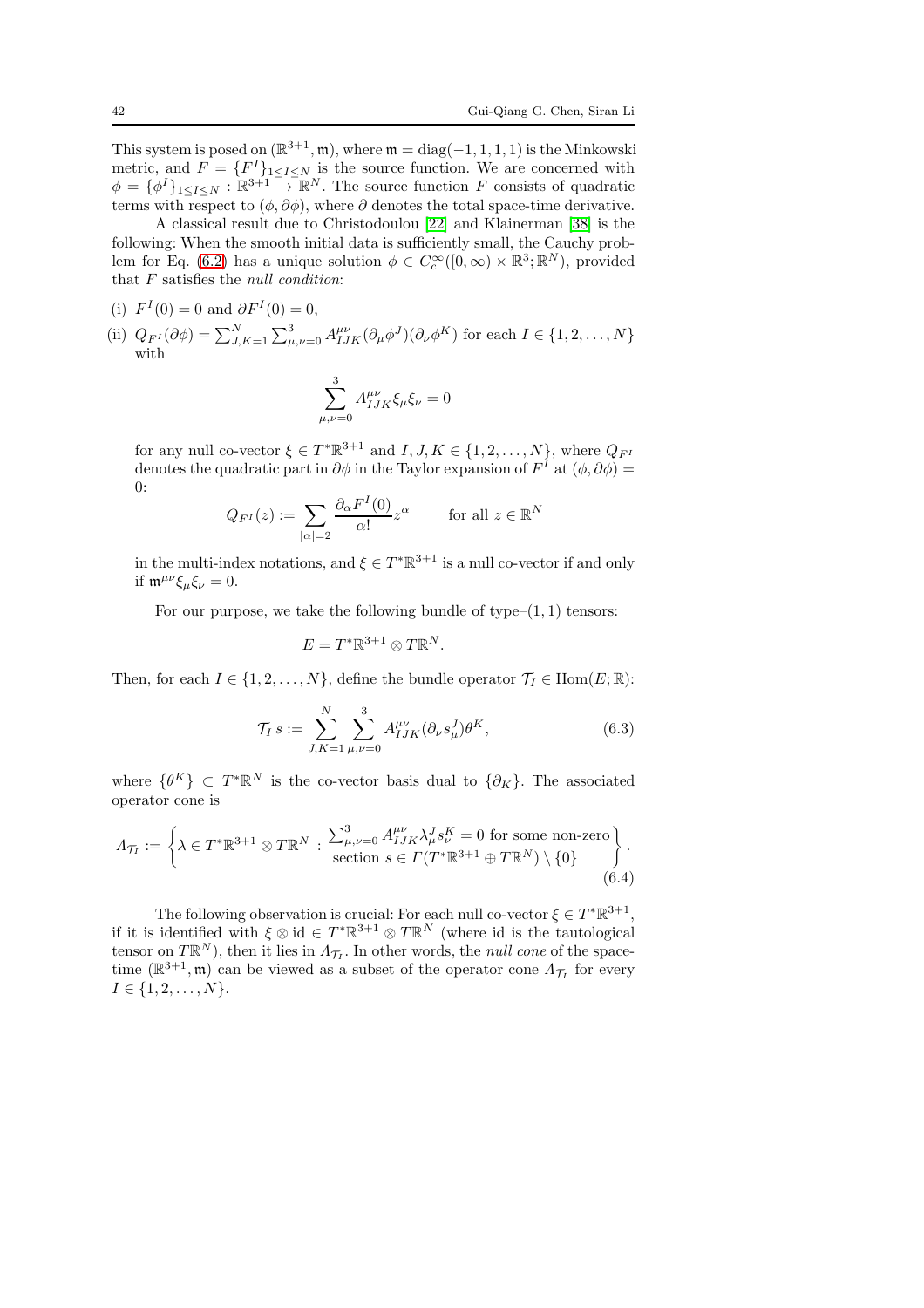This system is posed on $(\mathbb{R}^{3+1}, \mathfrak{m})$, where $\mathfrak{m} = \mathrm{diag}(-1, 1, 1, 1)$ is the Minkowski metric, and $F = \{F^I\}_{1 \leq I \leq N}$ is the source function. We are concerned with $\phi = \{\phi^I\}_{1\leq I \leq N} : \mathbb{R}^{3+1} \to \mathbb{R}^N$. The source function $F$ consists of quadratic terms with respect to $(\phi, \partial\phi)$, where $\partial$ denotes the total space-time derivative.

A classical result due to Christodoulou [22] and Klainerman [38] is the following: When the smooth initial data is sufficiently small, the Cauchy problem for Eq. (6.2) has a unique solution $\phi \in C_c^\infty([0,\infty) \times \mathbb{R}^3; \mathbb{R}^N)$, provided that $F$ satisfies the *null condition*:

(i) $F^I(0) = 0$ and $\partial F^I(0) = 0$,

(ii) $Q_{F^I}(\partial\phi) = \sum_{J,K=1}^N \sum_{\mu,\nu=0}^3 A^{\mu\nu}_{IJK}(\partial_\mu \phi^J)(\partial_\nu \phi^K)$ for each $I \in \{1, 2, \ldots, N\}$ with

$$\sum_{\mu,\nu=0}^{3} A^{\mu\nu}_{IJK}\xi_\mu \xi_\nu = 0$$

for any null co-vector $\xi \in T^*\mathbb{R}^{3+1}$ and $I, J, K \in \{1, 2, \ldots, N\}$, where $Q_{F^I}$ denotes the quadratic part in $\partial\phi$ in the Taylor expansion of $F^I$ at $(\phi, \partial\phi) = 0$:

$$Q_{F^I}(z) := \sum_{|\alpha|=2} \frac{\partial_\alpha F^I(0)}{\alpha!} z^\alpha \qquad \text{for all } z \in \mathbb{R}^N$$

in the multi-index notations, and $\xi \in T^*\mathbb{R}^{3+1}$ is a null co-vector if and only if $\mathfrak{m}^{\mu\nu}\xi_\mu\xi_\nu = 0$.

For our purpose, we take the following bundle of type–$(1,1)$ tensors:

$$E = T^*\mathbb{R}^{3+1} \otimes T\mathbb{R}^N.$$

Then, for each $I \in \{1, 2, \ldots, N\}$, define the bundle operator $\mathcal{T}_I \in \mathrm{Hom}(E; \mathbb{R})$:

$$\mathcal{T}_I\, s := \sum_{J,K=1}^{N} \sum_{\mu,\nu=0}^{3} A^{\mu\nu}_{IJK}(\partial_\nu s^J_\mu)\theta^K, \tag{6.3}$$

where $\{\theta^K\} \subset T^*\mathbb{R}^N$ is the co-vector basis dual to $\{\partial_K\}$. The associated operator cone is

$$\Lambda_{\mathcal{T}_I} := \left\{ \lambda \in T^*\mathbb{R}^{3+1} \otimes T\mathbb{R}^N \;:\; \begin{array}{c} \sum_{\mu,\nu=0}^{3} A^{\mu\nu}_{IJK}\lambda^J_\mu s^K_\nu = 0 \text{ for some non-zero} \\ \text{section } s \in \Gamma(T^*\mathbb{R}^{3+1} \oplus T\mathbb{R}^N) \setminus \{0\} \end{array} \right\}. \tag{6.4}$$

The following observation is crucial: For each null co-vector $\xi \in T^*\mathbb{R}^{3+1}$, if it is identified with $\xi \otimes \mathrm{id} \in T^*\mathbb{R}^{3+1} \otimes T\mathbb{R}^N$ (where id is the tautological tensor on $T\mathbb{R}^N$), then it lies in $\Lambda_{\mathcal{T}_I}$. In other words, the *null cone* of the spacetime $(\mathbb{R}^{3+1}, \mathfrak{m})$ can be viewed as a subset of the operator cone $\Lambda_{\mathcal{T}_I}$ for every $I \in \{1, 2, \ldots, N\}$.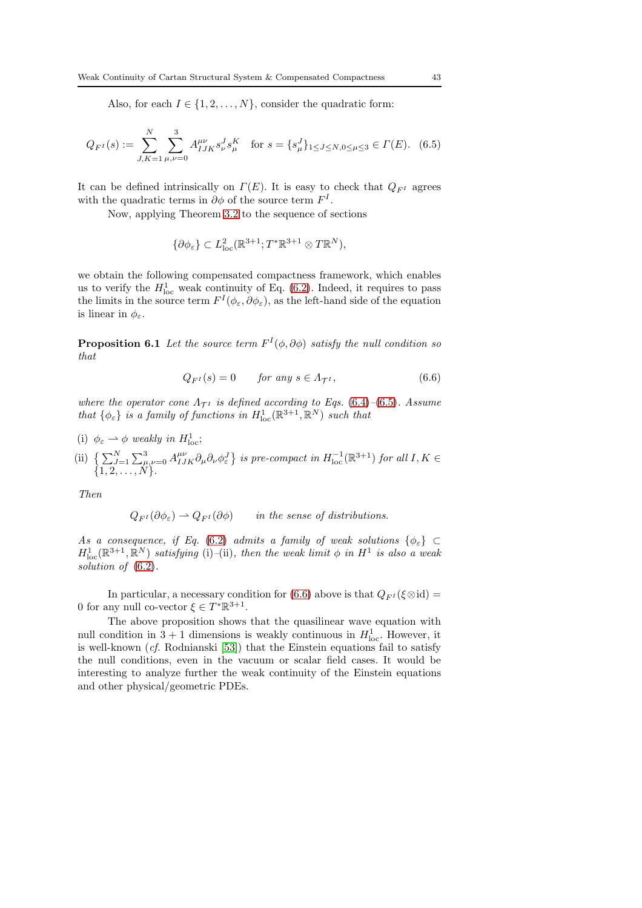Also, for each $I \in \{1, 2, \ldots, N\}$, consider the quadratic form:

$$Q_{F^I}(s) := \sum_{J,K=1}^{N} \sum_{\mu,\nu=0}^{3} A^{\mu\nu}_{IJK} s^J_\nu s^K_\mu \quad \text{for } s = \{s^J_\mu\}_{1\leq J\leq N, 0\leq\mu\leq 3} \in \Gamma(E). \quad (6.5)$$

It can be defined intrinsically on $\Gamma(E)$. It is easy to check that $Q_{F^I}$ agrees with the quadratic terms in $\partial\phi$ of the source term $F^I$.

Now, applying Theorem 3.2 to the sequence of sections

$$\{\partial\phi_\varepsilon\} \subset L^2_{\rm loc}(\mathbb{R}^{3+1}; T^*\mathbb{R}^{3+1} \otimes T\mathbb{R}^N),$$

we obtain the following compensated compactness framework, which enables us to verify the $H^1_{\rm loc}$ weak continuity of Eq. (6.2). Indeed, it requires to pass the limits in the source term $F^I(\phi_\varepsilon, \partial\phi_\varepsilon)$, as the left-hand side of the equation is linear in $\phi_\varepsilon$.

**Proposition 6.1** *Let the source term $F^I(\phi, \partial\phi)$ satisfy the null condition so that*

$$Q_{F^I}(s) = 0 \qquad \text{for any } s \in \Lambda_{\mathcal{T}^I}, \quad (6.6)$$

*where the operator cone $\Lambda_{\mathcal{T}^I}$ is defined according to Eqs.* (6.4)–(6.5)*. Assume that $\{\phi_\varepsilon\}$ is a family of functions in $H^1_{\rm loc}(\mathbb{R}^{3+1}, \mathbb{R}^N)$ such that*

(i) *$\phi_\varepsilon \rightharpoonup \phi$ weakly in $H^1_{\rm loc}$;*

(ii) *$\big\{ \sum_{J=1}^{N} \sum_{\mu,\nu=0}^{3} A^{\mu\nu}_{IJK} \partial_\mu \partial_\nu \phi^J_\varepsilon \big\}$ is pre-compact in $H^{-1}_{\rm loc}(\mathbb{R}^{3+1})$ for all $I, K \in \{1, 2, \ldots, N\}$.*

*Then*

$$Q_{F^I}(\partial\phi_\varepsilon) \rightharpoonup Q_{F^I}(\partial\phi) \qquad \text{in the sense of distributions.}$$

*As a consequence, if Eq.* (6.2) *admits a family of weak solutions $\{\phi_\varepsilon\} \subset H^1_{\rm loc}(\mathbb{R}^{3+1}, \mathbb{R}^N)$ satisfying* (i)–(ii)*, then the weak limit $\phi$ in $H^1$ is also a weak solution of* (6.2)*.*

In particular, a necessary condition for (6.6) above is that $Q_{F^I}(\xi\otimes{\rm id}) = 0$ for any null co-vector $\xi \in T^*\mathbb{R}^{3+1}$.

The above proposition shows that the quasilinear wave equation with null condition in $3+1$ dimensions is weakly continuous in $H^1_{\rm loc}$. However, it is well-known (*cf.* Rodnianski [53]) that the Einstein equations fail to satisfy the null conditions, even in the vacuum or scalar field cases. It would be interesting to analyze further the weak continuity of the Einstein equations and other physical/geometric PDEs.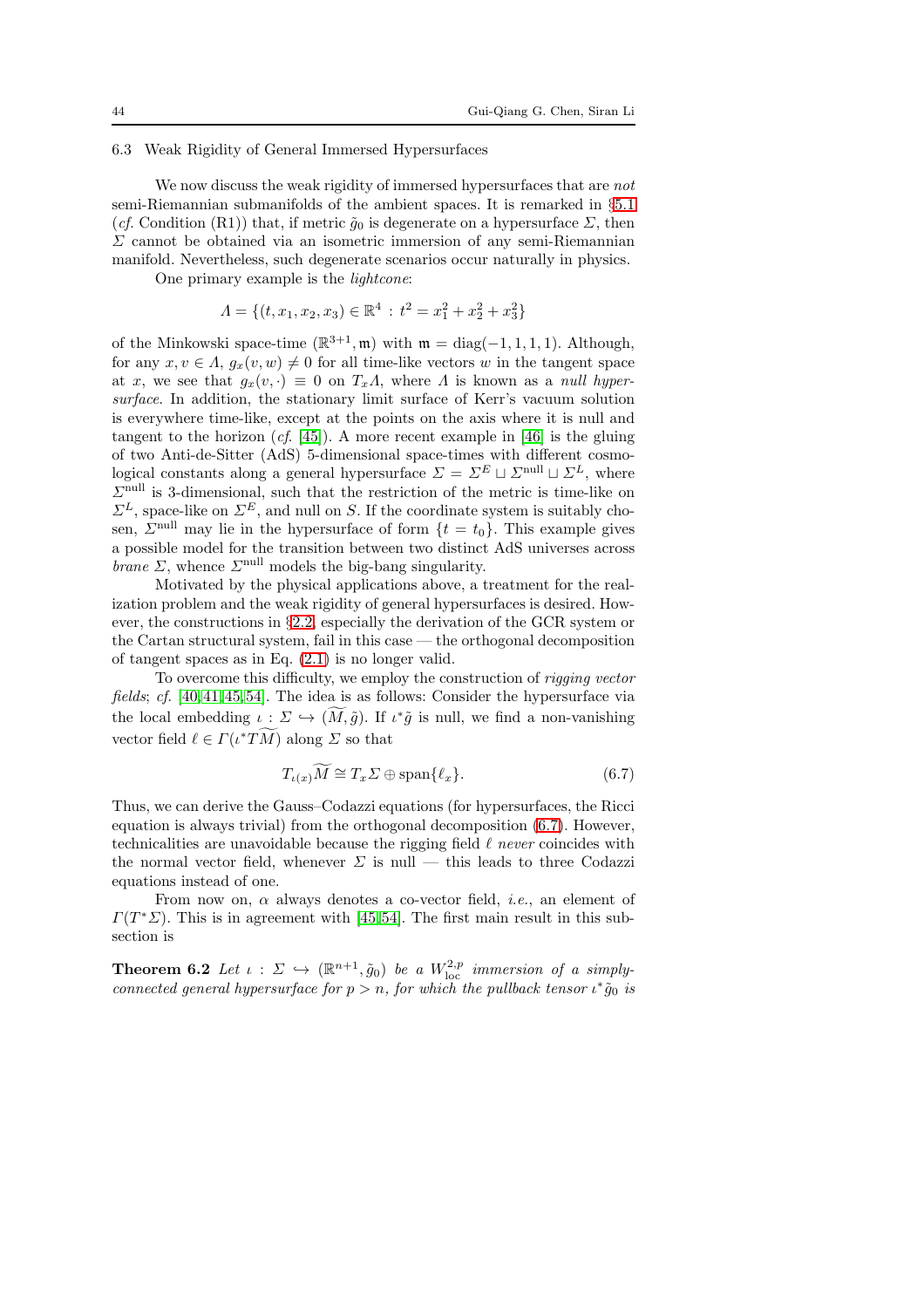### 6.3 Weak Rigidity of General Immersed Hypersurfaces

We now discuss the weak rigidity of immersed hypersurfaces that are *not* semi-Riemannian submanifolds of the ambient spaces. It is remarked in §5.1 (*cf.* Condition (R1)) that, if metric $\tilde{g}_0$ is degenerate on a hypersurface $\Sigma$, then $\Sigma$ cannot be obtained via an isometric immersion of any semi-Riemannian manifold. Nevertheless, such degenerate scenarios occur naturally in physics.

One primary example is the *lightcone*:

$$\Lambda = \{(t, x_1, x_2, x_3) \in \mathbb{R}^4 \,:\, t^2 = x_1^2 + x_2^2 + x_3^2\}$$

of the Minkowski space-time $(\mathbb{R}^{3+1}, \mathfrak{m})$ with $\mathfrak{m} = \mathrm{diag}(-1, 1, 1, 1)$. Although, for any $x, v \in \Lambda$, $g_x(v, w) \neq 0$ for all time-like vectors $w$ in the tangent space at $x$, we see that $g_x(v, \cdot) \equiv 0$ on $T_x\Lambda$, where $\Lambda$ is known as a *null hypersurface*. In addition, the stationary limit surface of Kerr's vacuum solution is everywhere time-like, except at the points on the axis where it is null and tangent to the horizon (*cf.* [45]). A more recent example in [46] is the gluing of two Anti-de-Sitter (AdS) 5-dimensional space-times with different cosmological constants along a general hypersurface $\Sigma = \Sigma^E \sqcup \Sigma^{\mathrm{null}} \sqcup \Sigma^L$, where $\Sigma^{\mathrm{null}}$ is 3-dimensional, such that the restriction of the metric is time-like on $\Sigma^L$, space-like on $\Sigma^E$, and null on $S$. If the coordinate system is suitably chosen, $\Sigma^{\mathrm{null}}$ may lie in the hypersurface of form $\{t = t_0\}$. This example gives a possible model for the transition between two distinct AdS universes across *brane* $\Sigma$, whence $\Sigma^{\mathrm{null}}$ models the big-bang singularity.

Motivated by the physical applications above, a treatment for the realization problem and the weak rigidity of general hypersurfaces is desired. However, the constructions in §2.2, especially the derivation of the GCR system or the Cartan structural system, fail in this case — the orthogonal decomposition of tangent spaces as in Eq. (2.1) is no longer valid.

To overcome this difficulty, we employ the construction of *rigging vector fields*; *cf.* [40,41,45,54]. The idea is as follows: Consider the hypersurface via the local embedding $\iota : \Sigma \hookrightarrow (\widetilde{M}, \tilde{g})$. If $\iota^*\tilde{g}$ is null, we find a non-vanishing vector field $\ell \in \Gamma(\iota^* T\widetilde{M})$ along $\Sigma$ so that

$$T_{\iota(x)}\widetilde{M} \cong T_x\Sigma \oplus \mathrm{span}\{\ell_x\}. \tag{6.7}$$

Thus, we can derive the Gauss–Codazzi equations (for hypersurfaces, the Ricci equation is always trivial) from the orthogonal decomposition (6.7). However, technicalities are unavoidable because the rigging field $\ell$ *never* coincides with the normal vector field, whenever $\Sigma$ is null — this leads to three Codazzi equations instead of one.

From now on, $\alpha$ always denotes a co-vector field, *i.e.*, an element of $\Gamma(T^*\Sigma)$. This is in agreement with [45,54]. The first main result in this subsection is

**Theorem 6.2** *Let $\iota : \Sigma \hookrightarrow (\mathbb{R}^{n+1}, \tilde{g}_0)$ be a $W^{2,p}_{\mathrm{loc}}$ immersion of a simply-connected general hypersurface for $p > n$, for which the pullback tensor $\iota^*\tilde{g}_0$ is*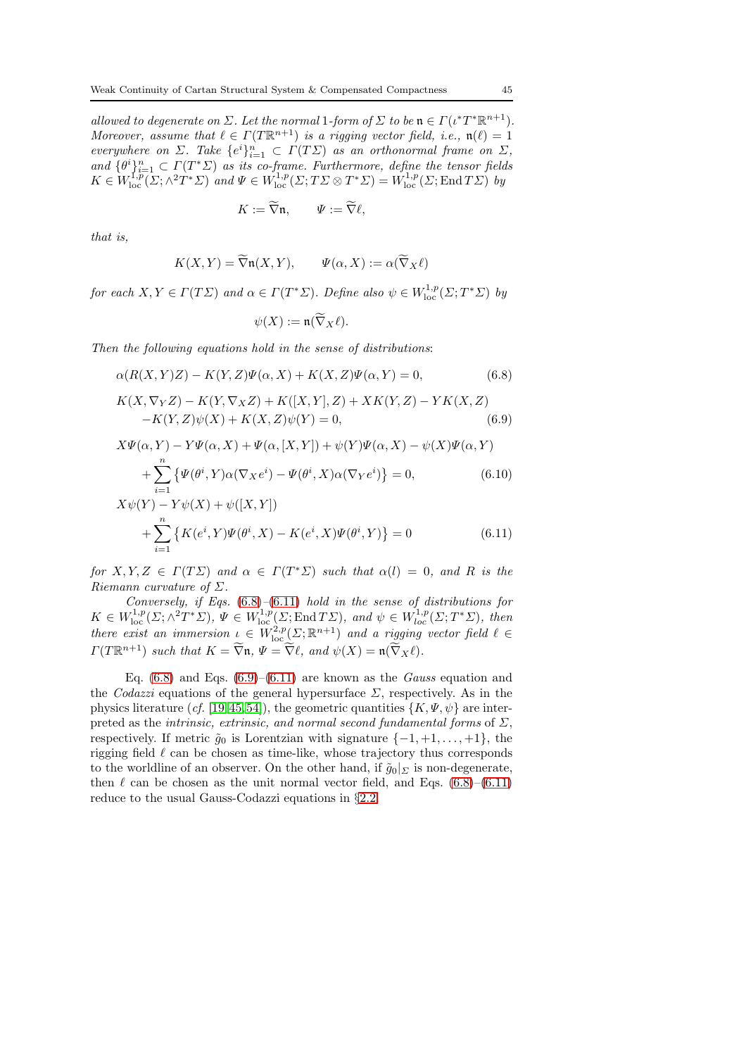*allowed to degenerate on $\Sigma$. Let the normal 1-form of $\Sigma$ to be $\mathfrak{n} \in \Gamma(\iota^* T^*\mathbb{R}^{n+1})$. Moreover, assume that $\ell \in \Gamma(T\mathbb{R}^{n+1})$ is a rigging vector field, i.e., $\mathfrak{n}(\ell) = 1$ everywhere on $\Sigma$. Take $\{e^i\}_{i=1}^n \subset \Gamma(T\Sigma)$ as an orthonormal frame on $\Sigma$, and $\{\theta^i\}_{i=1}^n \subset \Gamma(T^*\Sigma)$ as its co-frame. Furthermore, define the tensor fields $K \in W^{1,p}_{\rm loc}(\Sigma; \wedge^2 T^*\Sigma)$ and $\Psi \in W^{1,p}_{\rm loc}(\Sigma; T\Sigma \otimes T^*\Sigma) = W^{1,p}_{\rm loc}(\Sigma; {\rm End}\, T\Sigma)$ by*

$$K := \widetilde{\nabla}\mathfrak{n}, \qquad \Psi := \widetilde{\nabla}\ell,$$

*that is,*

$$K(X,Y) = \widetilde{\nabla}\mathfrak{n}(X,Y), \qquad \Psi(\alpha, X) := \alpha(\widetilde{\nabla}_X \ell)$$

*for each $X, Y \in \Gamma(T\Sigma)$ and $\alpha \in \Gamma(T^*\Sigma)$. Define also $\psi \in W^{1,p}_{\rm loc}(\Sigma; T^*\Sigma)$ by*

$$\psi(X) := \mathfrak{n}(\widetilde{\nabla}_X \ell).$$

*Then the following equations hold in the sense of distributions:*

$$\alpha(R(X,Y)Z) - K(Y,Z)\Psi(\alpha,X) + K(X,Z)\Psi(\alpha,Y) = 0, \tag{6.8}$$

$$\begin{aligned} &K(X, \nabla_Y Z) - K(Y, \nabla_X Z) + K([X,Y],Z) + XK(Y,Z) - YK(X,Z) \\ &\quad - K(Y,Z)\psi(X) + K(X,Z)\psi(Y) = 0, \end{aligned} \tag{6.9}$$

$$\begin{aligned} &X\Psi(\alpha,Y) - Y\Psi(\alpha,X) + \Psi(\alpha,[X,Y]) + \psi(Y)\Psi(\alpha,X) - \psi(X)\Psi(\alpha,Y) \\ &\quad + \sum_{i=1}^n \big\{\Psi(\theta^i,Y)\alpha(\nabla_X e^i) - \Psi(\theta^i,X)\alpha(\nabla_Y e^i)\big\} = 0, \end{aligned} \tag{6.10}$$

$$\begin{aligned} &X\psi(Y) - Y\psi(X) + \psi([X,Y]) \\ &\quad + \sum_{i=1}^n \big\{K(e^i,Y)\Psi(\theta^i,X) - K(e^i,X)\Psi(\theta^i,Y)\big\} = 0 \end{aligned} \tag{6.11}$$

*for $X, Y, Z \in \Gamma(T\Sigma)$ and $\alpha \in \Gamma(T^*\Sigma)$ such that $\alpha(l) = 0$, and $R$ is the Riemann curvature of $\Sigma$.*

*Conversely, if Eqs. (6.8)–(6.11) hold in the sense of distributions for $K \in W^{1,p}_{\rm loc}(\Sigma; \wedge^2 T^*\Sigma)$, $\Psi \in W^{1,p}_{\rm loc}(\Sigma; {\rm End}\, T\Sigma)$, and $\psi \in W^{1,p}_{loc}(\Sigma; T^*\Sigma)$, then there exist an immersion $\iota \in W^{2,p}_{\rm loc}(\Sigma; \mathbb{R}^{n+1})$ and a rigging vector field $\ell \in \Gamma(T\mathbb{R}^{n+1})$ such that $K = \widetilde{\nabla}\mathfrak{n}$, $\Psi = \widetilde{\nabla}\ell$, and $\psi(X) = \mathfrak{n}(\widetilde{\nabla}_X \ell)$.*

Eq. (6.8) and Eqs. (6.9)–(6.11) are known as the *Gauss* equation and the *Codazzi* equations of the general hypersurface $\Sigma$, respectively. As in the physics literature (*cf.* [19,45,54]), the geometric quantities $\{K, \Psi, \psi\}$ are interpreted as the *intrinsic, extrinsic, and normal second fundamental forms* of $\Sigma$, respectively. If metric $\tilde{g}_0$ is Lorentzian with signature $\{-1, +1, \ldots, +1\}$, the rigging field $\ell$ can be chosen as time-like, whose trajectory thus corresponds to the worldline of an observer. On the other hand, if $\tilde{g}_0|_\Sigma$ is non-degenerate, then $\ell$ can be chosen as the unit normal vector field, and Eqs. (6.8)–(6.11) reduce to the usual Gauss-Codazzi equations in §2.2.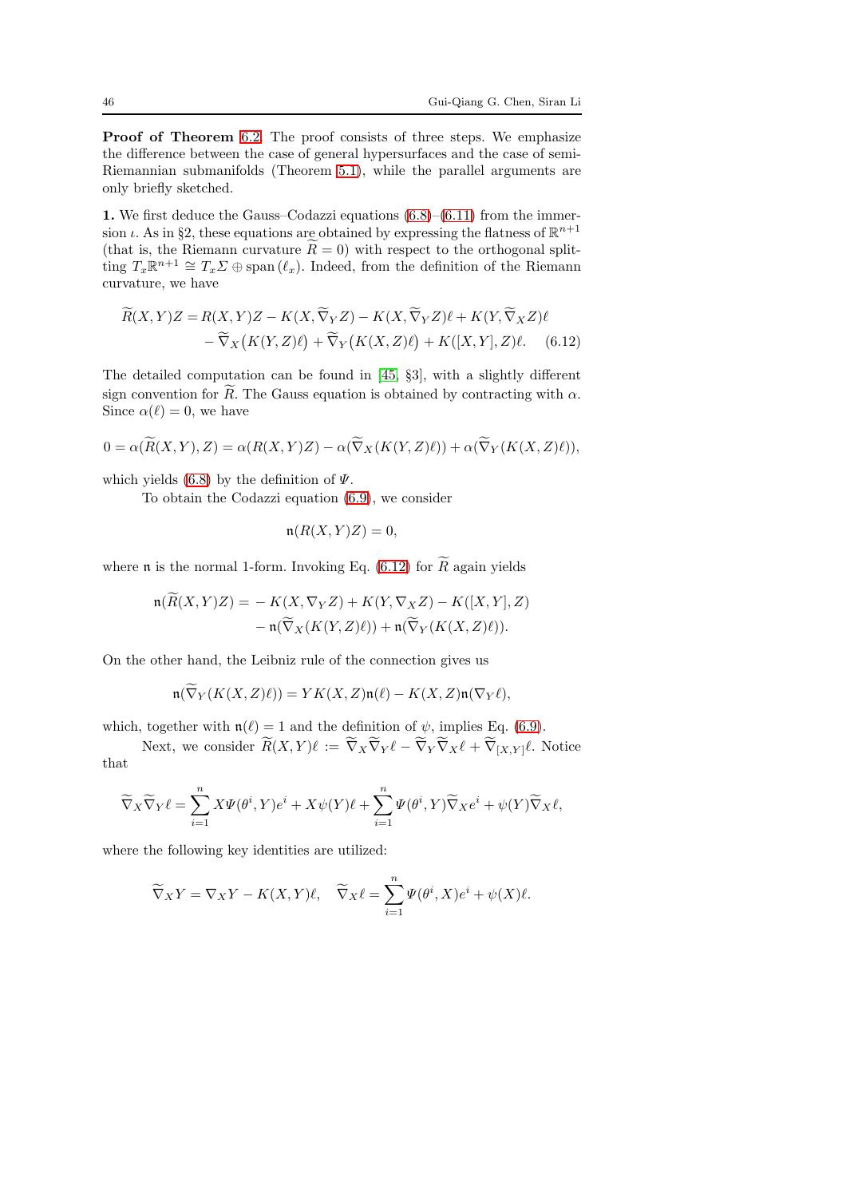**Proof of Theorem 6.2.** The proof consists of three steps. We emphasize the difference between the case of general hypersurfaces and the case of semi-Riemannian submanifolds (Theorem 5.1), while the parallel arguments are only briefly sketched.

**1.** We first deduce the Gauss–Codazzi equations (6.8)–(6.11) from the immersion $\iota$. As in §2, these equations are obtained by expressing the flatness of $\mathbb{R}^{n+1}$ (that is, the Riemann curvature $\widetilde{R} = 0$) with respect to the orthogonal splitting $T_x\mathbb{R}^{n+1} \cong T_x\Sigma \oplus \operatorname{span}(\ell_x)$. Indeed, from the definition of the Riemann curvature, we have

$$
\begin{aligned}
\widetilde{R}(X,Y)Z = R(X,Y)Z &- K(X,\widetilde{\nabla}_Y Z) - K(X,\widetilde{\nabla}_Y Z)\ell + K(Y,\widetilde{\nabla}_X Z)\ell \\
&- \widetilde{\nabla}_X\big(K(Y,Z)\ell\big) + \widetilde{\nabla}_Y\big(K(X,Z)\ell\big) + K([X,Y],Z)\ell. \qquad (6.12)
\end{aligned}
$$

The detailed computation can be found in [45, §3], with a slightly different sign convention for $\widetilde{R}$. The Gauss equation is obtained by contracting with $\alpha$. Since $\alpha(\ell) = 0$, we have

$$
0 = \alpha(\widetilde{R}(X,Y),Z) = \alpha(R(X,Y)Z) - \alpha(\widetilde{\nabla}_X(K(Y,Z)\ell)) + \alpha(\widetilde{\nabla}_Y(K(X,Z)\ell)),
$$

which yields (6.8) by the definition of $\Psi$.

To obtain the Codazzi equation (6.9), we consider

$$
\mathfrak{n}(R(X,Y)Z) = 0,
$$

where $\mathfrak{n}$ is the normal 1-form. Invoking Eq. (6.12) for $\widetilde{R}$ again yields

$$
\begin{aligned}
\mathfrak{n}(\widetilde{R}(X,Y)Z) = &- K(X,\nabla_Y Z) + K(Y,\nabla_X Z) - K([X,Y],Z) \\
&- \mathfrak{n}(\widetilde{\nabla}_X(K(Y,Z)\ell)) + \mathfrak{n}(\widetilde{\nabla}_Y(K(X,Z)\ell)).
\end{aligned}
$$

On the other hand, the Leibniz rule of the connection gives us

$$
\mathfrak{n}(\widetilde{\nabla}_Y(K(X,Z)\ell)) = YK(X,Z)\mathfrak{n}(\ell) - K(X,Z)\mathfrak{n}(\nabla_Y\ell),
$$

which, together with $\mathfrak{n}(\ell) = 1$ and the definition of $\psi$, implies Eq. (6.9).

Next, we consider $\widetilde{R}(X,Y)\ell := \widetilde{\nabla}_X\widetilde{\nabla}_Y\ell - \widetilde{\nabla}_Y\widetilde{\nabla}_X\ell + \widetilde{\nabla}_{[X,Y]}\ell$. Notice that

$$
\widetilde{\nabla}_X\widetilde{\nabla}_Y\ell = \sum_{i=1}^n X\Psi(\theta^i,Y)e^i + X\psi(Y)\ell + \sum_{i=1}^n \Psi(\theta^i,Y)\widetilde{\nabla}_X e^i + \psi(Y)\widetilde{\nabla}_X\ell,
$$

where the following key identities are utilized:

$$
\widetilde{\nabla}_X Y = \nabla_X Y - K(X,Y)\ell, \quad \widetilde{\nabla}_X\ell = \sum_{i=1}^n \Psi(\theta^i,X)e^i + \psi(X)\ell.
$$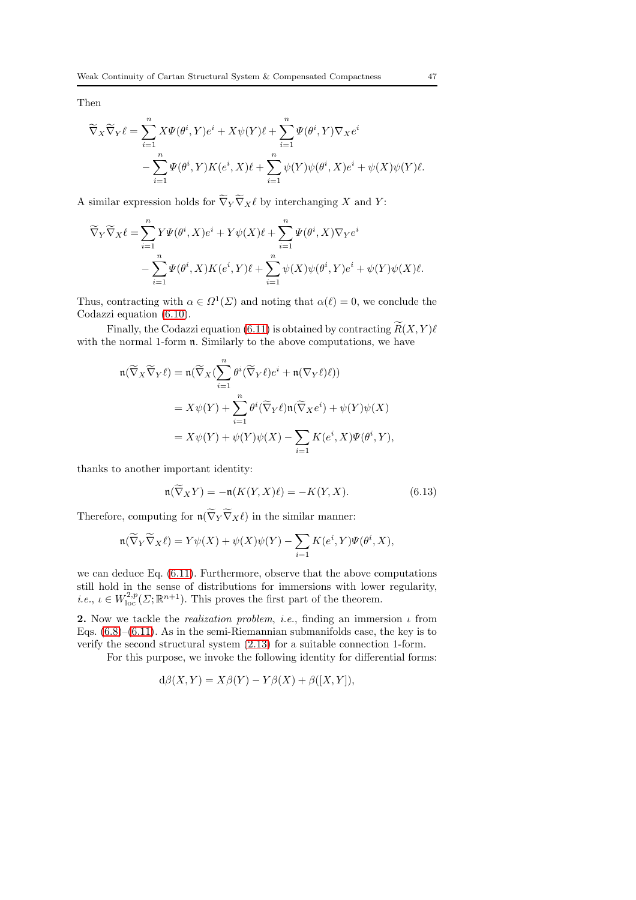Then

$$
\begin{aligned}
\widetilde{\nabla}_X \widetilde{\nabla}_Y \ell = & \sum_{i=1}^n X\Psi(\theta^i, Y)e^i + X\psi(Y)\ell + \sum_{i=1}^n \Psi(\theta^i, Y)\nabla_X e^i \\
& - \sum_{i=1}^n \Psi(\theta^i, Y)K(e^i, X)\ell + \sum_{i=1}^n \psi(Y)\psi(\theta^i, X)e^i + \psi(X)\psi(Y)\ell.
\end{aligned}
$$

A similar expression holds for $\widetilde{\nabla}_Y \widetilde{\nabla}_X \ell$ by interchanging $X$ and $Y$:

$$
\begin{aligned}
\widetilde{\nabla}_Y \widetilde{\nabla}_X \ell = & \sum_{i=1}^n Y\Psi(\theta^i, X)e^i + Y\psi(X)\ell + \sum_{i=1}^n \Psi(\theta^i, X)\nabla_Y e^i \\
& - \sum_{i=1}^n \Psi(\theta^i, X)K(e^i, Y)\ell + \sum_{i=1}^n \psi(X)\psi(\theta^i, Y)e^i + \psi(Y)\psi(X)\ell.
\end{aligned}
$$

Thus, contracting with $\alpha \in \Omega^1(\Sigma)$ and noting that $\alpha(\ell) = 0$, we conclude the Codazzi equation (6.10).

Finally, the Codazzi equation (6.11) is obtained by contracting $\widetilde{R}(X, Y)\ell$ with the normal 1-form $\mathfrak{n}$. Similarly to the above computations, we have

$$
\begin{aligned}
\mathfrak{n}(\widetilde{\nabla}_X \widetilde{\nabla}_Y \ell) &= \mathfrak{n}(\widetilde{\nabla}_X (\sum_{i=1}^n \theta^i(\widetilde{\nabla}_Y \ell)e^i + \mathfrak{n}(\nabla_Y \ell)\ell)) \\
&= X\psi(Y) + \sum_{i=1}^n \theta^i(\widetilde{\nabla}_Y \ell)\mathfrak{n}(\widetilde{\nabla}_X e^i) + \psi(Y)\psi(X) \\
&= X\psi(Y) + \psi(Y)\psi(X) - \sum_{i=1} K(e^i, X)\Psi(\theta^i, Y),
\end{aligned}
$$

thanks to another important identity:

$$
\mathfrak{n}(\widetilde{\nabla}_X Y) = -\mathfrak{n}(K(Y, X)\ell) = -K(Y, X). \tag{6.13}
$$

Therefore, computing for $\mathfrak{n}(\widetilde{\nabla}_Y \widetilde{\nabla}_X \ell)$ in the similar manner:

$$
\mathfrak{n}(\widetilde{\nabla}_Y \widetilde{\nabla}_X \ell) = Y\psi(X) + \psi(X)\psi(Y) - \sum_{i=1} K(e^i, Y)\Psi(\theta^i, X),
$$

we can deduce Eq. (6.11). Furthermore, observe that the above computations still hold in the sense of distributions for immersions with lower regularity, *i.e.*, $\iota \in W^{2,p}_{\rm loc}(\Sigma; \mathbb{R}^{n+1})$. This proves the first part of the theorem.

**2.** Now we tackle the *realization problem*, *i.e.*, finding an immersion $\iota$ from Eqs. (6.8)–(6.11). As in the semi-Riemannian submanifolds case, the key is to verify the second structural system (2.13) for a suitable connection 1-form.

For this purpose, we invoke the following identity for differential forms:

$$
{\rm d}\beta(X, Y) = X\beta(Y) - Y\beta(X) + \beta([X, Y]),
$$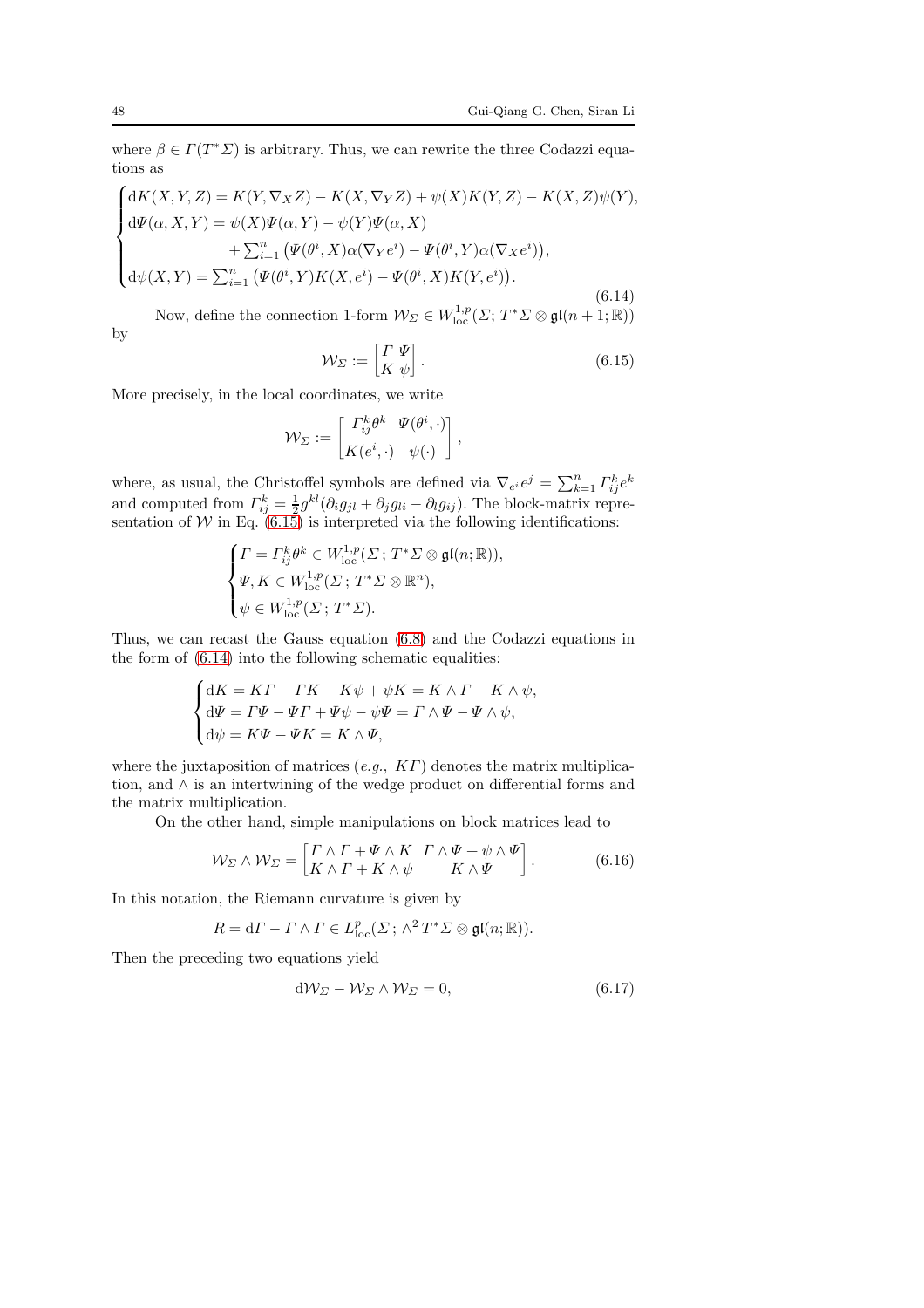where $\beta \in \Gamma(T^*\Sigma)$ is arbitrary. Thus, we can rewrite the three Codazzi equations as

$$
\begin{cases}
\mathrm{d}K(X,Y,Z) = K(Y,\nabla_X Z) - K(X,\nabla_Y Z) + \psi(X)K(Y,Z) - K(X,Z)\psi(Y),\\
\mathrm{d}\Psi(\alpha,X,Y) = \psi(X)\Psi(\alpha,Y) - \psi(Y)\Psi(\alpha,X)\\
\qquad\qquad + \sum_{i=1}^n \big(\Psi(\theta^i,X)\alpha(\nabla_Y e^i) - \Psi(\theta^i,Y)\alpha(\nabla_X e^i)\big),\\
\mathrm{d}\psi(X,Y) = \sum_{i=1}^n \big(\Psi(\theta^i,Y)K(X,e^i) - \Psi(\theta^i,X)K(Y,e^i)\big).
\end{cases}
\tag{6.14}
$$

Now, define the connection 1-form $\mathcal{W}_\Sigma \in W^{1,p}_{\rm loc}(\Sigma;\, T^*\Sigma\otimes\mathfrak{gl}(n+1;\mathbb{R}))$ by

$$
\mathcal{W}_\Sigma := \begin{bmatrix} \Gamma & \Psi \\ K & \psi \end{bmatrix}. \tag{6.15}
$$

More precisely, in the local coordinates, we write

$$
\mathcal{W}_\Sigma := \begin{bmatrix} \Gamma^k_{ij}\theta^k & \Psi(\theta^i,\cdot) \\ K(e^i,\cdot) & \psi(\cdot) \end{bmatrix},
$$

where, as usual, the Christoffel symbols are defined via $\nabla_{e^i} e^j = \sum_{k=1}^n \Gamma^k_{ij} e^k$ and computed from $\Gamma^k_{ij} = \frac{1}{2} g^{kl}(\partial_i g_{jl} + \partial_j g_{li} - \partial_l g_{ij})$. The block-matrix representation of $\mathcal{W}$ in Eq. (6.15) is interpreted via the following identifications:

$$
\begin{cases}
\Gamma = \Gamma^k_{ij}\theta^k \in W^{1,p}_{\rm loc}(\Sigma\,;\, T^*\Sigma\otimes\mathfrak{gl}(n;\mathbb{R})),\\
\Psi, K \in W^{1,p}_{\rm loc}(\Sigma\,;\, T^*\Sigma\otimes\mathbb{R}^n),\\
\psi \in W^{1,p}_{\rm loc}(\Sigma\,;\, T^*\Sigma).
\end{cases}
$$

Thus, we can recast the Gauss equation (6.8) and the Codazzi equations in the form of (6.14) into the following schematic equalities:

$$
\begin{cases}
\mathrm{d}K = K\Gamma - \Gamma K - K\psi + \psi K = K\wedge\Gamma - K\wedge\psi,\\
\mathrm{d}\Psi = \Gamma\Psi - \Psi\Gamma + \Psi\psi - \psi\Psi = \Gamma\wedge\Psi - \Psi\wedge\psi,\\
\mathrm{d}\psi = K\Psi - \Psi K = K\wedge\Psi,
\end{cases}
$$

where the juxtaposition of matrices (*e.g.*, $K\Gamma$) denotes the matrix multiplication, and $\wedge$ is an intertwining of the wedge product on differential forms and the matrix multiplication.

On the other hand, simple manipulations on block matrices lead to

$$
\mathcal{W}_\Sigma \wedge \mathcal{W}_\Sigma = \begin{bmatrix} \Gamma\wedge\Gamma + \Psi\wedge K & \Gamma\wedge\Psi + \psi\wedge\Psi \\ K\wedge\Gamma + K\wedge\psi & K\wedge\Psi \end{bmatrix}. \tag{6.16}
$$

In this notation, the Riemann curvature is given by

$$
R = \mathrm{d}\Gamma - \Gamma\wedge\Gamma \in L^p_{\rm loc}(\Sigma\,;\, \wedge^2 T^*\Sigma\otimes\mathfrak{gl}(n;\mathbb{R})).
$$

Then the preceding two equations yield

$$
\mathrm{d}\mathcal{W}_\Sigma - \mathcal{W}_\Sigma\wedge\mathcal{W}_\Sigma = 0, \tag{6.17}
$$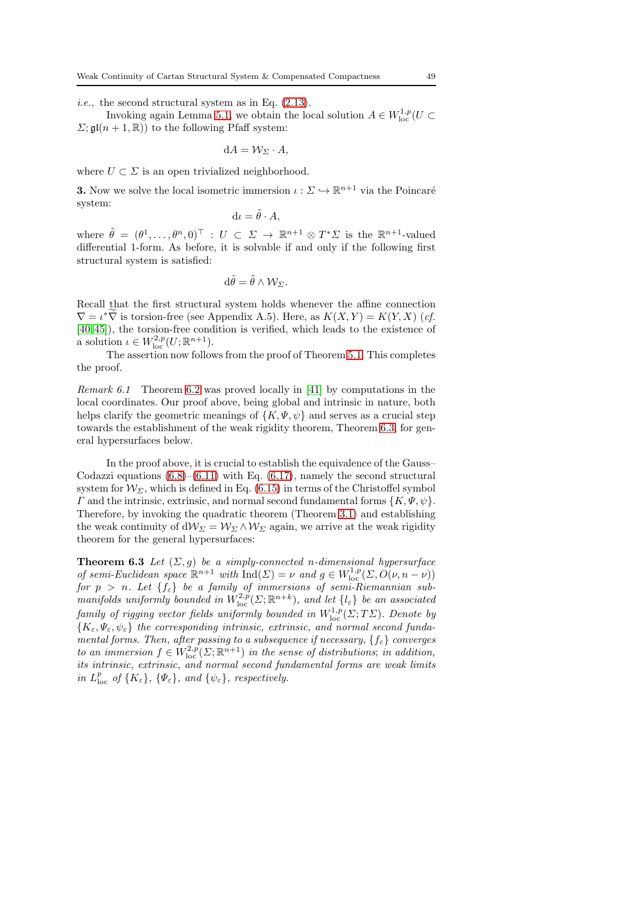*i.e.*, the second structural system as in Eq. (2.13).

Invoking again Lemma 5.1, we obtain the local solution $A \in W^{1,p}_{\rm loc}(U \subset \Sigma; \mathfrak{gl}(n+1,\mathbb{R}))$ to the following Pfaff system:

$$\mathrm{d}A = \mathcal{W}_\Sigma \cdot A,$$

where $U \subset \Sigma$ is an open trivialized neighborhood.

**3.** Now we solve the local isometric immersion $\iota : \Sigma \hookrightarrow \mathbb{R}^{n+1}$ via the Poincaré system:

$$\mathrm{d}\iota = \tilde{\theta} \cdot A,$$

where $\tilde{\theta} = (\theta^1, \ldots, \theta^n, 0)^\top : U \subset \Sigma \to \mathbb{R}^{n+1} \otimes T^*\Sigma$ is the $\mathbb{R}^{n+1}$-valued differential 1-form. As before, it is solvable if and only if the following first structural system is satisfied:

$$\mathrm{d}\tilde{\theta} = \tilde{\theta} \wedge \mathcal{W}_\Sigma.$$

Recall that the first structural system holds whenever the affine connection $\nabla = \iota^*\widetilde{\nabla}$ is torsion-free (see Appendix A.5). Here, as $K(X,Y) = K(Y,X)$ (*cf.* [40,45]), the torsion-free condition is verified, which leads to the existence of a solution $\iota \in W^{2,p}_{\rm loc}(U;\mathbb{R}^{n+1})$.

The assertion now follows from the proof of Theorem 5.1. This completes the proof.

*Remark 6.1* Theorem 6.2 was proved locally in [41] by computations in the local coordinates. Our proof above, being global and intrinsic in nature, both helps clarify the geometric meanings of $\{K, \Psi, \psi\}$ and serves as a crucial step towards the establishment of the weak rigidity theorem, Theorem 6.3, for general hypersurfaces below.

In the proof above, it is crucial to establish the equivalence of the Gauss–Codazzi equations (6.8)–(6.11) with Eq. (6.17), namely the second structural system for $\mathcal{W}_\Sigma$, which is defined in Eq. (6.15) in terms of the Christoffel symbol $\Gamma$ and the intrinsic, extrinsic, and normal second fundamental forms $\{K, \Psi, \psi\}$. Therefore, by invoking the quadratic theorem (Theorem 3.1) and establishing the weak continuity of $\mathrm{d}\mathcal{W}_\Sigma = \mathcal{W}_\Sigma \wedge \mathcal{W}_\Sigma$ again, we arrive at the weak rigidity theorem for the general hypersurfaces:

**Theorem 6.3** *Let $(\Sigma, g)$ be a simply-connected $n$-dimensional hypersurface of semi-Euclidean space $\mathbb{R}^{n+1}$ with $\mathrm{Ind}(\Sigma) = \nu$ and $g \in W^{1,p}_{\rm loc}(\Sigma, O(\nu, n-\nu))$ for $p > n$. Let $\{f_\varepsilon\}$ be a family of immersions of semi-Riemannian submanifolds uniformly bounded in $W^{2,p}_{\rm loc}(\Sigma;\mathbb{R}^{n+k})$, and let $\{l_\varepsilon\}$ be an associated family of rigging vector fields uniformly bounded in $W^{1,p}_{\rm loc}(\Sigma; T\Sigma)$. Denote by $\{K_\varepsilon, \Psi_\varepsilon, \psi_\varepsilon\}$ the corresponding intrinsic, extrinsic, and normal second fundamental forms. Then, after passing to a subsequence if necessary, $\{f_\varepsilon\}$ converges to an immersion $f \in W^{2,p}_{\rm loc}(\Sigma;\mathbb{R}^{n+1})$ in the sense of distributions; in addition, its intrinsic, extrinsic, and normal second fundamental forms are weak limits in $L^p_{\rm loc}$ of $\{K_\varepsilon\}$, $\{\Psi_\varepsilon\}$, and $\{\psi_\varepsilon\}$, respectively.*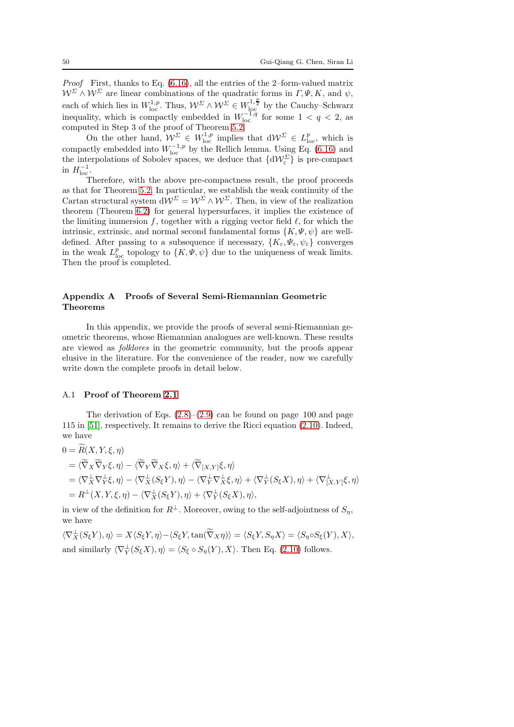*Proof* First, thanks to Eq. (6.16), all the entries of the 2–form-valued matrix $\mathcal{W}^\Sigma \wedge \mathcal{W}^\Sigma$ are linear combinations of the quadratic forms in $\Gamma, \Psi, K$, and $\psi$, each of which lies in $W^{1,p}_{\rm loc}$. Thus, $\mathcal{W}^\Sigma \wedge \mathcal{W}^\Sigma \in W^{1,\frac{p}{2}}_{\rm loc}$ by the Cauchy–Schwarz inequality, which is compactly embedded in $W^{-1,q}_{\rm loc}$ for some $1 < q < 2$, as computed in Step 3 of the proof of Theorem 5.2.

On the other hand, $\mathcal{W}^\Sigma \in W^{1,p}_{\rm loc}$ implies that $\mathrm{d}\mathcal{W}^\Sigma \in L^p_{\rm loc}$, which is compactly embedded into $W^{-1,p}_{\rm loc}$ by the Rellich lemma. Using Eq. (6.16) and the interpolations of Sobolev spaces, we deduce that $\{\mathrm{d}\mathcal{W}^\Sigma_\varepsilon\}$ is pre-compact in $H^{-1}_{\rm loc}$.

Therefore, with the above pre-compactness result, the proof proceeds as that for Theorem 5.2. In particular, we establish the weak continuity of the Cartan structural system $\mathrm{d}\mathcal{W}^\Sigma = \mathcal{W}^\Sigma \wedge \mathcal{W}^\Sigma$. Then, in view of the realization theorem (Theorem 6.2) for general hypersurfaces, it implies the existence of the limiting immersion $f$, together with a rigging vector field $\ell$, for which the intrinsic, extrinsic, and normal second fundamental forms $\{K, \Psi, \psi\}$ are well-defined. After passing to a subsequence if necessary, $\{K_\varepsilon, \Psi_\varepsilon, \psi_\varepsilon\}$ converges in the weak $L^p_{\rm loc}$ topology to $\{K, \Psi, \psi\}$ due to the uniqueness of weak limits. Then the proof is completed.

## Appendix A Proofs of Several Semi-Riemannian Geometric Theorems

In this appendix, we provide the proofs of several semi-Riemannian geometric theorems, whose Riemannian analogues are well-known. These results are viewed as *folklores* in the geometric community, but the proofs appear elusive in the literature. For the convenience of the reader, now we carefully write down the complete proofs in detail below.

### A.1 Proof of Theorem 2.1

The derivation of Eqs. (2.8)–(2.9) can be found on page 100 and page 115 in [51], respectively. It remains to derive the Ricci equation (2.10). Indeed, we have

$$
\begin{aligned}
0 &= \widetilde{R}(X, Y, \xi, \eta) \\
&= \langle \widetilde{\nabla}_X \widetilde{\nabla}_Y \xi, \eta \rangle - \langle \widetilde{\nabla}_Y \widetilde{\nabla}_X \xi, \eta \rangle + \langle \widetilde{\nabla}_{[X,Y]} \xi, \eta \rangle \\
&= \langle \nabla^\perp_X \nabla^\perp_Y \xi, \eta \rangle - \langle \nabla^\perp_X (S_\xi Y), \eta \rangle - \langle \nabla^\perp_Y \nabla^\perp_X \xi, \eta \rangle + \langle \nabla^\perp_Y (S_\xi X), \eta \rangle + \langle \nabla^\perp_{[X,Y]} \xi, \eta \rangle \\
&= R^\perp(X, Y, \xi, \eta) - \langle \nabla^\perp_X (S_\xi Y), \eta \rangle + \langle \nabla^\perp_Y (S_\xi X), \eta \rangle,
\end{aligned}
$$

in view of the definition for $R^\perp$. Moreover, owing to the self-adjointness of $S_\eta$, we have

$$
\langle \nabla^\perp_X (S_\xi Y), \eta \rangle = X \langle S_\xi Y, \eta \rangle - \langle S_\xi Y, \tan(\widetilde{\nabla}_X \eta) \rangle = \langle S_\xi Y, S_\eta X \rangle = \langle S_\eta \circ S_\xi (Y), X \rangle,
$$

and similarly $\langle \nabla^\perp_Y (S_\xi X), \eta \rangle = \langle S_\xi \circ S_\eta (Y), X \rangle$. Then Eq. (2.10) follows.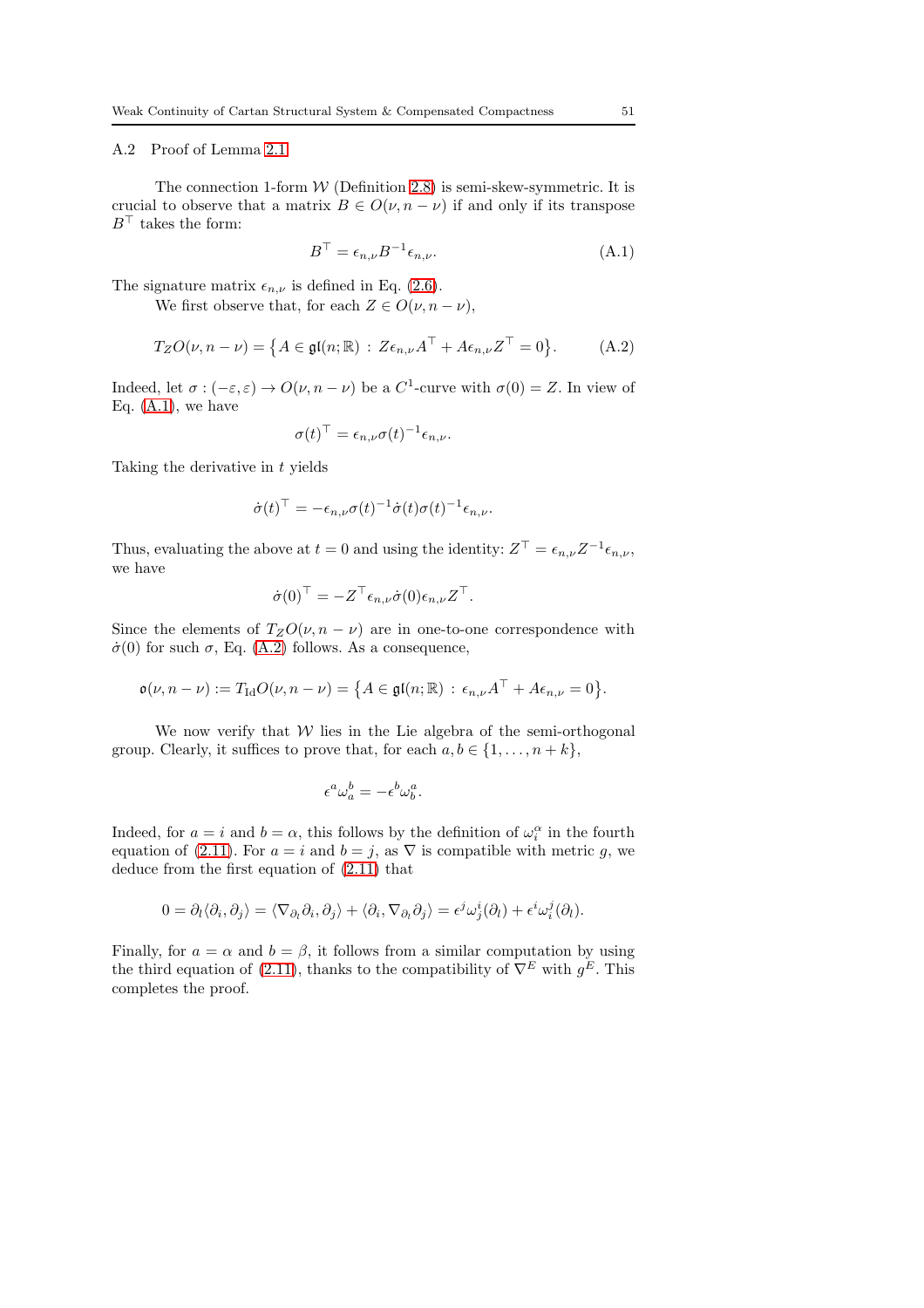### A.2 Proof of Lemma 2.1

The connection 1-form $\mathcal{W}$ (Definition 2.8) is semi-skew-symmetric. It is crucial to observe that a matrix $B \in O(\nu, n-\nu)$ if and only if its transpose $B^\top$ takes the form:

$$B^\top = \epsilon_{n,\nu} B^{-1} \epsilon_{n,\nu}. \tag{A.1}$$

The signature matrix $\epsilon_{n,\nu}$ is defined in Eq. (2.6).

We first observe that, for each $Z \in O(\nu, n-\nu)$,

$$T_Z O(\nu, n-\nu) = \left\{ A \in \mathfrak{gl}(n;\mathbb{R}) \,:\, Z\epsilon_{n,\nu} A^\top + A \epsilon_{n,\nu} Z^\top = 0 \right\}. \tag{A.2}$$

Indeed, let $\sigma : (-\varepsilon, \varepsilon) \to O(\nu, n-\nu)$ be a $C^1$-curve with $\sigma(0) = Z$. In view of Eq. (A.1), we have

$$\sigma(t)^\top = \epsilon_{n,\nu} \sigma(t)^{-1} \epsilon_{n,\nu}.$$

Taking the derivative in $t$ yields

$$\dot\sigma(t)^\top = -\epsilon_{n,\nu} \sigma(t)^{-1} \dot\sigma(t) \sigma(t)^{-1} \epsilon_{n,\nu}.$$

Thus, evaluating the above at $t = 0$ and using the identity: $Z^\top = \epsilon_{n,\nu} Z^{-1} \epsilon_{n,\nu}$, we have

$$\dot\sigma(0)^\top = -Z^\top \epsilon_{n,\nu} \dot\sigma(0) \epsilon_{n,\nu} Z^\top.$$

Since the elements of $T_Z O(\nu, n-\nu)$ are in one-to-one correspondence with $\dot\sigma(0)$ for such $\sigma$, Eq. (A.2) follows. As a consequence,

$$\mathfrak{o}(\nu, n-\nu) := T_{\mathrm{Id}} O(\nu, n-\nu) = \left\{ A \in \mathfrak{gl}(n;\mathbb{R}) \,:\, \epsilon_{n,\nu} A^\top + A \epsilon_{n,\nu} = 0 \right\}.$$

We now verify that $\mathcal{W}$ lies in the Lie algebra of the semi-orthogonal group. Clearly, it suffices to prove that, for each $a, b \in \{1, \ldots, n+k\}$,

$$\epsilon^a \omega^b_a = -\epsilon^b \omega^a_b.$$

Indeed, for $a = i$ and $b = \alpha$, this follows by the definition of $\omega^\alpha_i$ in the fourth equation of (2.11). For $a = i$ and $b = j$, as $\nabla$ is compatible with metric $g$, we deduce from the first equation of (2.11) that

$$0 = \partial_l \langle \partial_i, \partial_j \rangle = \langle \nabla_{\partial_l} \partial_i, \partial_j \rangle + \langle \partial_i, \nabla_{\partial_l} \partial_j \rangle = \epsilon^j \omega^i_j(\partial_l) + \epsilon^i \omega^j_i(\partial_l).$$

Finally, for $a = \alpha$ and $b = \beta$, it follows from a similar computation by using the third equation of (2.11), thanks to the compatibility of $\nabla^E$ with $g^E$. This completes the proof.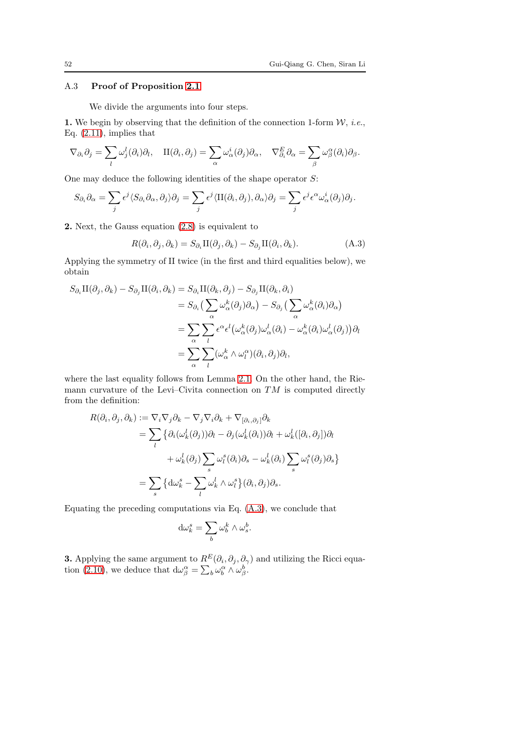### A.3 Proof of Proposition 2.1

We divide the arguments into four steps.

**1.** We begin by observing that the definition of the connection 1-form $\mathcal{W}$, *i.e.*, Eq. (2.11), implies that

$$\nabla_{\partial_i}\partial_j = \sum_l \omega^l_j(\partial_i)\partial_l, \quad \mathrm{II}(\partial_i,\partial_j) = \sum_\alpha \omega^i_\alpha(\partial_j)\partial_\alpha, \quad \nabla^E_{\partial_i}\partial_\alpha = \sum_\beta \omega^\alpha_\beta(\partial_i)\partial_\beta.$$

One may deduce the following identities of the shape operator $S$:

$$S_{\partial_i}\partial_\alpha = \sum_j \epsilon^j \langle S_{\partial_i}\partial_\alpha, \partial_j\rangle \partial_j = \sum_j \epsilon^j \langle \mathrm{II}(\partial_i,\partial_j), \partial_\alpha\rangle \partial_j = \sum_j \epsilon^j \epsilon^\alpha \omega^i_\alpha(\partial_j)\partial_j.$$

**2.** Next, the Gauss equation (2.8) is equivalent to

$$R(\partial_i,\partial_j,\partial_k) = S_{\partial_i}\mathrm{II}(\partial_j,\partial_k) - S_{\partial_j}\mathrm{II}(\partial_i,\partial_k). \tag{A.3}$$

Applying the symmetry of II twice (in the first and third equalities below), we obtain

$$\begin{aligned}
S_{\partial_i}\mathrm{II}(\partial_j,\partial_k) - S_{\partial_j}\mathrm{II}(\partial_i,\partial_k) &= S_{\partial_i}\mathrm{II}(\partial_k,\partial_j) - S_{\partial_j}\mathrm{II}(\partial_k,\partial_i)\\
&= S_{\partial_i}\big(\sum_\alpha \omega^k_\alpha(\partial_j)\partial_\alpha\big) - S_{\partial_j}\big(\sum_\alpha \omega^k_\alpha(\partial_i)\partial_\alpha\big)\\
&= \sum_\alpha\sum_l \epsilon^\alpha\epsilon^l\big(\omega^k_\alpha(\partial_j)\omega^l_\alpha(\partial_i) - \omega^k_\alpha(\partial_i)\omega^l_\alpha(\partial_j)\big)\partial_l\\
&= \sum_\alpha\sum_l (\omega^k_\alpha\wedge\omega^\alpha_l)(\partial_i,\partial_j)\partial_l,
\end{aligned}$$

where the last equality follows from Lemma 2.1. On the other hand, the Riemann curvature of the Levi–Civita connection on $TM$ is computed directly from the definition:

$$\begin{aligned}
R(\partial_i,\partial_j,\partial_k) &:= \nabla_i\nabla_j\partial_k - \nabla_j\nabla_i\partial_k + \nabla_{[\partial_i,\partial_j]}\partial_k\\
&= \sum_l \big\{\partial_i(\omega^l_k(\partial_j))\partial_l - \partial_j(\omega^l_k(\partial_i))\partial_l + \omega^l_k([\partial_i,\partial_j])\partial_l\\
&\qquad + \omega^l_k(\partial_j)\sum_s \omega^s_l(\partial_i)\partial_s - \omega^l_k(\partial_i)\sum_s \omega^s_l(\partial_j)\partial_s\big\}\\
&= \sum_s \big\{\mathrm{d}\omega^s_k - \sum_l \omega^l_k\wedge\omega^s_l\big\}(\partial_i,\partial_j)\partial_s.
\end{aligned}$$

Equating the preceding computations via Eq. (A.3), we conclude that

$$\mathrm{d}\omega^s_k = \sum_b \omega^k_b\wedge\omega^b_s.$$

**3.** Applying the same argument to $R^E(\partial_i,\partial_j,\partial_\gamma)$ and utilizing the Ricci equation (2.10), we deduce that $\mathrm{d}\omega^\alpha_\beta = \sum_b \omega^\alpha_b\wedge\omega^b_\beta$.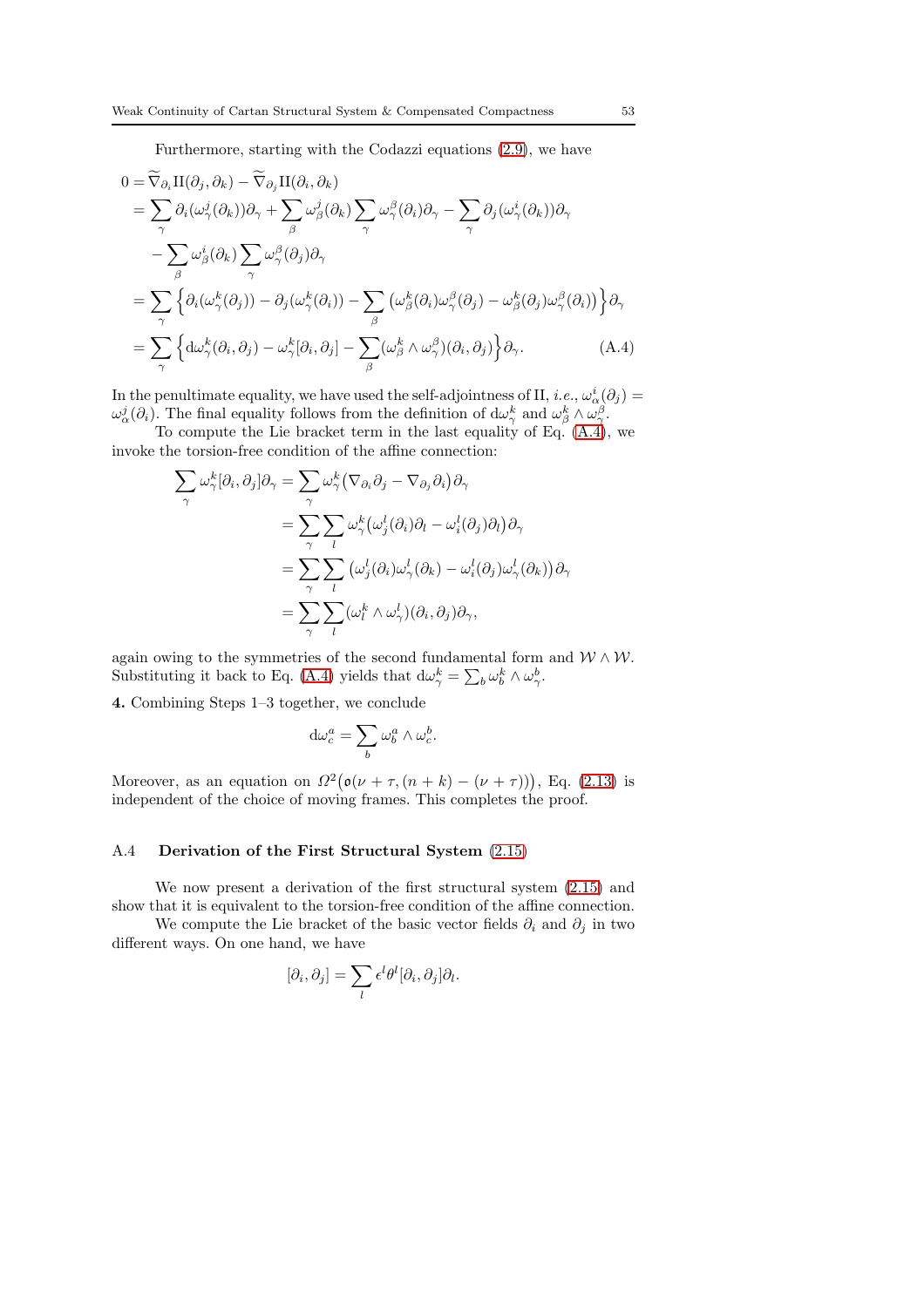Furthermore, starting with the Codazzi equations (2.9), we have

$$
\begin{aligned}
0 &= \widetilde{\nabla}_{\partial_i} \mathrm{II}(\partial_j, \partial_k) - \widetilde{\nabla}_{\partial_j} \mathrm{II}(\partial_i, \partial_k) \\
&= \sum_\gamma \partial_i(\omega^j_\gamma(\partial_k))\partial_\gamma + \sum_\beta \omega^j_\beta(\partial_k) \sum_\gamma \omega^\beta_\gamma(\partial_i)\partial_\gamma - \sum_\gamma \partial_j(\omega^i_\gamma(\partial_k))\partial_\gamma \\
&\quad - \sum_\beta \omega^i_\beta(\partial_k) \sum_\gamma \omega^\beta_\gamma(\partial_j)\partial_\gamma \\
&= \sum_\gamma \Big\{ \partial_i(\omega^k_\gamma(\partial_j)) - \partial_j(\omega^k_\gamma(\partial_i)) - \sum_\beta \big(\omega^k_\beta(\partial_i)\omega^\beta_\gamma(\partial_j) - \omega^k_\beta(\partial_j)\omega^\beta_\gamma(\partial_i)\big) \Big\} \partial_\gamma \\
&= \sum_\gamma \Big\{ \mathrm{d}\omega^k_\gamma(\partial_i, \partial_j) - \omega^k_\gamma[\partial_i, \partial_j] - \sum_\beta (\omega^k_\beta \wedge \omega^\beta_\gamma)(\partial_i, \partial_j) \Big\} \partial_\gamma.
\end{aligned} \tag{A.4}
$$

In the penultimate equality, we have used the self-adjointness of II, *i.e.*, $\omega^i_\alpha(\partial_j) = \omega^j_\alpha(\partial_i)$. The final equality follows from the definition of $\mathrm{d}\omega^k_\gamma$ and $\omega^k_\beta \wedge \omega^\beta_\gamma$.

To compute the Lie bracket term in the last equality of Eq. (A.4), we invoke the torsion-free condition of the affine connection:

$$
\begin{aligned}
\sum_\gamma \omega^k_\gamma[\partial_i, \partial_j]\partial_\gamma &= \sum_\gamma \omega^k_\gamma\big(\nabla_{\partial_i}\partial_j - \nabla_{\partial_j}\partial_i\big)\partial_\gamma \\
&= \sum_\gamma \sum_l \omega^k_\gamma\big(\omega^l_j(\partial_i)\partial_l - \omega^l_i(\partial_j)\partial_l\big)\partial_\gamma \\
&= \sum_\gamma \sum_l \big(\omega^l_j(\partial_i)\omega^l_\gamma(\partial_k) - \omega^l_i(\partial_j)\omega^l_\gamma(\partial_k)\big)\partial_\gamma \\
&= \sum_\gamma \sum_l (\omega^k_l \wedge \omega^l_\gamma)(\partial_i, \partial_j)\partial_\gamma,
\end{aligned}
$$

again owing to the symmetries of the second fundamental form and $\mathcal{W} \wedge \mathcal{W}$. Substituting it back to Eq. (A.4) yields that $\mathrm{d}\omega^k_\gamma = \sum_b \omega^k_b \wedge \omega^b_\gamma$.

**4.** Combining Steps 1–3 together, we conclude

$$
\mathrm{d}\omega^a_c = \sum_b \omega^a_b \wedge \omega^b_c.
$$

Moreover, as an equation on $\Omega^2\big(\mathfrak{o}(\nu + \tau, (n+k) - (\nu + \tau))\big)$, Eq. (2.13) is independent of the choice of moving frames. This completes the proof.

### A.4 Derivation of the First Structural System (2.15)

We now present a derivation of the first structural system (2.15) and show that it is equivalent to the torsion-free condition of the affine connection.

We compute the Lie bracket of the basic vector fields $\partial_i$ and $\partial_j$ in two different ways. On one hand, we have

$$
[\partial_i, \partial_j] = \sum_l \epsilon^l \theta^l [\partial_i, \partial_j] \partial_l.
$$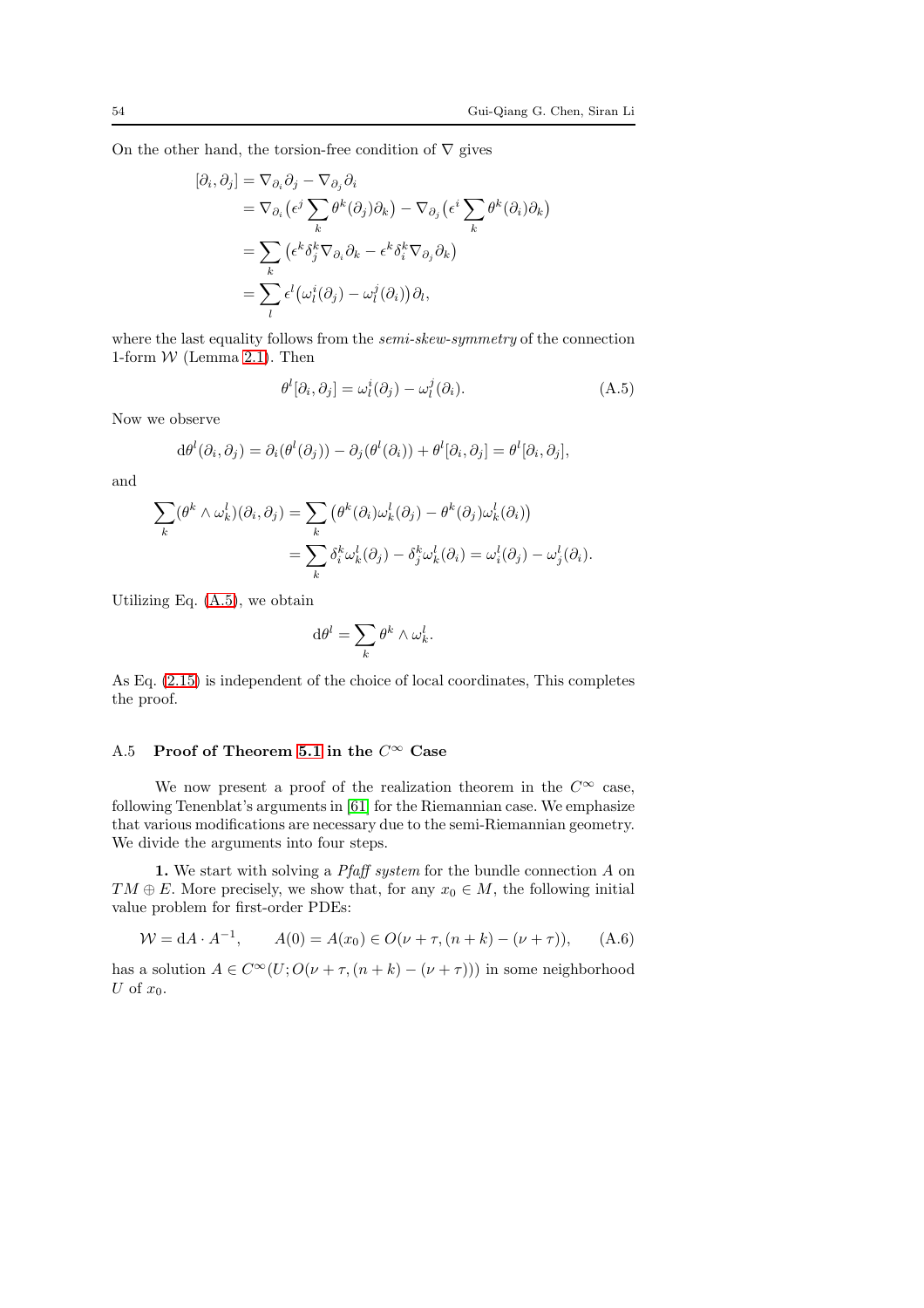On the other hand, the torsion-free condition of $\nabla$ gives

$$
\begin{aligned}
[\partial_i, \partial_j] &= \nabla_{\partial_i}\partial_j - \nabla_{\partial_j}\partial_i \\
&= \nabla_{\partial_i}\big(\epsilon^j \sum_k \theta^k(\partial_j)\partial_k\big) - \nabla_{\partial_j}\big(\epsilon^i \sum_k \theta^k(\partial_i)\partial_k\big) \\
&= \sum_k \big(\epsilon^k \delta^k_j \nabla_{\partial_i}\partial_k - \epsilon^k \delta^k_i \nabla_{\partial_j}\partial_k\big) \\
&= \sum_l \epsilon^l \big(\omega^i_l(\partial_j) - \omega^j_l(\partial_i)\big)\partial_l,
\end{aligned}
$$

where the last equality follows from the *semi-skew-symmetry* of the connection 1-form $\mathcal{W}$ (Lemma 2.1). Then

$$
\theta^l[\partial_i, \partial_j] = \omega^i_l(\partial_j) - \omega^j_l(\partial_i). \tag{A.5}
$$

Now we observe

$$
\mathrm{d}\theta^l(\partial_i, \partial_j) = \partial_i(\theta^l(\partial_j)) - \partial_j(\theta^l(\partial_i)) + \theta^l[\partial_i, \partial_j] = \theta^l[\partial_i, \partial_j],
$$

and

$$
\begin{aligned}
\sum_k (\theta^k \wedge \omega^l_k)(\partial_i, \partial_j) &= \sum_k \big(\theta^k(\partial_i)\omega^l_k(\partial_j) - \theta^k(\partial_j)\omega^l_k(\partial_i)\big) \\
&= \sum_k \delta^k_i \omega^l_k(\partial_j) - \delta^k_j \omega^l_k(\partial_i) = \omega^l_i(\partial_j) - \omega^l_j(\partial_i).
\end{aligned}
$$

Utilizing Eq. (A.5), we obtain

$$
\mathrm{d}\theta^l = \sum_k \theta^k \wedge \omega^l_k.
$$

As Eq. (2.15) is independent of the choice of local coordinates, This completes the proof.

### A.5 Proof of Theorem 5.1 in the $C^\infty$ Case

We now present a proof of the realization theorem in the $C^\infty$ case, following Tenenblat's arguments in [61] for the Riemannian case. We emphasize that various modifications are necessary due to the semi-Riemannian geometry. We divide the arguments into four steps.

**1.** We start with solving a *Pfaff system* for the bundle connection $A$ on $TM \oplus E$. More precisely, we show that, for any $x_0 \in M$, the following initial value problem for first-order PDEs:

$$
\mathcal{W} = \mathrm{d}A \cdot A^{-1}, \qquad A(0) = A(x_0) \in O(\nu + \tau, (n+k) - (\nu + \tau)), \tag{A.6}
$$

has a solution $A \in C^\infty(U; O(\nu + \tau, (n+k) - (\nu + \tau)))$ in some neighborhood $U$ of $x_0$.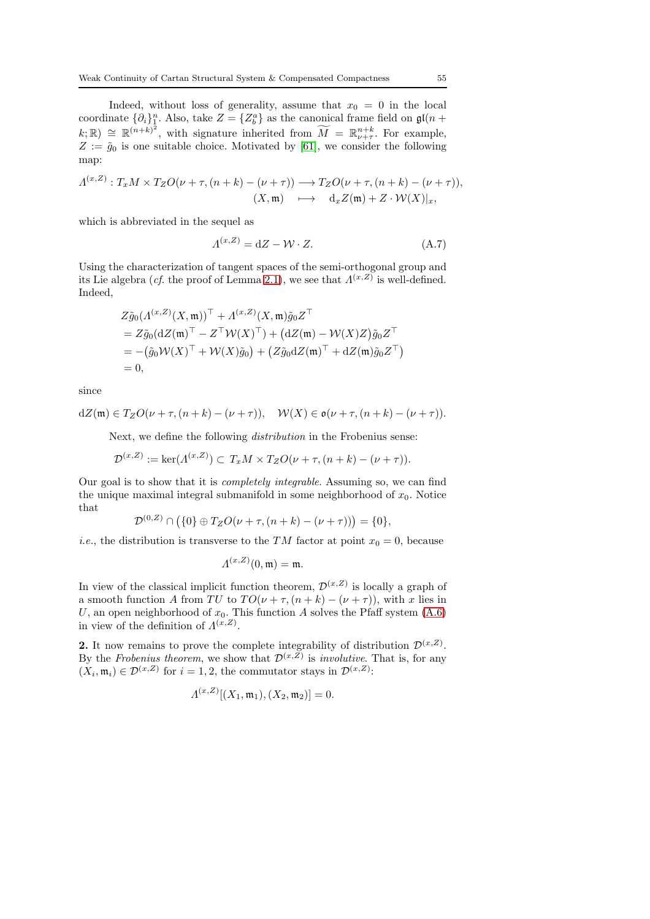Indeed, without loss of generality, assume that $x_0 = 0$ in the local coordinate $\{\partial_i\}_1^n$. Also, take $Z = \{Z^a_b\}$ as the canonical frame field on $\mathfrak{gl}(n+k;\mathbb{R}) \cong \mathbb{R}^{(n+k)^2}$, with signature inherited from $\widetilde{M} = \mathbb{R}^{n+k}_{\nu+\tau}$. For example, $Z := \tilde{g}_0$ is one suitable choice. Motivated by [61], we consider the following map:

$$
\begin{aligned}
\Lambda^{(x,Z)} : T_x M \times T_Z O(\nu+\tau, (n+k)-(\nu+\tau)) &\longrightarrow T_Z O(\nu+\tau, (n+k)-(\nu+\tau)),\\
(X, \mathfrak{m}) \quad &\longmapsto \quad \mathrm{d}_x Z(\mathfrak{m}) + Z \cdot \mathcal{W}(X)|_x,
\end{aligned}
$$

which is abbreviated in the sequel as

$$
\Lambda^{(x,Z)} = \mathrm{d}Z - \mathcal{W} \cdot Z. \tag{A.7}
$$

Using the characterization of tangent spaces of the semi-orthogonal group and its Lie algebra (*cf.* the proof of Lemma 2.1), we see that $\Lambda^{(x,Z)}$ is well-defined. Indeed,

$$
\begin{aligned}
& Z\tilde{g}_0(\Lambda^{(x,Z)}(X,\mathfrak{m}))^\top + \Lambda^{(x,Z)}(X,\mathfrak{m})\tilde{g}_0 Z^\top \\
&= Z\tilde{g}_0(\mathrm{d}Z(\mathfrak{m})^\top - Z^\top \mathcal{W}(X)^\top) + \big(\mathrm{d}Z(\mathfrak{m}) - \mathcal{W}(X)Z\big)\tilde{g}_0 Z^\top \\
&= -\big(\tilde{g}_0 \mathcal{W}(X)^\top + \mathcal{W}(X)\tilde{g}_0\big) + \big(Z\tilde{g}_0 \mathrm{d}Z(\mathfrak{m})^\top + \mathrm{d}Z(\mathfrak{m})\tilde{g}_0 Z^\top\big) \\
&= 0,
\end{aligned}
$$

since

$$
\mathrm{d}Z(\mathfrak{m}) \in T_Z O(\nu+\tau, (n+k)-(\nu+\tau)), \quad \mathcal{W}(X) \in \mathfrak{o}(\nu+\tau, (n+k)-(\nu+\tau)).
$$

Next, we define the following *distribution* in the Frobenius sense:

$$
\mathcal{D}^{(x,Z)} := \ker(\Lambda^{(x,Z)}) \subset T_x M \times T_Z O(\nu+\tau, (n+k)-(\nu+\tau)).
$$

Our goal is to show that it is *completely integrable*. Assuming so, we can find the unique maximal integral submanifold in some neighborhood of $x_0$. Notice that

$$
\mathcal{D}^{(0,Z)} \cap \big(\{0\} \oplus T_Z O(\nu+\tau, (n+k)-(\nu+\tau))\big) = \{0\},
$$

*i.e.*, the distribution is transverse to the $TM$ factor at point $x_0 = 0$, because

$$
\Lambda^{(x,Z)}(0, \mathfrak{m}) = \mathfrak{m}.
$$

In view of the classical implicit function theorem, $\mathcal{D}^{(x,Z)}$ is locally a graph of a smooth function $A$ from $TU$ to $TO(\nu+\tau, (n+k)-(\nu+\tau))$, with $x$ lies in $U$, an open neighborhood of $x_0$. This function $A$ solves the Pfaff system (A.6) in view of the definition of $\Lambda^{(x,Z)}$.

**2.** It now remains to prove the complete integrability of distribution $\mathcal{D}^{(x,Z)}$. By the *Frobenius theorem*, we show that $\mathcal{D}^{(x,Z)}$ is *involutive*. That is, for any $(X_i, \mathfrak{m}_i) \in \mathcal{D}^{(x,Z)}$ for $i = 1, 2$, the commutator stays in $\mathcal{D}^{(x,Z)}$:

$$
\Lambda^{(x,Z)}[(X_1, \mathfrak{m}_1), (X_2, \mathfrak{m}_2)] = 0.
$$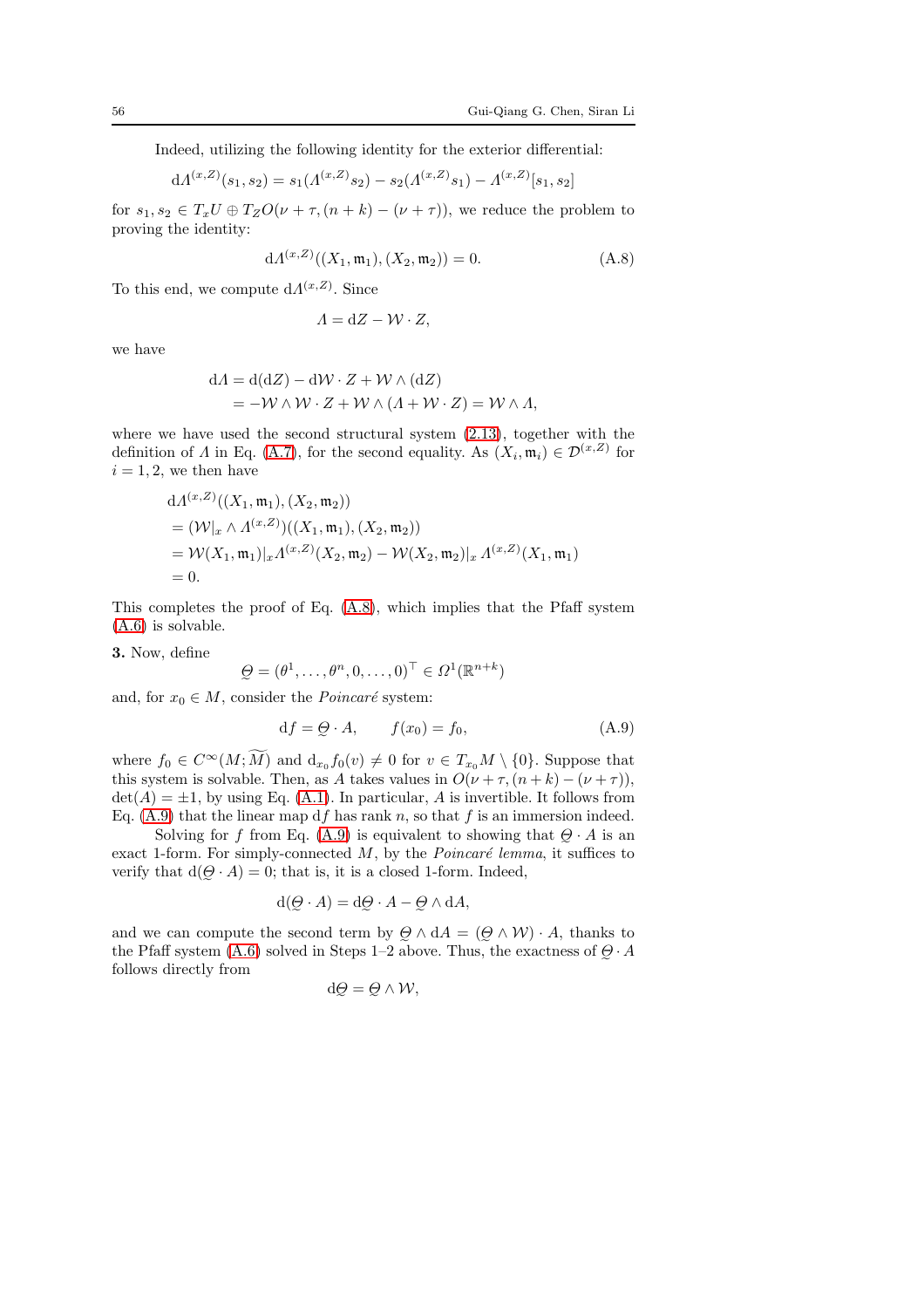Indeed, utilizing the following identity for the exterior differential:

$$\mathrm{d}\Lambda^{(x,Z)}(s_1,s_2) = s_1(\Lambda^{(x,Z)}s_2) - s_2(\Lambda^{(x,Z)}s_1) - \Lambda^{(x,Z)}[s_1,s_2]$$

for $s_1, s_2 \in T_xU \oplus T_Z O(\nu+\tau,(n+k)-(\nu+\tau))$, we reduce the problem to proving the identity:

$$\mathrm{d}\Lambda^{(x,Z)}((X_1,\mathfrak{m}_1),(X_2,\mathfrak{m}_2)) = 0. \tag{A.8}$$

To this end, we compute $\mathrm{d}\Lambda^{(x,Z)}$. Since

$$\Lambda = \mathrm{d}Z - \mathcal{W}\cdot Z,$$

we have

$$\begin{aligned}
\mathrm{d}\Lambda &= \mathrm{d}(\mathrm{d}Z) - \mathrm{d}\mathcal{W}\cdot Z + \mathcal{W}\wedge(\mathrm{d}Z)\\
&= -\mathcal{W}\wedge\mathcal{W}\cdot Z + \mathcal{W}\wedge(\Lambda + \mathcal{W}\cdot Z) = \mathcal{W}\wedge\Lambda,
\end{aligned}$$

where we have used the second structural system (2.13), together with the definition of $\Lambda$ in Eq. (A.7), for the second equality. As $(X_i,\mathfrak{m}_i)\in\mathcal{D}^{(x,Z)}$ for $i=1,2$, we then have

$$\begin{aligned}
&\mathrm{d}\Lambda^{(x,Z)}((X_1,\mathfrak{m}_1),(X_2,\mathfrak{m}_2))\\
&= (\mathcal{W}|_x\wedge\Lambda^{(x,Z)})((X_1,\mathfrak{m}_1),(X_2,\mathfrak{m}_2))\\
&= \mathcal{W}(X_1,\mathfrak{m}_1)|_x\Lambda^{(x,Z)}(X_2,\mathfrak{m}_2) - \mathcal{W}(X_2,\mathfrak{m}_2)|_x\,\Lambda^{(x,Z)}(X_1,\mathfrak{m}_1)\\
&= 0.
\end{aligned}$$

This completes the proof of Eq. (A.8), which implies that the Pfaff system (A.6) is solvable.

**3.** Now, define

$$\underset{\sim}{\Theta} = (\theta^1,\ldots,\theta^n,0,\ldots,0)^\top \in \Omega^1(\mathbb{R}^{n+k})$$

and, for $x_0\in M$, consider the *Poincaré* system:

$$\mathrm{d}f = \underset{\sim}{\Theta}\cdot A, \qquad f(x_0) = f_0, \tag{A.9}$$

where $f_0\in C^\infty(M;\widetilde{M})$ and $\mathrm{d}_{x_0}f_0(v)\neq 0$ for $v\in T_{x_0}M\setminus\{0\}$. Suppose that this system is solvable. Then, as $A$ takes values in $O(\nu+\tau,(n+k)-(\nu+\tau))$, $\det(A)=\pm1$, by using Eq. (A.1). In particular, $A$ is invertible. It follows from Eq. (A.9) that the linear map $\mathrm{d}f$ has rank $n$, so that $f$ is an immersion indeed.

Solving for $f$ from Eq. (A.9) is equivalent to showing that $\underset{\sim}{\Theta}\cdot A$ is an exact 1-form. For simply-connected $M$, by the *Poincaré lemma*, it suffices to verify that $\mathrm{d}(\underset{\sim}{\Theta}\cdot A)=0$; that is, it is a closed 1-form. Indeed,

$$\mathrm{d}(\underset{\sim}{\Theta}\cdot A) = \mathrm{d}\underset{\sim}{\Theta}\cdot A - \underset{\sim}{\Theta}\wedge\mathrm{d}A,$$

and we can compute the second term by $\underset{\sim}{\Theta}\wedge\mathrm{d}A = (\underset{\sim}{\Theta}\wedge\mathcal{W})\cdot A$, thanks to the Pfaff system (A.6) solved in Steps 1–2 above. Thus, the exactness of $\underset{\sim}{\Theta}\cdot A$ follows directly from

$$\mathrm{d}\underset{\sim}{\Theta} = \underset{\sim}{\Theta}\wedge\mathcal{W},$$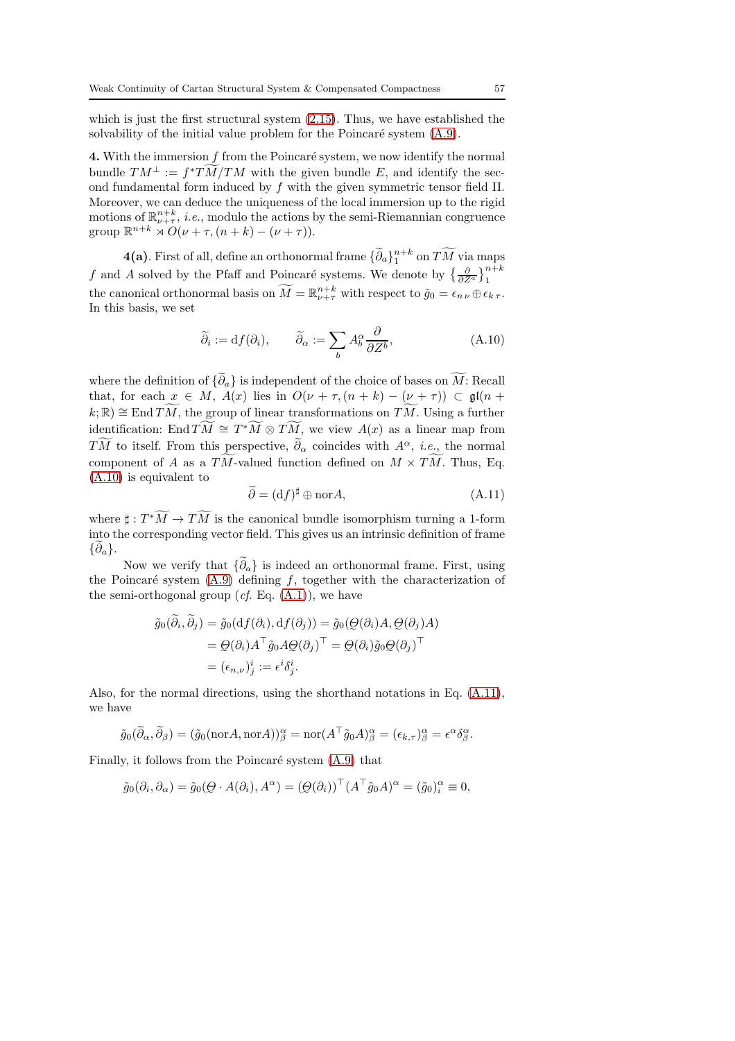which is just the first structural system (2.15). Thus, we have established the solvability of the initial value problem for the Poincaré system (A.9).

**4.** With the immersion $f$ from the Poincaré system, we now identify the normal bundle $TM^\perp := f^*T\widetilde{M}/TM$ with the given bundle $E$, and identify the second fundamental form induced by $f$ with the given symmetric tensor field II. Moreover, we can deduce the uniqueness of the local immersion up to the rigid motions of $\mathbb{R}^{n+k}_{\nu+\tau}$, *i.e.*, modulo the actions by the semi-Riemannian congruence group $\mathbb{R}^{n+k} \rtimes O(\nu+\tau, (n+k)-(\nu+\tau))$.

**4(a)**. First of all, define an orthonormal frame $\{\widetilde{\partial}_a\}_1^{n+k}$ on $T\widetilde{M}$ via maps $f$ and $A$ solved by the Pfaff and Poincaré systems. We denote by $\left\{\frac{\partial}{\partial Z^a}\right\}_1^{n+k}$ the canonical orthonormal basis on $\widetilde{M} = \mathbb{R}^{n+k}_{\nu+\tau}$ with respect to $\tilde{g}_0 = \epsilon_{n\,\nu} \oplus \epsilon_{k\,\tau}$. In this basis, we set

$$\widetilde{\partial}_i := \mathrm{d}f(\partial_i), \qquad \widetilde{\partial}_\alpha := \sum_b A^\alpha_b \frac{\partial}{\partial Z^b}, \tag{A.10}$$

where the definition of $\{\widetilde{\partial}_a\}$ is independent of the choice of bases on $\widetilde{M}$: Recall that, for each $x \in M$, $A(x)$ lies in $O(\nu+\tau, (n+k)-(\nu+\tau)) \subset \mathfrak{gl}(n+k;\mathbb{R}) \cong \mathrm{End}\, T\widetilde{M}$, the group of linear transformations on $T\widetilde{M}$. Using a further identification: $\mathrm{End}\, T\widetilde{M} \cong T^*\widetilde{M} \otimes T\widetilde{M}$, we view $A(x)$ as a linear map from $T\widetilde{M}$ to itself. From this perspective, $\widetilde{\partial}_\alpha$ coincides with $A^\alpha$, *i.e.*, the normal component of $A$ as a $T\widetilde{M}$-valued function defined on $M \times T\widetilde{M}$. Thus, Eq. (A.10) is equivalent to

$$\widetilde{\partial} = (\mathrm{d}f)^\sharp \oplus \mathrm{nor}A, \tag{A.11}$$

where $\sharp : T^*\widetilde{M} \to T\widetilde{M}$ is the canonical bundle isomorphism turning a 1-form into the corresponding vector field. This gives us an intrinsic definition of frame $\{\widetilde{\partial}_a\}$.

Now we verify that $\{\widetilde{\partial}_a\}$ is indeed an orthonormal frame. First, using the Poincaré system (A.9) defining $f$, together with the characterization of the semi-orthogonal group (*cf.* Eq. (A.1)), we have

$$\begin{aligned}
\tilde{g}_0(\widetilde{\partial}_i, \widetilde{\partial}_j) &= \tilde{g}_0(\mathrm{d}f(\partial_i), \mathrm{d}f(\partial_j)) = \tilde{g}_0(\underset{\sim}{\Theta}(\partial_i)A, \underset{\sim}{\Theta}(\partial_j)A) \\
&= \underset{\sim}{\Theta}(\partial_i)A^\top \tilde{g}_0 A \underset{\sim}{\Theta}(\partial_j)^\top = \underset{\sim}{\Theta}(\partial_i)\tilde{g}_0 \underset{\sim}{\Theta}(\partial_j)^\top \\
&= (\epsilon_{n,\nu})^i_j := \epsilon^i \delta^i_j.
\end{aligned}$$

Also, for the normal directions, using the shorthand notations in Eq. (A.11), we have

$$\tilde{g}_0(\widetilde{\partial}_\alpha, \widetilde{\partial}_\beta) = (\tilde{g}_0(\mathrm{nor}A, \mathrm{nor}A))^\alpha_\beta = \mathrm{nor}(A^\top \tilde{g}_0 A)^\alpha_\beta = (\epsilon_{k,\tau})^\alpha_\beta = \epsilon^\alpha \delta^\alpha_\beta.$$

Finally, it follows from the Poincaré system (A.9) that

$$\tilde{g}_0(\partial_i, \partial_\alpha) = \tilde{g}_0(\underset{\sim}{\Theta} \cdot A(\partial_i), A^\alpha) = (\underset{\sim}{\Theta}(\partial_i))^\top (A^\top \tilde{g}_0 A)^\alpha = (\tilde{g}_0)^\alpha_i \equiv 0,$$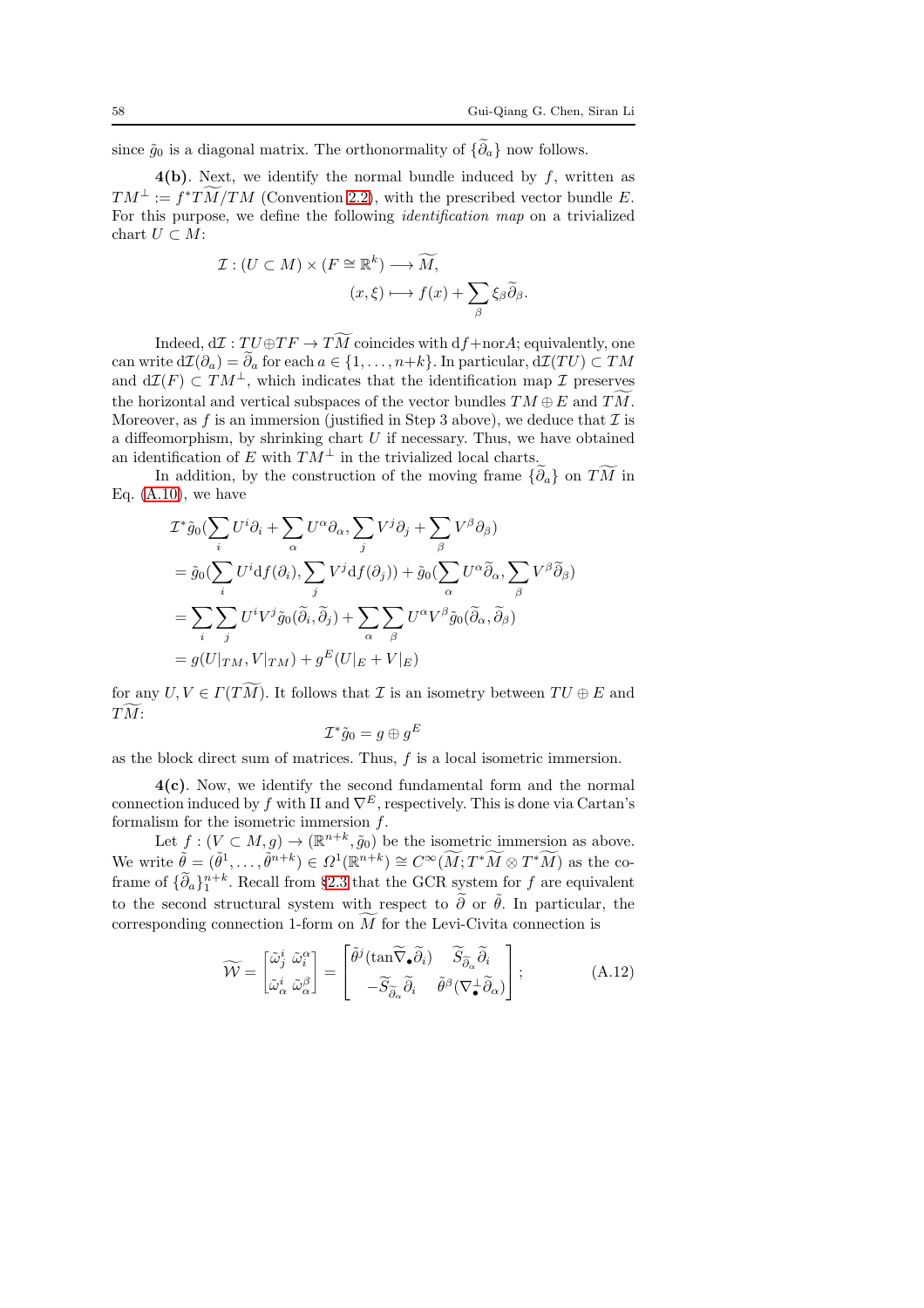since $\tilde{g}_0$ is a diagonal matrix. The orthonormality of $\{\widetilde{\partial}_a\}$ now follows.

**4(b)**. Next, we identify the normal bundle induced by $f$, written as $TM^\perp := f^*T\widetilde{M}/TM$ (Convention 2.2), with the prescribed vector bundle $E$. For this purpose, we define the following *identification map* on a trivialized chart $U \subset M$:

$$
\mathcal{I} : (U \subset M) \times (F \cong \mathbb{R}^k) \longrightarrow \widetilde{M},
$$

$$
(x, \xi) \longmapsto f(x) + \sum_\beta \xi_\beta \widetilde{\partial}_\beta.
$$

Indeed, $\mathrm{d}\mathcal{I} : TU \oplus TF \to T\widetilde{M}$ coincides with $\mathrm{d}f + \mathrm{nor}A$; equivalently, one can write $\mathrm{d}\mathcal{I}(\partial_a) = \widetilde{\partial}_a$ for each $a \in \{1, \ldots, n+k\}$. In particular, $\mathrm{d}\mathcal{I}(TU) \subset TM$ and $\mathrm{d}\mathcal{I}(F) \subset TM^\perp$, which indicates that the identification map $\mathcal{I}$ preserves the horizontal and vertical subspaces of the vector bundles $TM \oplus E$ and $T\widetilde{M}$. Moreover, as $f$ is an immersion (justified in Step 3 above), we deduce that $\mathcal{I}$ is a diffeomorphism, by shrinking chart $U$ if necessary. Thus, we have obtained an identification of $E$ with $TM^\perp$ in the trivialized local charts.

In addition, by the construction of the moving frame $\{\widetilde{\partial}_a\}$ on $T\widetilde{M}$ in Eq. (A.10), we have

$$
\begin{aligned}
&\mathcal{I}^*\tilde{g}_0\Big(\sum_i U^i\partial_i + \sum_\alpha U^\alpha \partial_\alpha, \sum_j V^j \partial_j + \sum_\beta V^\beta \partial_\beta\Big) \\
&= \tilde{g}_0\Big(\sum_i U^i \mathrm{d}f(\partial_i), \sum_j V^j \mathrm{d}f(\partial_j)\Big) + \tilde{g}_0\Big(\sum_\alpha U^\alpha \widetilde{\partial}_\alpha, \sum_\beta V^\beta \widetilde{\partial}_\beta\Big) \\
&= \sum_i\sum_j U^i V^j \tilde{g}_0(\widetilde{\partial}_i, \widetilde{\partial}_j) + \sum_\alpha\sum_\beta U^\alpha V^\beta \tilde{g}_0(\widetilde{\partial}_\alpha, \widetilde{\partial}_\beta) \\
&= g(U|_{TM}, V|_{TM}) + g^E(U|_E + V|_E)
\end{aligned}
$$

for any $U, V \in \Gamma(T\widetilde{M})$. It follows that $\mathcal{I}$ is an isometry between $TU \oplus E$ and $T\widetilde{M}$:

$$
\mathcal{I}^*\tilde{g}_0 = g \oplus g^E
$$

as the block direct sum of matrices. Thus, $f$ is a local isometric immersion.

**4(c)**. Now, we identify the second fundamental form and the normal connection induced by $f$ with II and $\nabla^E$, respectively. This is done via Cartan's formalism for the isometric immersion $f$.

Let $f : (V \subset M, g) \to (\mathbb{R}^{n+k}, \tilde{g}_0)$ be the isometric immersion as above. We write $\tilde{\theta} = (\tilde{\theta}^1, \ldots, \tilde{\theta}^{n+k}) \in \Omega^1(\mathbb{R}^{n+k}) \cong C^\infty(\widetilde{M}; T^*\widetilde{M} \otimes T^*\widetilde{M})$ as the coframe of $\{\widetilde{\partial}_a\}_1^{n+k}$. Recall from §2.3 that the GCR system for $f$ are equivalent to the second structural system with respect to $\widetilde{\partial}$ or $\tilde{\theta}$. In particular, the corresponding connection 1-form on $\widetilde{M}$ for the Levi-Civita connection is

$$
\widetilde{\mathcal{W}} = \begin{bmatrix} \tilde{\omega}^i_j \ \tilde{\omega}^\alpha_i \\ \tilde{\omega}^i_\alpha \ \tilde{\omega}^\beta_\alpha \end{bmatrix} = \begin{bmatrix} \tilde{\theta}^j(\tan\widetilde{\nabla}_\bullet \widetilde{\partial}_i) & \widetilde{S}_{\widetilde{\partial}_\alpha}\widetilde{\partial}_i \\ -\widetilde{S}_{\widetilde{\partial}_\alpha}\widetilde{\partial}_i & \tilde{\theta}^\beta(\nabla^\perp_\bullet \widetilde{\partial}_\alpha) \end{bmatrix}; \tag{A.12}
$$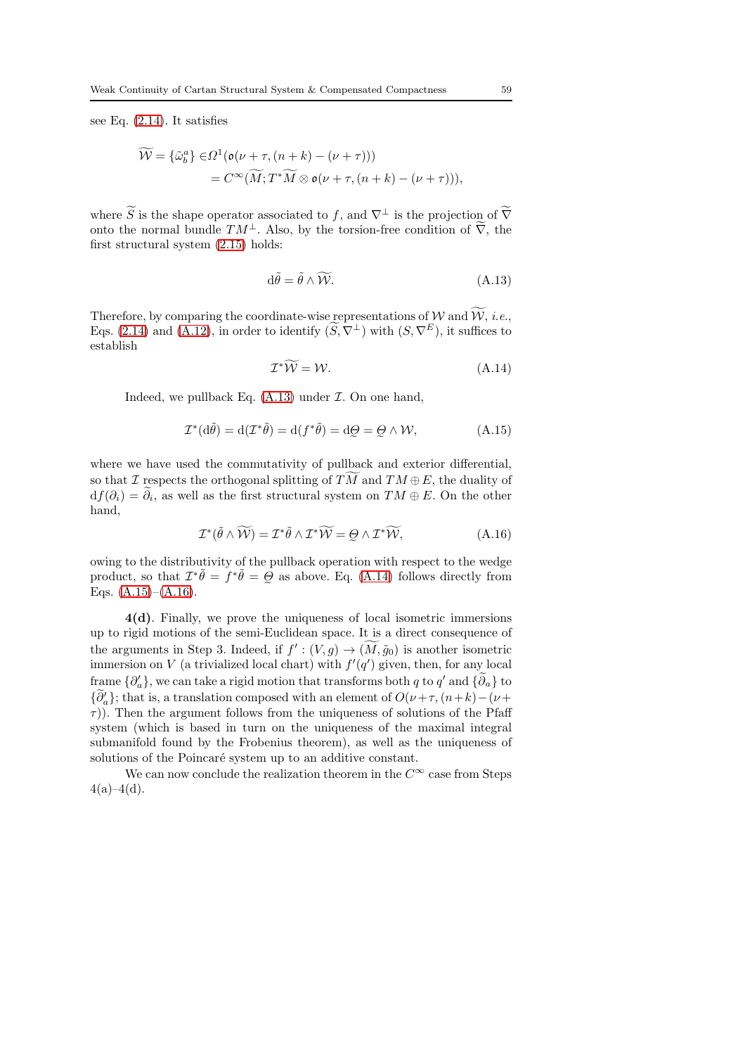see Eq. (2.14). It satisfies

$$\widetilde{\mathcal{W}} = \{\tilde{\omega}^a_b\} \in \Omega^1(\mathfrak{o}(\nu+\tau,(n+k)-(\nu+\tau))) \\ = C^\infty(\widetilde{M}; T^*\widetilde{M} \otimes \mathfrak{o}(\nu+\tau,(n+k)-(\nu+\tau))),$$

where $\widetilde{S}$ is the shape operator associated to $f$, and $\nabla^\perp$ is the projection of $\widetilde{\nabla}$ onto the normal bundle $TM^\perp$. Also, by the torsion-free condition of $\widetilde{\nabla}$, the first structural system (2.15) holds:

$$\mathrm{d}\tilde{\theta} = \tilde{\theta} \wedge \widetilde{\mathcal{W}}. \tag{A.13}$$

Therefore, by comparing the coordinate-wise representations of $\mathcal{W}$ and $\widetilde{\mathcal{W}}$, *i.e.*, Eqs. (2.14) and (A.12), in order to identify $(\widetilde{S}, \nabla^\perp)$ with $(S, \nabla^E)$, it suffices to establish

$$\mathcal{I}^*\widetilde{\mathcal{W}} = \mathcal{W}. \tag{A.14}$$

Indeed, we pullback Eq. (A.13) under $\mathcal{I}$. On one hand,

$$\mathcal{I}^*(\mathrm{d}\tilde{\theta}) = \mathrm{d}(\mathcal{I}^*\tilde{\theta}) = \mathrm{d}(f^*\tilde{\theta}) = \mathrm{d}\underset{\sim}{\Theta} = \underset{\sim}{\Theta} \wedge \mathcal{W}, \tag{A.15}$$

where we have used the commutativity of pullback and exterior differential, so that $\mathcal{I}$ respects the orthogonal splitting of $T\widetilde{M}$ and $TM \oplus E$, the duality of $\mathrm{d}f(\partial_i) = \widetilde{\partial}_i$, as well as the first structural system on $TM \oplus E$. On the other hand,

$$\mathcal{I}^*(\tilde{\theta} \wedge \widetilde{\mathcal{W}}) = \mathcal{I}^*\tilde{\theta} \wedge \mathcal{I}^*\widetilde{\mathcal{W}} = \underset{\sim}{\Theta} \wedge \mathcal{I}^*\widetilde{\mathcal{W}}, \tag{A.16}$$

owing to the distributivity of the pullback operation with respect to the wedge product, so that $\mathcal{I}^*\tilde{\theta} = f^*\tilde{\theta} = \underset{\sim}{\Theta}$ as above. Eq. (A.14) follows directly from Eqs. (A.15)–(A.16).

**4(d)**. Finally, we prove the uniqueness of local isometric immersions up to rigid motions of the semi-Euclidean space. It is a direct consequence of the arguments in Step 3. Indeed, if $f' : (V, g) \to (\widetilde{M}, \tilde{g}_0)$ is another isometric immersion on $V$ (a trivialized local chart) with $f'(q')$ given, then, for any local frame $\{\partial'_a\}$, we can take a rigid motion that transforms both $q$ to $q'$ and $\{\widetilde{\partial}_a\}$ to $\{\widetilde{\partial}'_a\}$; that is, a translation composed with an element of $O(\nu+\tau, (n+k)-(\nu+\tau))$. Then the argument follows from the uniqueness of solutions of the Pfaff system (which is based in turn on the uniqueness of the maximal integral submanifold found by the Frobenius theorem), as well as the uniqueness of solutions of the Poincaré system up to an additive constant.

We can now conclude the realization theorem in the $C^\infty$ case from Steps 4(a)–4(d).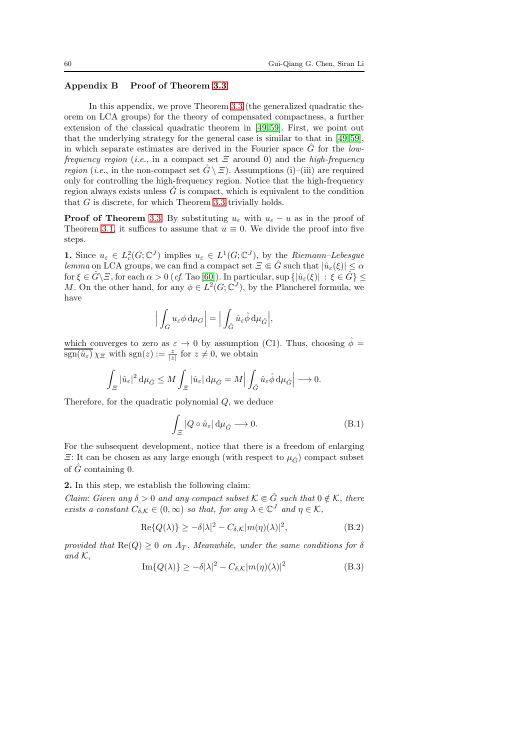## Appendix B Proof of Theorem 3.3

In this appendix, we prove Theorem 3.3 (the generalized quadratic theorem on LCA groups) for the theory of compensated compactness, a further extension of the classical quadratic theorem in [49,59]. First, we point out that the underlying strategy for the general case is similar to that in [49,59], in which separate estimates are derived in the Fourier space $\hat{G}$ for the *low-frequency region* (*i.e.*, in a compact set $\varXi$ around 0) and the *high-frequency region* (*i.e.*, in the non-compact set $\hat{G} \setminus \varXi$). Assumptions (i)–(iii) are required only for controlling the high-frequency region. Notice that the high-frequency region always exists unless $\hat{G}$ is compact, which is equivalent to the condition that $G$ is discrete, for which Theorem 3.3 trivially holds.

**Proof of Theorem 3.3** By substituting $u_\varepsilon$ with $u_\varepsilon - u$ as in the proof of Theorem 3.1, it suffices to assume that $u \equiv 0$. We divide the proof into five steps.

**1.** Since $u_\varepsilon \in L^2_c(G;\mathbb{C}^J)$ implies $u_\varepsilon \in L^1(G;\mathbb{C}^J)$, by the *Riemann–Lebesgue lemma* on LCA groups, we can find a compact set $\varXi \Subset \hat{G}$ such that $|\hat{u}_\varepsilon(\xi)| \leq \alpha$ for $\xi \in \hat{G} \backslash \varXi$, for each $\alpha > 0$ (*cf.* Tao [60]). In particular, $\sup\{|\hat{u}_\varepsilon(\xi)| : \xi \in \hat{G}\} \leq M$. On the other hand, for any $\phi \in L^2(G;\mathbb{C}^J)$, by the Plancherel formula, we have

$$\Big| \int_G u_\varepsilon \phi \, \mathrm{d}\mu_G \Big| = \Big| \int_{\hat{G}} \hat{u}_\varepsilon \hat{\phi} \, \mathrm{d}\mu_{\hat{G}} \Big|,$$

which converges to zero as $\varepsilon \to 0$ by assumption (C1). Thus, choosing $\hat{\phi} = \overline{\mathrm{sgn}(\hat{u}_\varepsilon)}\, \chi_\varXi$ with $\mathrm{sgn}(z) := \frac{z}{|z|}$ for $z \neq 0$, we obtain

$$\int_\varXi |\hat{u}_\varepsilon|^2 \, \mathrm{d}\mu_{\hat{G}} \leq M \int_\varXi |\hat{u}_\varepsilon| \, \mathrm{d}\mu_{\hat{G}} = M \Big| \int_{\hat{G}} \hat{u}_\varepsilon \hat{\phi} \, \mathrm{d}\mu_{\hat{G}} \Big| \longrightarrow 0.$$

Therefore, for the quadratic polynomial $Q$, we deduce

$$\int_\varXi |Q \circ \hat{u}_\varepsilon| \, \mathrm{d}\mu_{\hat{G}} \longrightarrow 0. \tag{B.1}$$

For the subsequent development, notice that there is a freedom of enlarging $\varXi$: It can be chosen as any large enough (with respect to $\mu_{\hat{G}}$) compact subset of $\hat{G}$ containing 0.

**2.** In this step, we establish the following claim:

*Claim*: *Given any $\delta > 0$ and any compact subset $\mathcal{K} \Subset \hat{G}$ such that $0 \notin \mathcal{K}$, there exists a constant $C_{\delta,\mathcal{K}} \in (0,\infty)$ so that, for any $\lambda \in \mathbb{C}^J$ and $\eta \in \mathcal{K}$,*

$$\mathrm{Re}\{Q(\lambda)\} \geq -\delta|\lambda|^2 - C_{\delta,\mathcal{K}} |m(\eta)(\lambda)|^2, \tag{B.2}$$

*provided that $\mathrm{Re}(Q) \geq 0$ on $\Lambda_T$. Meanwhile, under the same conditions for $\delta$ and $\mathcal{K}$,*

$$\mathrm{Im}\{Q(\lambda)\} \geq -\delta|\lambda|^2 - C_{\delta,\mathcal{K}} |m(\eta)(\lambda)|^2 \tag{B.3}$$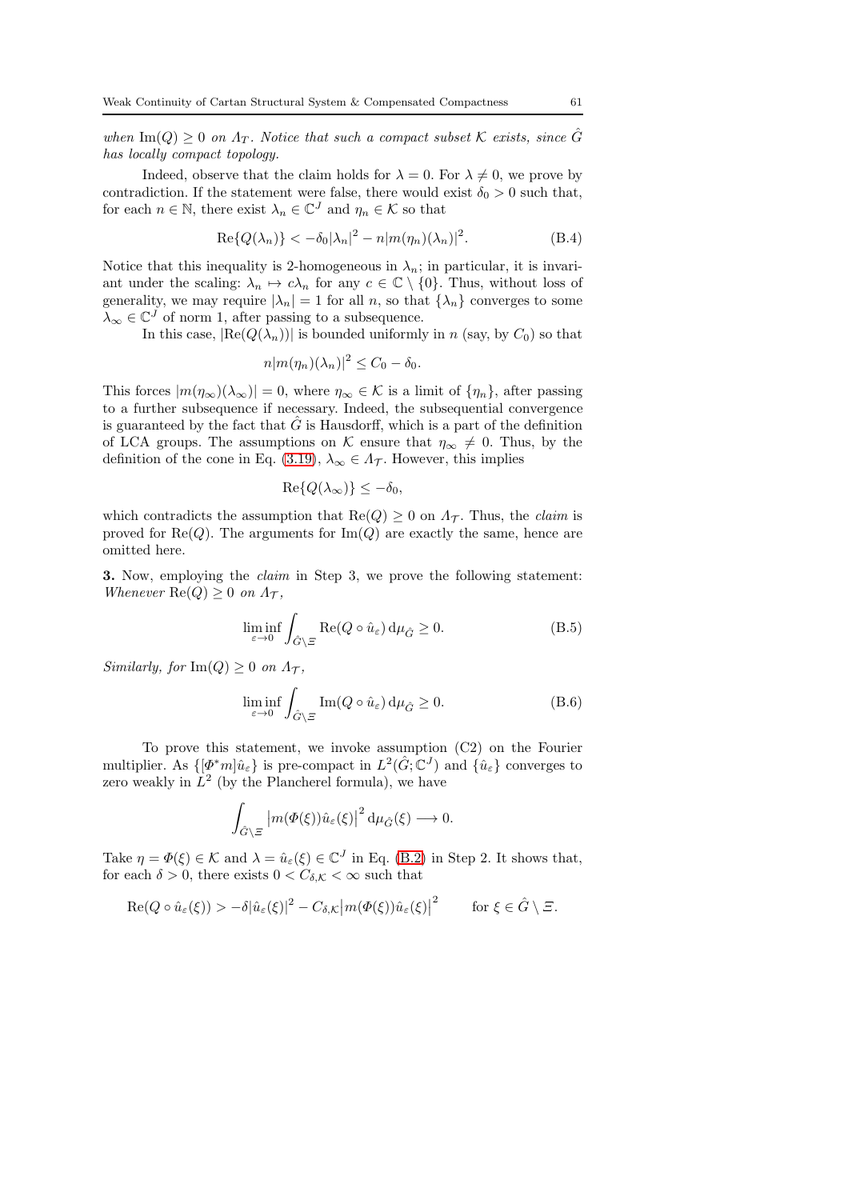*when* $\mathrm{Im}(Q) \geq 0$ *on* $\varLambda_T$. *Notice that such a compact subset* $\mathcal{K}$ *exists, since* $\hat{G}$ *has locally compact topology.*

Indeed, observe that the claim holds for $\lambda = 0$. For $\lambda \neq 0$, we prove by contradiction. If the statement were false, there would exist $\delta_0 > 0$ such that, for each $n \in \mathbb{N}$, there exist $\lambda_n \in \mathbb{C}^J$ and $\eta_n \in \mathcal{K}$ so that

$$\mathrm{Re}\{Q(\lambda_n)\} < -\delta_0|\lambda_n|^2 - n|m(\eta_n)(\lambda_n)|^2. \tag{B.4}$$

Notice that this inequality is 2-homogeneous in $\lambda_n$; in particular, it is invariant under the scaling: $\lambda_n \mapsto c\lambda_n$ for any $c \in \mathbb{C} \setminus \{0\}$. Thus, without loss of generality, we may require $|\lambda_n| = 1$ for all $n$, so that $\{\lambda_n\}$ converges to some $\lambda_\infty \in \mathbb{C}^J$ of norm 1, after passing to a subsequence.

In this case, $|\mathrm{Re}(Q(\lambda_n))|$ is bounded uniformly in $n$ (say, by $C_0$) so that

$$n|m(\eta_n)(\lambda_n)|^2 \leq C_0 - \delta_0.$$

This forces $|m(\eta_\infty)(\lambda_\infty)| = 0$, where $\eta_\infty \in \mathcal{K}$ is a limit of $\{\eta_n\}$, after passing to a further subsequence if necessary. Indeed, the subsequential convergence is guaranteed by the fact that $\hat{G}$ is Hausdorff, which is a part of the definition of LCA groups. The assumptions on $\mathcal{K}$ ensure that $\eta_\infty \neq 0$. Thus, by the definition of the cone in Eq. (3.19), $\lambda_\infty \in \varLambda_{\mathcal{T}}$. However, this implies

$$\mathrm{Re}\{Q(\lambda_\infty)\} \leq -\delta_0,$$

which contradicts the assumption that $\mathrm{Re}(Q) \geq 0$ on $\varLambda_{\mathcal{T}}$. Thus, the *claim* is proved for $\mathrm{Re}(Q)$. The arguments for $\mathrm{Im}(Q)$ are exactly the same, hence are omitted here.

**3.** Now, employing the *claim* in Step 3, we prove the following statement: *Whenever* $\mathrm{Re}(Q) \geq 0$ *on* $\varLambda_{\mathcal{T}}$,

$$\liminf_{\varepsilon \to 0} \int_{\hat{G}\setminus\varXi} \mathrm{Re}(Q \circ \hat{u}_\varepsilon)\, \mathrm{d}\mu_{\hat{G}} \geq 0. \tag{B.5}$$

*Similarly, for* $\mathrm{Im}(Q) \geq 0$ *on* $\varLambda_{\mathcal{T}}$,

$$\liminf_{\varepsilon \to 0} \int_{\hat{G}\setminus\varXi} \mathrm{Im}(Q \circ \hat{u}_\varepsilon)\, \mathrm{d}\mu_{\hat{G}} \geq 0. \tag{B.6}$$

To prove this statement, we invoke assumption (C2) on the Fourier multiplier. As $\{[\varPhi^* m]\hat{u}_\varepsilon\}$ is pre-compact in $L^2(\hat{G}; \mathbb{C}^J)$ and $\{\hat{u}_\varepsilon\}$ converges to zero weakly in $L^2$ (by the Plancherel formula), we have

$$\int_{\hat{G}\setminus\varXi} \left|m(\varPhi(\xi))\hat{u}_\varepsilon(\xi)\right|^2 \mathrm{d}\mu_{\hat{G}}(\xi) \longrightarrow 0.$$

Take $\eta = \varPhi(\xi) \in \mathcal{K}$ and $\lambda = \hat{u}_\varepsilon(\xi) \in \mathbb{C}^J$ in Eq. (B.2) in Step 2. It shows that, for each $\delta > 0$, there exists $0 < C_{\delta,\mathcal{K}} < \infty$ such that

$$\mathrm{Re}(Q \circ \hat{u}_\varepsilon(\xi)) > -\delta|\hat{u}_\varepsilon(\xi)|^2 - C_{\delta,\mathcal{K}}\left|m(\varPhi(\xi))\hat{u}_\varepsilon(\xi)\right|^2 \qquad \text{for } \xi \in \hat{G} \setminus \varXi.$$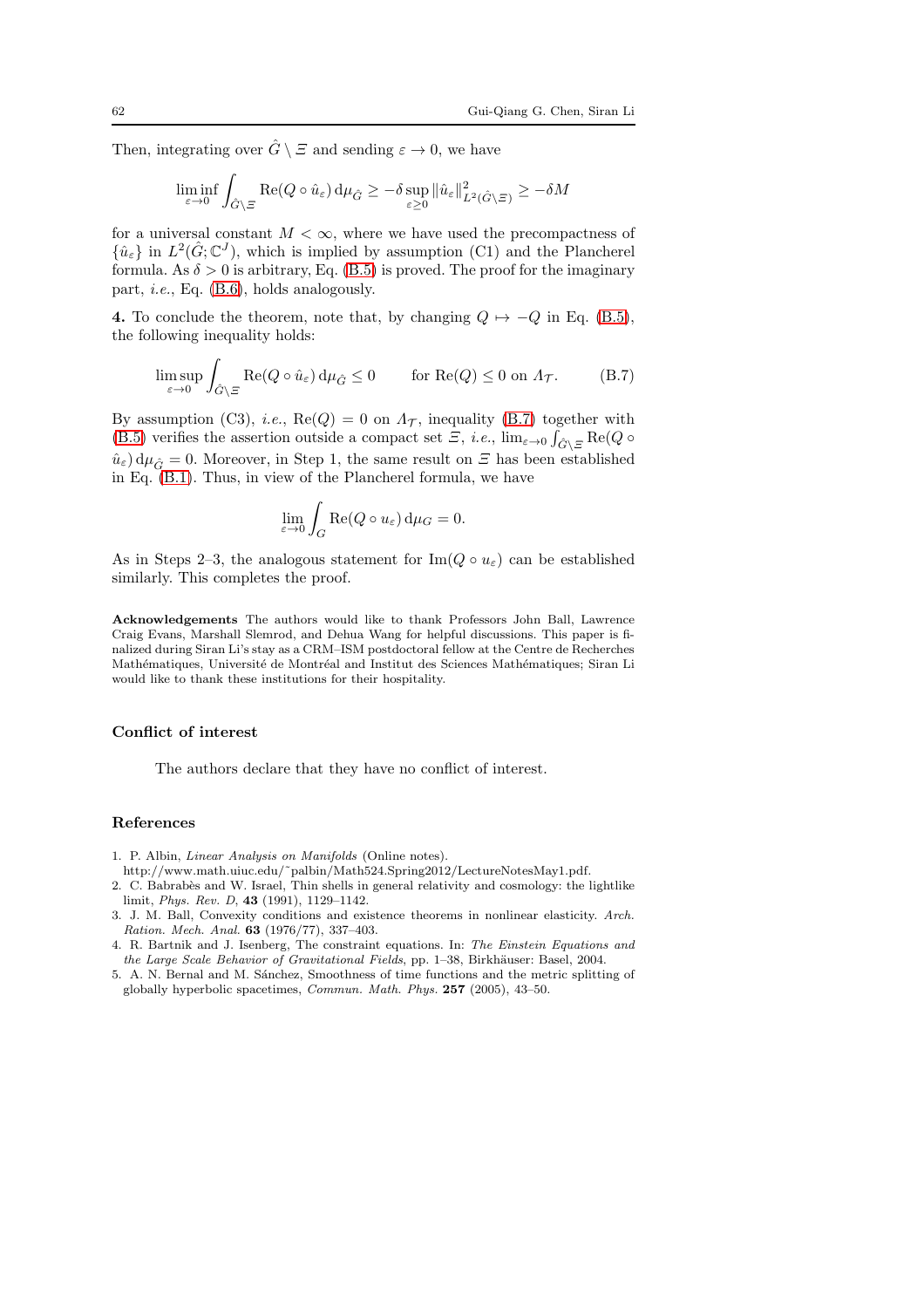Then, integrating over $\hat{G} \setminus \Xi$ and sending $\varepsilon \to 0$, we have

$$\liminf_{\varepsilon \to 0} \int_{\hat{G} \setminus \Xi} \mathrm{Re}(Q \circ \hat{u}_\varepsilon) \, \mathrm{d}\mu_{\hat{G}} \geq -\delta \sup_{\varepsilon \geq 0} \|\hat{u}_\varepsilon\|^2_{L^2(\hat{G} \setminus \Xi)} \geq -\delta M$$

for a universal constant $M < \infty$, where we have used the precompactness of $\{\hat{u}_\varepsilon\}$ in $L^2(\hat{G}; \mathbb{C}^J)$, which is implied by assumption (C1) and the Plancherel formula. As $\delta > 0$ is arbitrary, Eq. (B.5) is proved. The proof for the imaginary part, *i.e.*, Eq. (B.6), holds analogously.

**4.** To conclude the theorem, note that, by changing $Q \mapsto -Q$ in Eq. (B.5), the following inequality holds:

$$\limsup_{\varepsilon \to 0} \int_{\hat{G} \setminus \Xi} \mathrm{Re}(Q \circ \hat{u}_\varepsilon) \, \mathrm{d}\mu_{\hat{G}} \leq 0 \qquad \text{for } \mathrm{Re}(Q) \leq 0 \text{ on } \Lambda_{\mathcal{T}}. \tag{B.7}$$

By assumption (C3), *i.e.*, $\mathrm{Re}(Q) = 0$ on $\Lambda_{\mathcal{T}}$, inequality (B.7) together with (B.5) verifies the assertion outside a compact set $\Xi$, *i.e.*, $\lim_{\varepsilon \to 0} \int_{\hat{G} \setminus \Xi} \mathrm{Re}(Q \circ \hat{u}_\varepsilon) \, \mathrm{d}\mu_{\hat{G}} = 0$. Moreover, in Step 1, the same result on $\Xi$ has been established in Eq. (B.1). Thus, in view of the Plancherel formula, we have

$$\lim_{\varepsilon \to 0} \int_G \mathrm{Re}(Q \circ u_\varepsilon) \, \mathrm{d}\mu_G = 0.$$

As in Steps 2–3, the analogous statement for $\mathrm{Im}(Q \circ u_\varepsilon)$ can be established similarly. This completes the proof.

**Acknowledgements** The authors would like to thank Professors John Ball, Lawrence Craig Evans, Marshall Slemrod, and Dehua Wang for helpful discussions. This paper is finalized during Siran Li's stay as a CRM–ISM postdoctoral fellow at the Centre de Recherches Mathématiques, Université de Montréal and Institut des Sciences Mathématiques; Siran Li would like to thank these institutions for their hospitality.

### Conflict of interest

The authors declare that they have no conflict of interest.

### References

1. P. Albin, *Linear Analysis on Manifolds* (Online notes). http://www.math.uiuc.edu/~palbin/Math524.Spring2012/LectureNotesMay1.pdf.
2. C. Babrabès and W. Israel, Thin shells in general relativity and cosmology: the lightlike limit, *Phys. Rev. D*, **43** (1991), 1129–1142.
3. J. M. Ball, Convexity conditions and existence theorems in nonlinear elasticity. *Arch. Ration. Mech. Anal.* **63** (1976/77), 337–403.
4. R. Bartnik and J. Isenberg, The constraint equations. In: *The Einstein Equations and the Large Scale Behavior of Gravitational Fields*, pp. 1–38, Birkhäuser: Basel, 2004.
5. A. N. Bernal and M. Sánchez, Smoothness of time functions and the metric splitting of globally hyperbolic spacetimes, *Commun. Math. Phys.* **257** (2005), 43–50.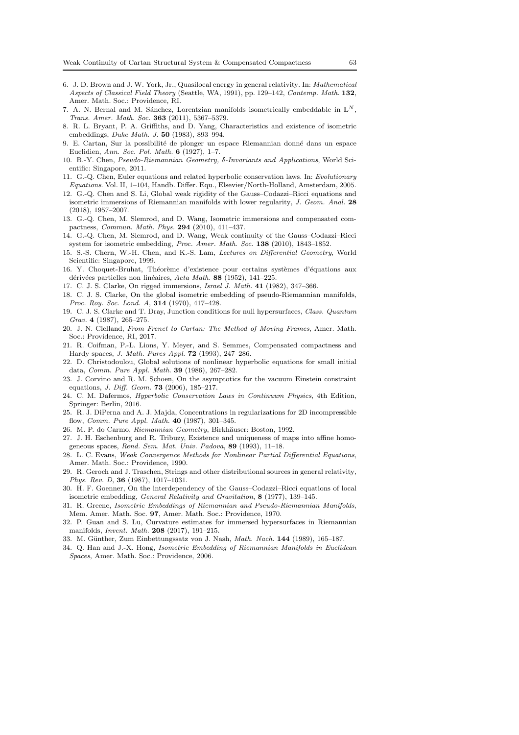6. J. D. Brown and J. W. York, Jr., Quasilocal energy in general relativity. In: *Mathematical Aspects of Classical Field Theory* (Seattle, WA, 1991), pp. 129–142, *Contemp. Math.* **132**, Amer. Math. Soc.: Providence, RI.
7. A. N. Bernal and M. Sánchez, Lorentzian manifolds isometrically embeddable in $\mathbb{L}^N$, *Trans. Amer. Math. Soc.* **363** (2011), 5367–5379.
8. R. L. Bryant, P. A. Griffiths, and D. Yang, Characteristics and existence of isometric embeddings, *Duke Math. J.* **50** (1983), 893–994.
9. E. Cartan, Sur la possibilité de plonger un espace Riemannian donné dans un espace Euclidien, *Ann. Soc. Pol. Math.* **6** (1927), 1–7.
10. B.-Y. Chen, *Pseudo-Riemannian Geometry, δ-Invariants and Applications*, World Scientific: Singapore, 2011.
11. G.-Q. Chen, Euler equations and related hyperbolic conservation laws. In: *Evolutionary Equations*. Vol. II, 1–104, Handb. Differ. Equ., Elsevier/North-Holland, Amsterdam, 2005.
12. G.-Q. Chen and S. Li, Global weak rigidity of the Gauss–Codazzi–Ricci equations and isometric immersions of Riemannian manifolds with lower regularity, *J. Geom. Anal.* **28** (2018), 1957–2007.
13. G.-Q. Chen, M. Slemrod, and D. Wang, Isometric immersions and compensated compactness, *Commun. Math. Phys.* **294** (2010), 411–437.
14. G.-Q. Chen, M. Slemrod, and D. Wang, Weak continuity of the Gauss–Codazzi–Ricci system for isometric embedding, *Proc. Amer. Math. Soc.* **138** (2010), 1843–1852.
15. S.-S. Chern, W.-H. Chen, and K.-S. Lam, *Lectures on Differential Geometry*, World Scientific: Singapore, 1999.
16. Y. Choquet-Bruhat, Théorème d'existence pour certains systèmes d'équations aux dérivées partielles non linéaires, *Acta Math.* **88** (1952), 141–225.
17. C. J. S. Clarke, On rigged immersions, *Israel J. Math.* **41** (1982), 347–366.
18. C. J. S. Clarke, On the global isometric embedding of pseudo-Riemannian manifolds, *Proc. Roy. Soc. Lond. A*, **314** (1970), 417–428.
19. C. J. S. Clarke and T. Dray, Junction conditions for null hypersurfaces, *Class. Quantum Grav.* **4** (1987), 265–275.
20. J. N. Clelland, *From Frenet to Cartan: The Method of Moving Frames*, Amer. Math. Soc.: Providence, RI, 2017.
21. R. Coifman, P.-L. Lions, Y. Meyer, and S. Semmes, Compensated compactness and Hardy spaces, *J. Math. Pures Appl.* **72** (1993), 247–286.
22. D. Christodoulou, Global solutions of nonlinear hyperbolic equations for small initial data, *Comm. Pure Appl. Math.* **39** (1986), 267–282.
23. J. Corvino and R. M. Schoen, On the asymptotics for the vacuum Einstein constraint equations, *J. Diff. Geom.* **73** (2006), 185–217.
24. C. M. Dafermos, *Hyperbolic Conservation Laws in Continuum Physics*, 4th Edition, Springer: Berlin, 2016.
25. R. J. DiPerna and A. J. Majda, Concentrations in regularizations for 2D incompressible flow, *Comm. Pure Appl. Math.* **40** (1987), 301–345.
26. M. P. do Carmo, *Riemannian Geometry*, Birkhäuser: Boston, 1992.
27. J. H. Eschenburg and R. Tribuzy, Existence and uniqueness of maps into affine homogeneous spaces, *Rend. Sem. Mat. Univ. Padova*, **89** (1993), 11–18.
28. L. C. Evans, *Weak Convergence Methods for Nonlinear Partial Differential Equations*, Amer. Math. Soc.: Providence, 1990.
29. R. Geroch and J. Traschen, Strings and other distributional sources in general relativity, *Phys. Rev. D*, **36** (1987), 1017–1031.
30. H. F. Goenner, On the interdependency of the Gauss–Codazzi–Ricci equations of local isometric embedding, *General Relativity and Gravitation*, **8** (1977), 139–145.
31. R. Greene, *Isometric Embeddings of Riemannian and Pseudo-Riemannian Manifolds*, Mem. Amer. Math. Soc. **97**, Amer. Math. Soc.: Providence, 1970.
32. P. Guan and S. Lu, Curvature estimates for immersed hypersurfaces in Riemannian manifolds, *Invent. Math.* **208** (2017), 191–215.
33. M. Günther, Zum Einbettungssatz von J. Nash, *Math. Nach.* **144** (1989), 165–187.
34. Q. Han and J.-X. Hong, *Isometric Embedding of Riemannian Manifolds in Euclidean Spaces*, Amer. Math. Soc.: Providence, 2006.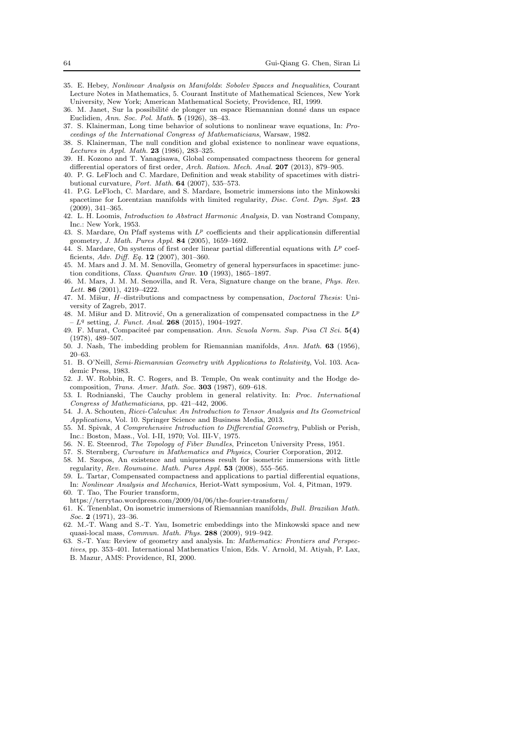35. E. Hebey, *Nonlinear Analysis on Manifolds: Sobolev Spaces and Inequalities*, Courant Lecture Notes in Mathematics, 5. Courant Institute of Mathematical Sciences, New York University, New York; American Mathematical Society, Providence, RI, 1999.
36. M. Janet, Sur la possibilité de plonger un espace Riemannian donné dans un espace Euclidien, *Ann. Soc. Pol. Math.* **5** (1926), 38–43.
37. S. Klainerman, Long time behavior of solutions to nonlinear wave equations, In: *Proceedings of the International Congress of Mathematicians*, Warsaw, 1982.
38. S. Klainerman, The null condition and global existence to nonlinear wave equations, *Lectures in Appl. Math.* **23** (1986), 283–325.
39. H. Kozono and T. Yanagisawa, Global compensated compactness theorem for general differential operators of first order, *Arch. Ration. Mech. Anal.* **207** (2013), 879–905.
40. P. G. LeFloch and C. Mardare, Definition and weak stability of spacetimes with distributional curvature, *Port. Math.* **64** (2007), 535–573.
41. P.G. LeFloch, C. Mardare, and S. Mardare, Isometric immersions into the Minkowski spacetime for Lorentzian manifolds with limited regularity, *Disc. Cont. Dyn. Syst.* **23** (2009), 341–365.
42. L. H. Loomis, *Introduction to Abstract Harmonic Analysis*, D. van Nostrand Company, Inc.: New York, 1953.
43. S. Mardare, On Pfaff systems with $L^p$ coefficients and their applicationsin differential geometry, *J. Math. Pures Appl.* **84** (2005), 1659–1692.
44. S. Mardare, On systems of first order linear partial differential equations with $L^p$ coefficients, *Adv. Diff. Eq.* **12** (2007), 301–360.
45. M. Mars and J. M. M. Senovilla, Geometry of general hypersurfaces in spacetime: junction conditions, *Class. Quantum Grav.* **10** (1993), 1865–1897.
46. M. Mars, J. M. M. Senovilla, and R. Vera, Signature change on the brane, *Phys. Rev. Lett.* **86** (2001), 4219–4222.
47. M. Mišur, $H$–distributions and compactness by compensation, *Doctoral Thesis*: University of Zagreb, 2017.
48. M. Mišur and D. Mitrović, On a generalization of compensated compactness in the $L^p$ – $L^q$ setting, *J. Funct. Anal.* **268** (2015), 1904–1927.
49. F. Murat, Compaciteé par compensation. *Ann. Scuola Norm. Sup. Pisa Cl Sci.* **5(4)** (1978), 489–507.
50. J. Nash, The imbedding problem for Riemannian manifolds, *Ann. Math.* **63** (1956), 20–63.
51. B. O'Neill, *Semi-Riemannian Geometry with Applications to Relativity*, Vol. 103. Academic Press, 1983.
52. J. W. Robbin, R. C. Rogers, and B. Temple, On weak continuity and the Hodge decomposition, *Trans. Amer. Math. Soc.* **303** (1987), 609–618.
53. I. Rodnianski, The Cauchy problem in general relativity. In: *Proc. International Congress of Mathematicians*, pp. 421–442, 2006.
54. J. A. Schouten, *Ricci-Calculus: An Introduction to Tensor Analysis and Its Geometrical Applications*, Vol. 10. Springer Science and Business Media, 2013.
55. M. Spivak, *A Comprehensive Introduction to Differential Geometry*, Publish or Perish, Inc.: Boston, Mass., Vol. I-II, 1970; Vol. III-V, 1975.
56. N. E. Steenrod, *The Topology of Fiber Bundles*, Princeton University Press, 1951.
57. S. Sternberg, *Curvature in Mathematics and Physics*, Courier Corporation, 2012.
58. M. Szopos, An existence and uniqueness result for isometric immersions with little regularity, *Rev. Roumaine. Math. Pures Appl.* **53** (2008), 555–565.
59. L. Tartar, Compensated compactness and applications to partial differential equations, In: *Nonlinear Analysis and Mechanics*, Heriot-Watt symposium, Vol. 4, Pitman, 1979.
60. T. Tao, The Fourier transform, https://terrytao.wordpress.com/2009/04/06/the-fourier-transform/
61. K. Tenenblat, On isometric immersions of Riemannian manifolds, *Bull. Brazilian Math. Soc.* **2** (1971), 23–36.
62. M.-T. Wang and S.-T. Yau, Isometric embeddings into the Minkowski space and new quasi-local mass, *Commun. Math. Phys.* **288** (2009), 919–942.
63. S.-T. Yau: Review of geometry and analysis. In: *Mathematics: Frontiers and Perspectives*, pp. 353–401. International Mathematics Union, Eds. V. Arnold, M. Atiyah, P. Lax, B. Mazur, AMS: Providence, RI, 2000.